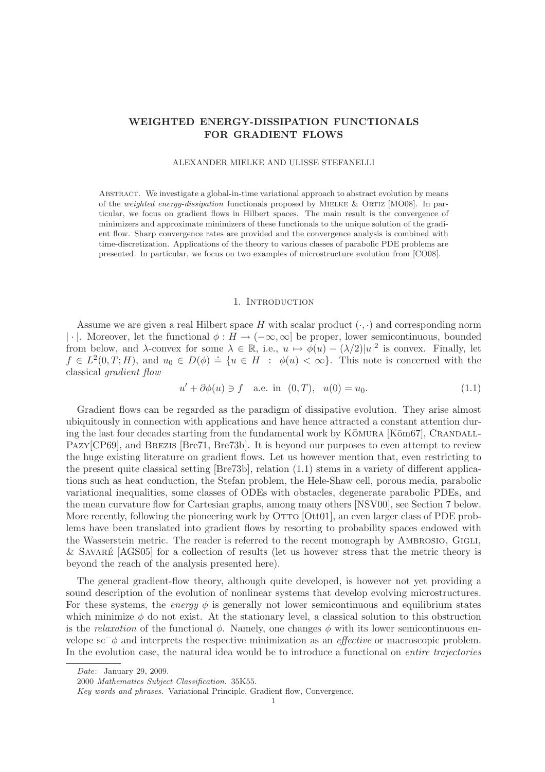# WEIGHTED ENERGY-DISSIPATION FUNCTIONALS FOR GRADIENT FLOWS

ALEXANDER MIELKE AND ULISSE STEFANELLI

Abstract. We investigate a global-in-time variational approach to abstract evolution by means of the *weighted energy-dissipation* functionals proposed by Mielke & Ortiz [MO08]. In particular, we focus on gradient flows in Hilbert spaces. The main result is the convergence of minimizers and approximate minimizers of these functionals to the unique solution of the gradient flow. Sharp convergence rates are provided and the convergence analysis is combined with time-discretization. Applications of the theory to various classes of parabolic PDE problems are presented. In particular, we focus on two examples of microstructure evolution from [CO08].

## 1. Introduction

Assume we are given a real Hilbert space $H$ with scalar product $(\cdot,\cdot)$ and corresponding norm $|\cdot|$. Moreover, let the functional $\phi : H \to (-\infty, \infty]$ be proper, lower semicontinuous, bounded from below, and $\lambda$-convex for some $\lambda \in \mathbb{R}$, i.e., $u \mapsto \phi(u) - (\lambda/2)|u|^2$ is convex. Finally, let $f \in L^2(0,T;H)$, and $u_0 \in D(\phi) \doteq \{u \in H \ : \ \phi(u) < \infty\}$. This note is concerned with the classical *gradient flow*

$$u' + \partial\phi(u) \ni f \quad \text{a.e. in } \ (0,T), \quad u(0) = u_0. \tag{1.1}$$

Gradient flows can be regarded as the paradigm of dissipative evolution. They arise almost ubiquitously in connection with applications and have hence attracted a constant attention during the last four decades starting from the fundamental work by Kōmura [Kōm67], Crandall-Pazy[CP69], and Brezis [Bre71, Bre73b]. It is beyond our purposes to even attempt to review the huge existing literature on gradient flows. Let us however mention that, even restricting to the present quite classical setting [Bre73b], relation (1.1) stems in a variety of different applications such as heat conduction, the Stefan problem, the Hele-Shaw cell, porous media, parabolic variational inequalities, some classes of ODEs with obstacles, degenerate parabolic PDEs, and the mean curvature flow for Cartesian graphs, among many others [NSV00], see Section 7 below. More recently, following the pioneering work by Otto [Ott01], an even larger class of PDE problems have been translated into gradient flows by resorting to probability spaces endowed with the Wasserstein metric. The reader is referred to the recent monograph by Ambrosio, Gigli, & Savaré [AGS05] for a collection of results (let us however stress that the metric theory is beyond the reach of the analysis presented here).

The general gradient-flow theory, although quite developed, is however not yet providing a sound description of the evolution of nonlinear systems that develop evolving microstructures. For these systems, the *energy* $\phi$ is generally not lower semicontinuous and equilibrium states which minimize $\phi$ do not exist. At the stationary level, a classical solution to this obstruction is the *relaxation* of the functional $\phi$. Namely, one changes $\phi$ with its lower semicontinuous envelope $\mathrm{sc}^-\phi$ and interprets the respective minimization as an *effective* or macroscopic problem. In the evolution case, the natural idea would be to introduce a functional on *entire trajectories*

*Date*: January 29, 2009.

2000 *Mathematics Subject Classification.* 35K55.

*Key words and phrases.* Variational Principle, Gradient flow, Convergence.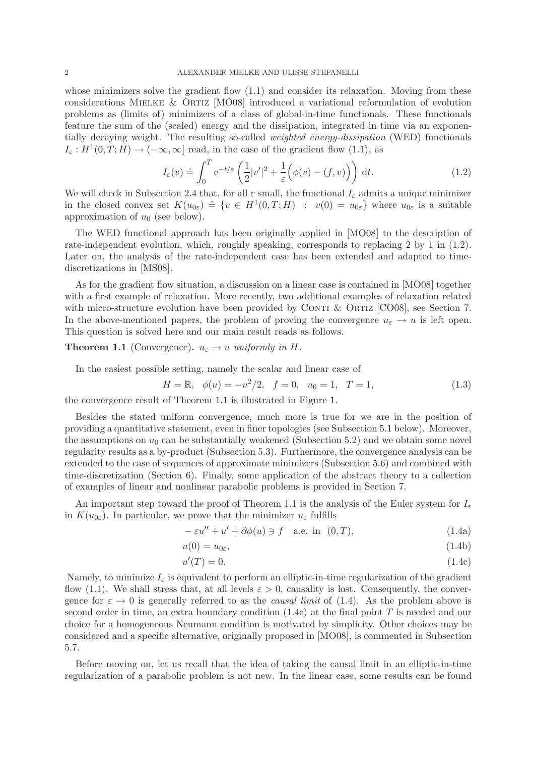whose minimizers solve the gradient flow (1.1) and consider its relaxation. Moving from these considerations Mielke & Ortiz [MO08] introduced a variational reformulation of evolution problems as (limits of) minimizers of a class of global-in-time functionals. These functionals feature the sum of the (scaled) energy and the dissipation, integrated in time via an exponentially decaying weight. The resulting so-called *weighted energy-dissipation* (WED) functionals $I_\varepsilon : H^1(0,T;H) \to (-\infty, \infty]$ read, in the case of the gradient flow (1.1), as

$$I_\varepsilon(v) \doteq \int_0^T \mathrm{e}^{-t/\varepsilon} \left( \frac{1}{2}|v'|^2 + \frac{1}{\varepsilon}\Big(\phi(v) - (f,v)\Big)\right) \,\mathrm{d}t. \tag{1.2}$$

We will check in Subsection 2.4 that, for all $\varepsilon$ small, the functional $I_\varepsilon$ admits a unique minimizer in the closed convex set $K(u_{0\varepsilon}) \doteq \{v \in H^1(0,T;H) \ : \ v(0) = u_{0\varepsilon}\}$ where $u_{0\varepsilon}$ is a suitable approximation of $u_0$ (see below).

The WED functional approach has been originally applied in [MO08] to the description of rate-independent evolution, which, roughly speaking, corresponds to replacing 2 by 1 in (1.2). Later on, the analysis of the rate-independent case has been extended and adapted to time-discretizations in [MS08].

As for the gradient flow situation, a discussion on a linear case is contained in [MO08] together with a first example of relaxation. More recently, two additional examples of relaxation related with micro-structure evolution have been provided by Conti & Ortiz [CO08], see Section 7. In the above-mentioned papers, the problem of proving the convergence $u_\varepsilon \to u$ is left open. This question is solved here and our main result reads as follows.

**Theorem 1.1** (Convergence)**.** *$u_\varepsilon \to u$ uniformly in $H$.*

In the easiest possible setting, namely the scalar and linear case of

$$H = \mathbb{R}, \quad \phi(u) = -u^2/2, \quad f = 0, \quad u_0 = 1, \quad T = 1, \tag{1.3}$$

the convergence result of Theorem 1.1 is illustrated in Figure 1.

Besides the stated uniform convergence, much more is true for we are in the position of providing a quantitative statement, even in finer topologies (see Subsection 5.1 below). Moreover, the assumptions on $u_0$ can be substantially weakened (Subsection 5.2) and we obtain some novel regularity results as a by-product (Subsection 5.3). Furthermore, the convergence analysis can be extended to the case of sequences of approximate minimizers (Subsection 5.6) and combined with time-discretization (Section 6). Finally, some application of the abstract theory to a collection of examples of linear and nonlinear parabolic problems is provided in Section 7.

An important step toward the proof of Theorem 1.1 is the analysis of the Euler system for $I_\varepsilon$ in $K(u_{0\varepsilon})$. In particular, we prove that the minimizer $u_\varepsilon$ fulfills

$$-\varepsilon u'' + u' + \partial\phi(u) \ni f \quad \text{a.e. in } (0,T), \tag{1.4a}$$

$$u(0) = u_{0\varepsilon}, \tag{1.4b}$$

$$u'(T) = 0. \tag{1.4c}$$

Namely, to minimize $I_\varepsilon$ is equivalent to perform an elliptic-in-time regularization of the gradient flow (1.1). We shall stress that, at all levels $\varepsilon > 0$, causality is lost. Consequently, the convergence for $\varepsilon \to 0$ is generally referred to as the *causal limit* of (1.4). As the problem above is second order in time, an extra boundary condition (1.4c) at the final point $T$ is needed and our choice for a homogeneous Neumann condition is motivated by simplicity. Other choices may be considered and a specific alternative, originally proposed in [MO08], is commented in Subsection 5.7.

Before moving on, let us recall that the idea of taking the causal limit in an elliptic-in-time regularization of a parabolic problem is not new. In the linear case, some results can be found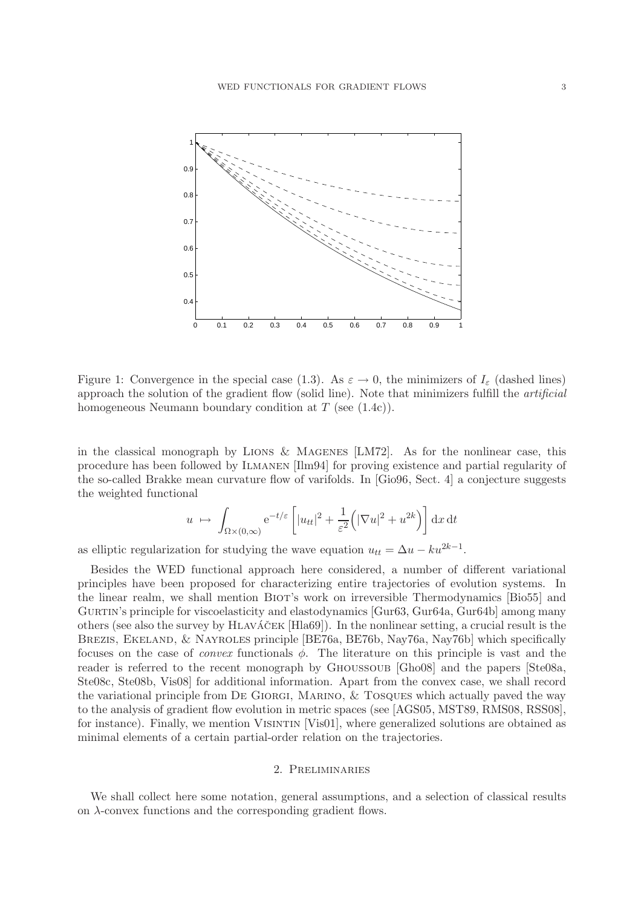Figure 1: Convergence in the special case (1.3). As $\varepsilon \to 0$, the minimizers of $I_\varepsilon$ (dashed lines) approach the solution of the gradient flow (solid line). Note that minimizers fulfill the *artificial* homogeneous Neumann boundary condition at $T$ (see (1.4c)).

in the classical monograph by Lions & Magenes [LM72]. As for the nonlinear case, this procedure has been followed by Ilmanen [Ilm94] for proving existence and partial regularity of the so-called Brakke mean curvature flow of varifolds. In [Gio96, Sect. 4] a conjecture suggests the weighted functional

$$u \;\mapsto\; \int_{\Omega\times(0,\infty)} \mathrm{e}^{-t/\varepsilon}\left[|u_{tt}|^2 + \frac{1}{\varepsilon^2}\Big(|\nabla u|^2 + u^{2k}\Big)\right]\mathrm{d}x\,\mathrm{d}t$$

as elliptic regularization for studying the wave equation $u_{tt} = \Delta u - k u^{2k-1}$.

Besides the WED functional approach here considered, a number of different variational principles have been proposed for characterizing entire trajectories of evolution systems. In the linear realm, we shall mention Biot's work on irreversible Thermodynamics [Bio55] and Gurtin's principle for viscoelasticity and elastodynamics [Gur63, Gur64a, Gur64b] among many others (see also the survey by Hlaváček [Hla69]). In the nonlinear setting, a crucial result is the Brezis, Ekeland, & Nayroles principle [BE76a, BE76b, Nay76a, Nay76b] which specifically focuses on the case of *convex* functionals $\phi$. The literature on this principle is vast and the reader is referred to the recent monograph by Ghoussoub [Gho08] and the papers [Ste08a, Ste08c, Ste08b, Vis08] for additional information. Apart from the convex case, we shall record the variational principle from De Giorgi, Marino, & Tosques which actually paved the way to the analysis of gradient flow evolution in metric spaces (see [AGS05, MST89, RMS08, RSS08], for instance). Finally, we mention Visintin [Vis01], where generalized solutions are obtained as minimal elements of a certain partial-order relation on the trajectories.

## 2. Preliminaries

We shall collect here some notation, general assumptions, and a selection of classical results on $\lambda$-convex functions and the corresponding gradient flows.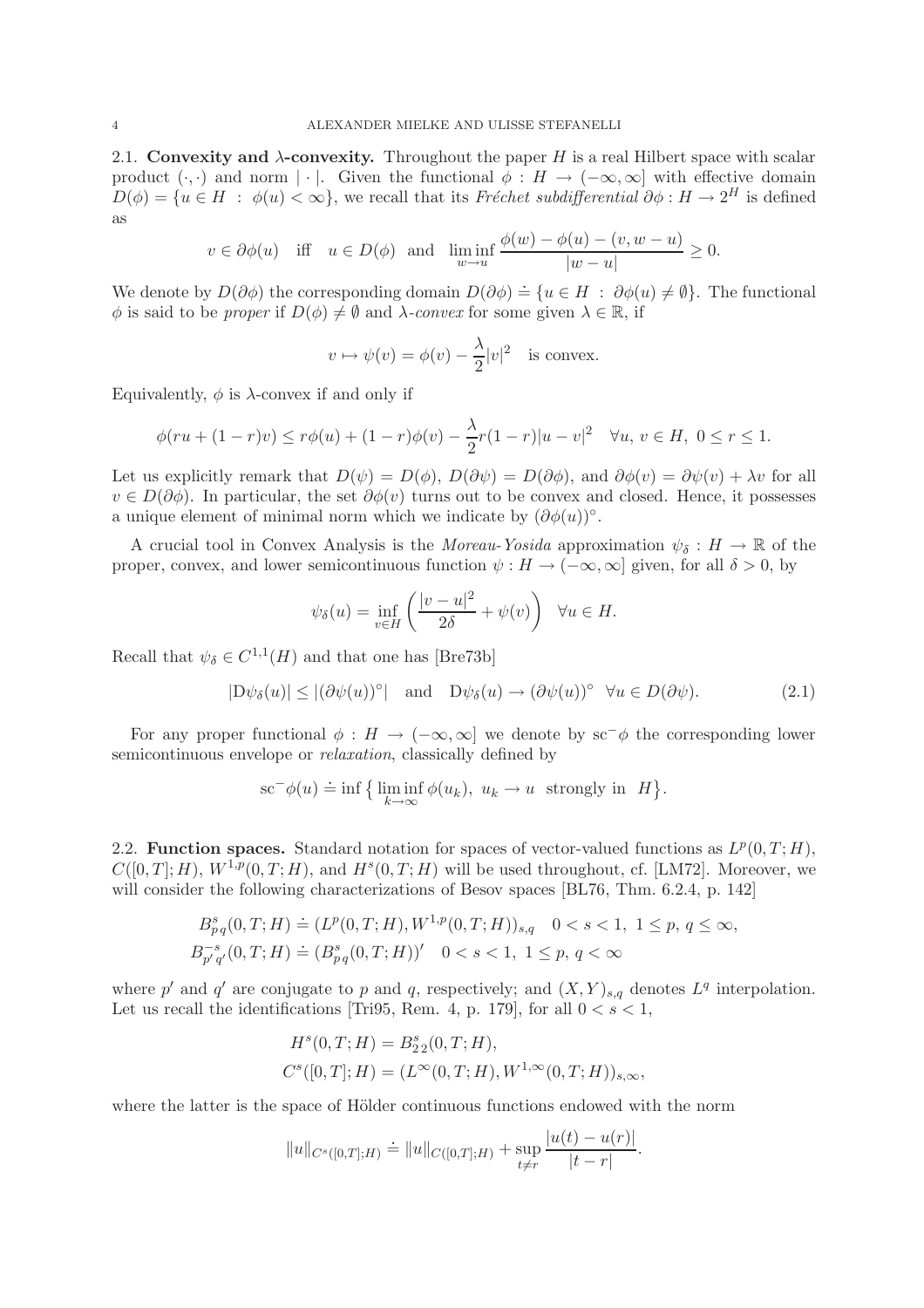**2.1. Convexity and $\lambda$-convexity.** Throughout the paper $H$ is a real Hilbert space with scalar product $(\cdot,\cdot)$ and norm $|\cdot|$. Given the functional $\phi : H \to (-\infty,\infty]$ with effective domain $D(\phi) = \{u \in H \ : \ \phi(u) < \infty\}$, we recall that its *Fréchet subdifferential* $\partial\phi : H \to 2^H$ is defined as

$$v \in \partial\phi(u) \quad \text{iff} \quad u \in D(\phi) \ \text{ and } \ \liminf_{w \to u} \frac{\phi(w) - \phi(u) - (v, w-u)}{|w-u|} \geq 0.$$

We denote by $D(\partial\phi)$ the corresponding domain $D(\partial\phi) \doteq \{u \in H \ : \ \partial\phi(u) \neq \emptyset\}$. The functional $\phi$ is said to be *proper* if $D(\phi) \neq \emptyset$ and *$\lambda$-convex* for some given $\lambda \in \mathbb{R}$, if

$$v \mapsto \psi(v) = \phi(v) - \frac{\lambda}{2}|v|^2 \quad \text{is convex.}$$

Equivalently, $\phi$ is $\lambda$-convex if and only if

$$\phi(ru + (1-r)v) \leq r\phi(u) + (1-r)\phi(v) - \frac{\lambda}{2}r(1-r)|u-v|^2 \quad \forall u,\, v \in H,\ 0 \leq r \leq 1.$$

Let us explicitly remark that $D(\psi) = D(\phi)$, $D(\partial\psi) = D(\partial\phi)$, and $\partial\phi(v) = \partial\psi(v) + \lambda v$ for all $v \in D(\partial\phi)$. In particular, the set $\partial\phi(v)$ turns out to be convex and closed. Hence, it possesses a unique element of minimal norm which we indicate by $(\partial\phi(u))^\circ$.

A crucial tool in Convex Analysis is the *Moreau-Yosida* approximation $\psi_\delta : H \to \mathbb{R}$ of the proper, convex, and lower semicontinuous function $\psi : H \to (-\infty,\infty]$ given, for all $\delta > 0$, by

$$\psi_\delta(u) = \inf_{v \in H}\left(\frac{|v-u|^2}{2\delta} + \psi(v)\right) \quad \forall u \in H.$$

Recall that $\psi_\delta \in C^{1,1}(H)$ and that one has [Bre73b]

$$|\mathrm{D}\psi_\delta(u)| \leq |(\partial\psi(u))^\circ| \quad \text{and} \quad \mathrm{D}\psi_\delta(u) \to (\partial\psi(u))^\circ \ \ \forall u \in D(\partial\psi). \tag{2.1}$$

For any proper functional $\phi : H \to (-\infty,\infty]$ we denote by $\mathrm{sc}^-\phi$ the corresponding lower semicontinuous envelope or *relaxation*, classically defined by

$$\mathrm{sc}^-\phi(u) \doteq \inf\big\{\liminf_{k\to\infty}\phi(u_k),\ u_k \to u \ \text{ strongly in } \ H\big\}.$$

**2.2. Function spaces.** Standard notation for spaces of vector-valued functions as $L^p(0,T;H)$, $C([0,T];H)$, $W^{1,p}(0,T;H)$, and $H^s(0,T;H)$ will be used throughout, cf. [LM72]. Moreover, we will consider the following characterizations of Besov spaces [BL76, Thm. 6.2.4, p. 142]

$$B^s_{p\,q}(0,T;H) \doteq (L^p(0,T;H), W^{1,p}(0,T;H))_{s,q} \quad 0 < s < 1,\ 1 \leq p,\, q \leq \infty,$$
$$B^{-s}_{p'\,q'}(0,T;H) \doteq (B^s_{p\,q}(0,T;H))' \quad 0 < s < 1,\ 1 \leq p,\, q < \infty$$

where $p'$ and $q'$ are conjugate to $p$ and $q$, respectively; and $(X,Y)_{s,q}$ denotes $L^q$ interpolation. Let us recall the identifications [Tri95, Rem. 4, p. 179], for all $0 < s < 1$,

$$H^s(0,T;H) = B^s_{2\,2}(0,T;H),$$
$$C^s([0,T];H) = (L^\infty(0,T;H), W^{1,\infty}(0,T;H))_{s,\infty},$$

where the latter is the space of Hölder continuous functions endowed with the norm

$$\|u\|_{C^s([0,T];H)} \doteq \|u\|_{C([0,T];H)} + \sup_{t \neq r}\frac{|u(t)-u(r)|}{|t-r|}.$$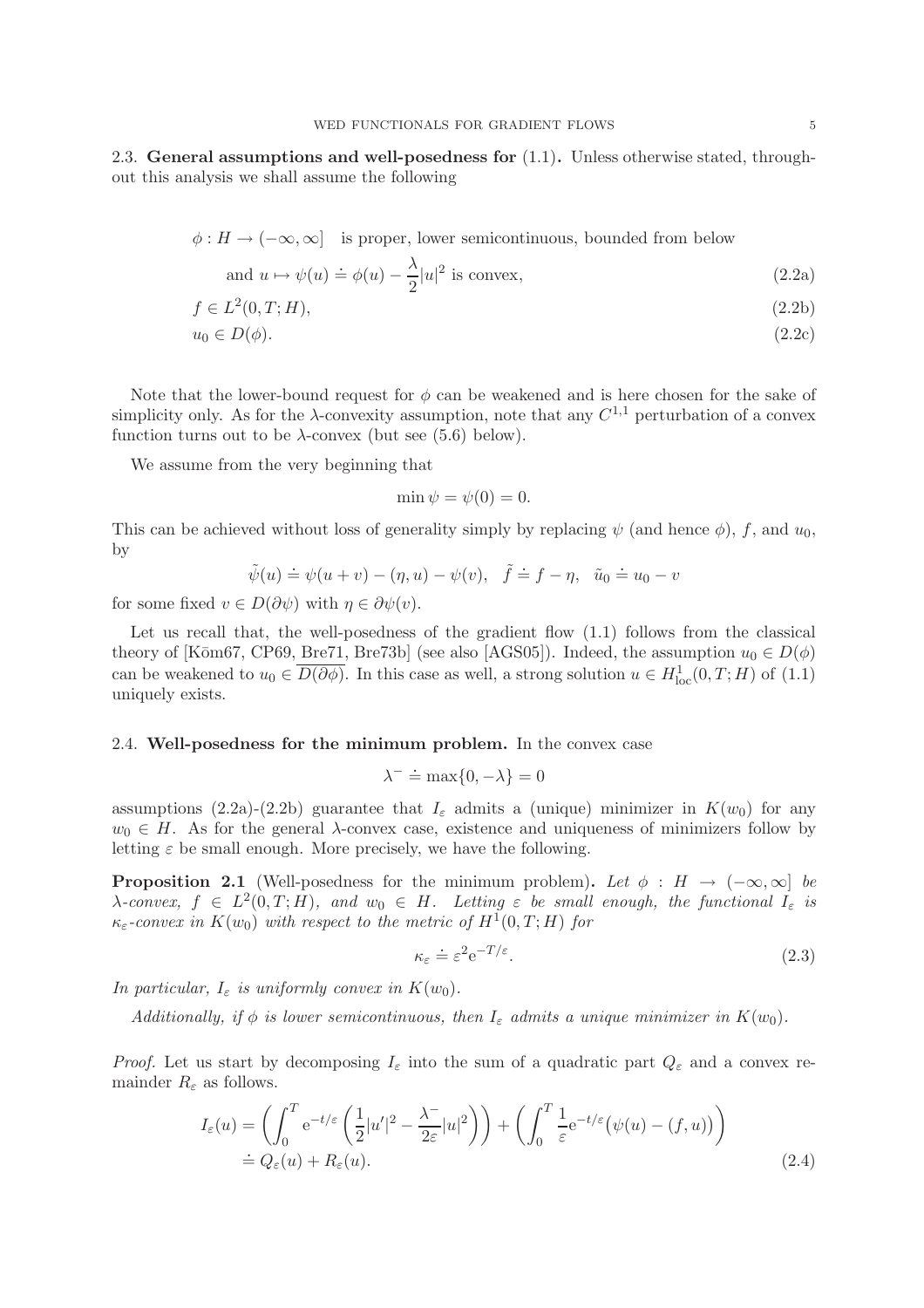2.3. **General assumptions and well-posedness for** (1.1)**.** Unless otherwise stated, throughout this analysis we shall assume the following

$$
\begin{aligned}
&\phi : H \to (-\infty, \infty] \quad \text{is proper, lower semicontinuous, bounded from below} \\
&\qquad \text{and } u \mapsto \psi(u) \doteq \phi(u) - \frac{\lambda}{2}|u|^2 \text{ is convex,} &\text{(2.2a)}\\
&f \in L^2(0,T;H), &\text{(2.2b)}\\
&u_0 \in D(\phi). &\text{(2.2c)}
\end{aligned}
$$

Note that the lower-bound request for $\phi$ can be weakened and is here chosen for the sake of simplicity only. As for the $\lambda$-convexity assumption, note that any $C^{1,1}$ perturbation of a convex function turns out to be $\lambda$-convex (but see (5.6) below).

We assume from the very beginning that

$$
\min \psi = \psi(0) = 0.
$$

This can be achieved without loss of generality simply by replacing $\psi$ (and hence $\phi$), $f$, and $u_0$, by

$$
\tilde{\psi}(u) \doteq \psi(u+v) - (\eta, u) - \psi(v), \quad \tilde{f} \doteq f - \eta, \quad \tilde{u}_0 \doteq u_0 - v
$$

for some fixed $v \in D(\partial\psi)$ with $\eta \in \partial\psi(v)$.

Let us recall that, the well-posedness of the gradient flow (1.1) follows from the classical theory of [Kōm67, CP69, Bre71, Bre73b] (see also [AGS05]). Indeed, the assumption $u_0 \in D(\phi)$ can be weakened to $u_0 \in \overline{D(\partial\phi)}$. In this case as well, a strong solution $u \in H^1_{\rm loc}(0,T;H)$ of (1.1) uniquely exists.

2.4. **Well-posedness for the minimum problem.** In the convex case

$$
\lambda^- \doteq \max\{0, -\lambda\} = 0
$$

assumptions (2.2a)-(2.2b) guarantee that $I_\varepsilon$ admits a (unique) minimizer in $K(w_0)$ for any $w_0 \in H$. As for the general $\lambda$-convex case, existence and uniqueness of minimizers follow by letting $\varepsilon$ be small enough. More precisely, we have the following.

**Proposition 2.1** (Well-posedness for the minimum problem)**.** *Let $\phi : H \to (-\infty, \infty]$ be $\lambda$-convex, $f \in L^2(0,T;H)$, and $w_0 \in H$. Letting $\varepsilon$ be small enough, the functional $I_\varepsilon$ is $\kappa_\varepsilon$-convex in $K(w_0)$ with respect to the metric of $H^1(0,T;H)$ for*

$$
\kappa_\varepsilon \doteq \varepsilon^2 e^{-T/\varepsilon}. \tag{2.3}
$$

*In particular, $I_\varepsilon$ is uniformly convex in $K(w_0)$.*

*Additionally, if $\phi$ is lower semicontinuous, then $I_\varepsilon$ admits a unique minimizer in $K(w_0)$.*

*Proof.* Let us start by decomposing $I_\varepsilon$ into the sum of a quadratic part $Q_\varepsilon$ and a convex remainder $R_\varepsilon$ as follows.

$$
\begin{aligned}
I_\varepsilon(u) &= \left( \int_0^T e^{-t/\varepsilon} \left( \frac{1}{2}|u'|^2 - \frac{\lambda^-}{2\varepsilon}|u|^2 \right) \right) + \left( \int_0^T \frac{1}{\varepsilon} e^{-t/\varepsilon} \big( \psi(u) - (f,u) \big) \right) \\
&\doteq Q_\varepsilon(u) + R_\varepsilon(u).
\end{aligned} \tag{2.4}
$$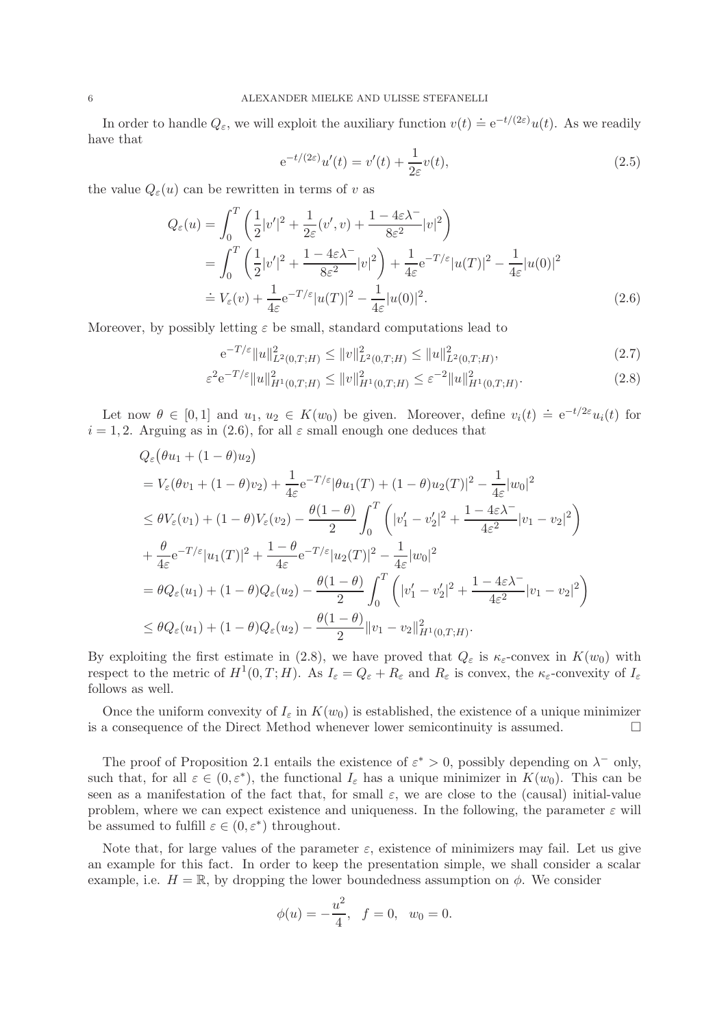In order to handle $Q_\varepsilon$, we will exploit the auxiliary function $v(t) \doteq \mathrm{e}^{-t/(2\varepsilon)}u(t)$. As we readily have that

$$
\mathrm{e}^{-t/(2\varepsilon)}u'(t) = v'(t) + \frac{1}{2\varepsilon}v(t), \tag{2.5}
$$

the value $Q_\varepsilon(u)$ can be rewritten in terms of $v$ as

$$
\begin{aligned}
Q_\varepsilon(u) &= \int_0^T \left( \frac{1}{2}|v'|^2 + \frac{1}{2\varepsilon}(v', v) + \frac{1-4\varepsilon\lambda^-}{8\varepsilon^2}|v|^2 \right) \\
&= \int_0^T \left( \frac{1}{2}|v'|^2 + \frac{1-4\varepsilon\lambda^-}{8\varepsilon^2}|v|^2 \right) + \frac{1}{4\varepsilon}\mathrm{e}^{-T/\varepsilon}|u(T)|^2 - \frac{1}{4\varepsilon}|u(0)|^2 \\
&\doteq V_\varepsilon(v) + \frac{1}{4\varepsilon}\mathrm{e}^{-T/\varepsilon}|u(T)|^2 - \frac{1}{4\varepsilon}|u(0)|^2.
\end{aligned} \tag{2.6}
$$

Moreover, by possibly letting $\varepsilon$ be small, standard computations lead to

$$
\mathrm{e}^{-T/\varepsilon}\|u\|^2_{L^2(0,T;H)} \le \|v\|^2_{L^2(0,T;H)} \le \|u\|^2_{L^2(0,T;H)}, \tag{2.7}
$$

$$
\varepsilon^2\mathrm{e}^{-T/\varepsilon}\|u\|^2_{H^1(0,T;H)} \le \|v\|^2_{H^1(0,T;H)} \le \varepsilon^{-2}\|u\|^2_{H^1(0,T;H)}. \tag{2.8}
$$

Let now $\theta \in [0, 1]$ and $u_1, u_2 \in K(w_0)$ be given. Moreover, define $v_i(t) \doteq \mathrm{e}^{-t/2\varepsilon}u_i(t)$ for $i = 1, 2$. Arguing as in (2.6), for all $\varepsilon$ small enough one deduces that

$$
\begin{aligned}
&Q_\varepsilon\big(\theta u_1 + (1-\theta)u_2\big) \\
&= V_\varepsilon(\theta v_1 + (1-\theta)v_2) + \frac{1}{4\varepsilon}\mathrm{e}^{-T/\varepsilon}|\theta u_1(T) + (1-\theta)u_2(T)|^2 - \frac{1}{4\varepsilon}|w_0|^2 \\
&\le \theta V_\varepsilon(v_1) + (1-\theta)V_\varepsilon(v_2) - \frac{\theta(1-\theta)}{2}\int_0^T \left( |v_1' - v_2'|^2 + \frac{1-4\varepsilon\lambda^-}{4\varepsilon^2}|v_1 - v_2|^2 \right) \\
&+ \frac{\theta}{4\varepsilon}\mathrm{e}^{-T/\varepsilon}|u_1(T)|^2 + \frac{1-\theta}{4\varepsilon}\mathrm{e}^{-T/\varepsilon}|u_2(T)|^2 - \frac{1}{4\varepsilon}|w_0|^2 \\
&= \theta Q_\varepsilon(u_1) + (1-\theta)Q_\varepsilon(u_2) - \frac{\theta(1-\theta)}{2}\int_0^T \left( |v_1' - v_2'|^2 + \frac{1-4\varepsilon\lambda^-}{4\varepsilon^2}|v_1 - v_2|^2 \right) \\
&\le \theta Q_\varepsilon(u_1) + (1-\theta)Q_\varepsilon(u_2) - \frac{\theta(1-\theta)}{2}\|v_1 - v_2\|^2_{H^1(0,T;H)}.
\end{aligned}
$$

By exploiting the first estimate in (2.8), we have proved that $Q_\varepsilon$ is $\kappa_\varepsilon$-convex in $K(w_0)$ with respect to the metric of $H^1(0, T; H)$. As $I_\varepsilon = Q_\varepsilon + R_\varepsilon$ and $R_\varepsilon$ is convex, the $\kappa_\varepsilon$-convexity of $I_\varepsilon$ follows as well.

Once the uniform convexity of $I_\varepsilon$ in $K(w_0)$ is established, the existence of a unique minimizer is a consequence of the Direct Method whenever lower semicontinuity is assumed. □

The proof of Proposition 2.1 entails the existence of $\varepsilon^* > 0$, possibly depending on $\lambda^-$ only, such that, for all $\varepsilon \in (0, \varepsilon^*)$, the functional $I_\varepsilon$ has a unique minimizer in $K(w_0)$. This can be seen as a manifestation of the fact that, for small $\varepsilon$, we are close to the (causal) initial-value problem, where we can expect existence and uniqueness. In the following, the parameter $\varepsilon$ will be assumed to fulfill $\varepsilon \in (0, \varepsilon^*)$ throughout.

Note that, for large values of the parameter $\varepsilon$, existence of minimizers may fail. Let us give an example for this fact. In order to keep the presentation simple, we shall consider a scalar example, i.e. $H = \mathbb{R}$, by dropping the lower boundedness assumption on $\phi$. We consider

$$
\phi(u) = -\frac{u^2}{4}, \quad f = 0, \quad w_0 = 0.
$$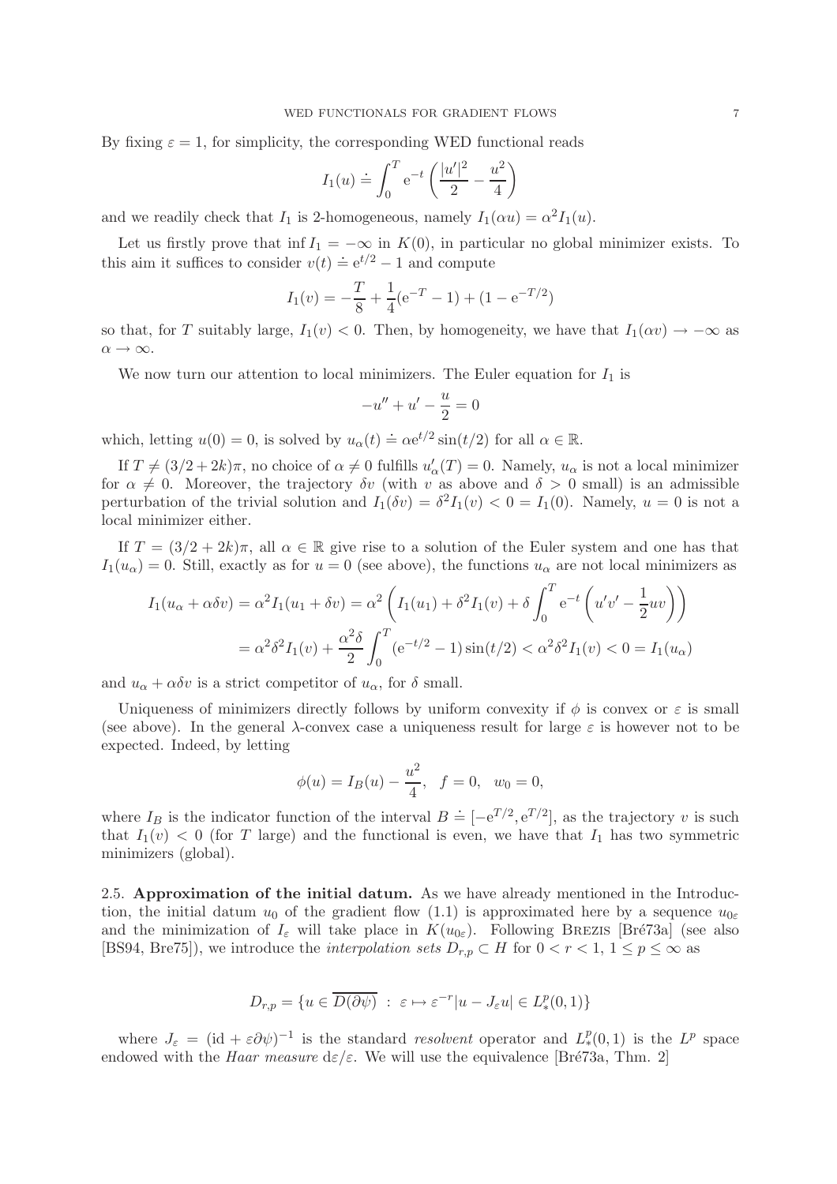By fixing $\varepsilon = 1$, for simplicity, the corresponding WED functional reads

$$I_1(u) \doteq \int_0^T \mathrm{e}^{-t} \left( \frac{|u'|^2}{2} - \frac{u^2}{4} \right)$$

and we readily check that $I_1$ is 2-homogeneous, namely $I_1(\alpha u) = \alpha^2 I_1(u)$.

Let us firstly prove that $\inf I_1 = -\infty$ in $K(0)$, in particular no global minimizer exists. To this aim it suffices to consider $v(t) \doteq \mathrm{e}^{t/2} - 1$ and compute

$$I_1(v) = -\frac{T}{8} + \frac{1}{4}(\mathrm{e}^{-T} - 1) + (1 - \mathrm{e}^{-T/2})$$

so that, for $T$ suitably large, $I_1(v) < 0$. Then, by homogeneity, we have that $I_1(\alpha v) \to -\infty$ as $\alpha \to \infty$.

We now turn our attention to local minimizers. The Euler equation for $I_1$ is

$$-u'' + u' - \frac{u}{2} = 0$$

which, letting $u(0) = 0$, is solved by $u_\alpha(t) \doteq \alpha \mathrm{e}^{t/2} \sin(t/2)$ for all $\alpha \in \mathbb{R}$.

If $T \neq (3/2 + 2k)\pi$, no choice of $\alpha \neq 0$ fulfills $u_\alpha'(T) = 0$. Namely, $u_\alpha$ is not a local minimizer for $\alpha \neq 0$. Moreover, the trajectory $\delta v$ (with $v$ as above and $\delta > 0$ small) is an admissible perturbation of the trivial solution and $I_1(\delta v) = \delta^2 I_1(v) < 0 = I_1(0)$. Namely, $u = 0$ is not a local minimizer either.

If $T = (3/2 + 2k)\pi$, all $\alpha \in \mathbb{R}$ give rise to a solution of the Euler system and one has that $I_1(u_\alpha) = 0$. Still, exactly as for $u = 0$ (see above), the functions $u_\alpha$ are not local minimizers as

$$\begin{aligned}
I_1(u_\alpha + \alpha\delta v) &= \alpha^2 I_1(u_1 + \delta v) = \alpha^2 \left( I_1(u_1) + \delta^2 I_1(v) + \delta \int_0^T \mathrm{e}^{-t} \left( u'v' - \frac{1}{2} uv \right) \right) \\
&= \alpha^2 \delta^2 I_1(v) + \frac{\alpha^2 \delta}{2} \int_0^T (\mathrm{e}^{-t/2} - 1) \sin(t/2) < \alpha^2 \delta^2 I_1(v) < 0 = I_1(u_\alpha)
\end{aligned}$$

and $u_\alpha + \alpha\delta v$ is a strict competitor of $u_\alpha$, for $\delta$ small.

Uniqueness of minimizers directly follows by uniform convexity if $\phi$ is convex or $\varepsilon$ is small (see above). In the general $\lambda$-convex case a uniqueness result for large $\varepsilon$ is however not to be expected. Indeed, by letting

$$\phi(u) = I_B(u) - \frac{u^2}{4}, \quad f = 0, \quad w_0 = 0,$$

where $I_B$ is the indicator function of the interval $B \doteq [-\mathrm{e}^{T/2}, \mathrm{e}^{T/2}]$, as the trajectory $v$ is such that $I_1(v) < 0$ (for $T$ large) and the functional is even, we have that $I_1$ has two symmetric minimizers (global).

## 2.5. Approximation of the initial datum.

As we have already mentioned in the Introduction, the initial datum $u_0$ of the gradient flow (1.1) is approximated here by a sequence $u_{0\varepsilon}$ and the minimization of $I_\varepsilon$ will take place in $K(u_{0\varepsilon})$. Following Brezis [Bré73a] (see also [BS94, Bre75]), we introduce the *interpolation sets* $D_{r,p} \subset H$ for $0 < r < 1$, $1 \leq p \leq \infty$ as

$$D_{r,p} = \{u \in \overline{D(\partial\psi)} \ : \ \varepsilon \mapsto \varepsilon^{-r}|u - J_\varepsilon u| \in L^p_*(0,1)\}$$

where $J_\varepsilon = (\mathrm{id} + \varepsilon\partial\psi)^{-1}$ is the standard *resolvent* operator and $L^p_*(0,1)$ is the $L^p$ space endowed with the *Haar measure* $\mathrm{d}\varepsilon/\varepsilon$. We will use the equivalence [Bré73a, Thm. 2]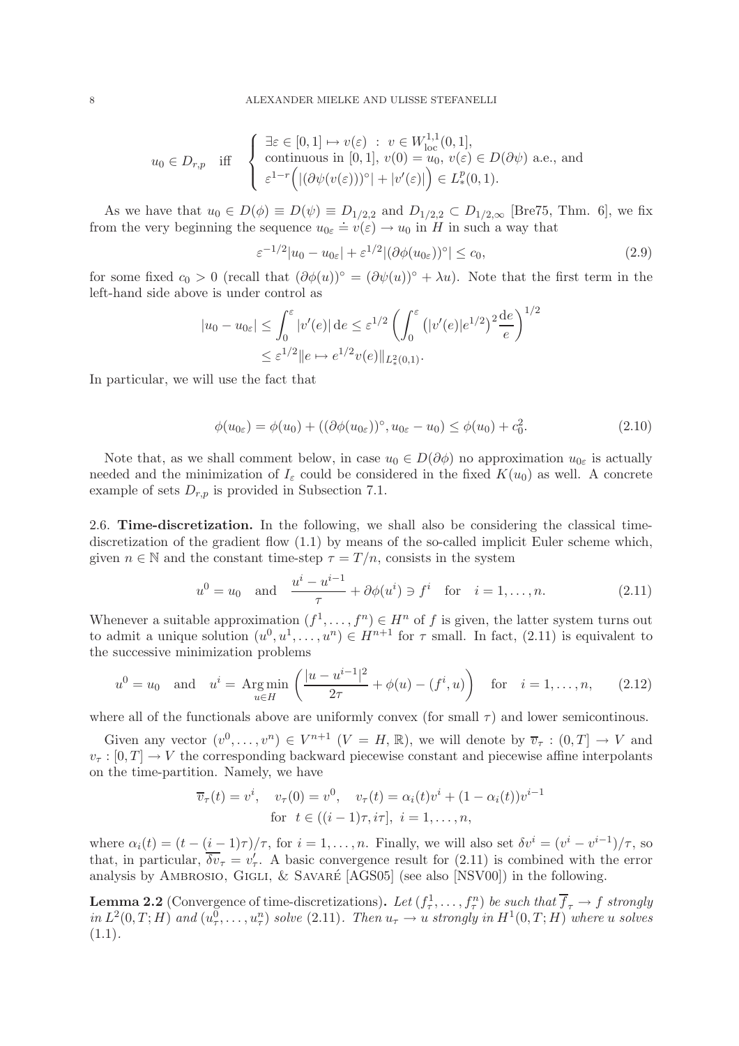$$u_0 \in D_{r,p} \quad \text{iff} \quad \begin{cases} \exists \varepsilon \in [0,1] \mapsto v(\varepsilon) \ : \ v \in W^{1,1}_{\rm loc}(0,1], \\ \text{continuous in } [0,1], \ v(0) = u_0, \ v(\varepsilon) \in D(\partial\psi) \text{ a.e., and} \\ \varepsilon^{1-r}\Big(|(\partial\psi(v(\varepsilon)))^\circ| + |v'(\varepsilon)|\Big) \in L^p_*(0,1). \end{cases}$$

As we have that $u_0 \in D(\phi) \equiv D(\psi) \equiv D_{1/2,2}$ and $D_{1/2,2} \subset D_{1/2,\infty}$ [Bre75, Thm. 6], we fix from the very beginning the sequence $u_{0\varepsilon} \doteq v(\varepsilon) \to u_0$ in $H$ in such a way that

$$\varepsilon^{-1/2}|u_0 - u_{0\varepsilon}| + \varepsilon^{1/2}|(\partial\phi(u_{0\varepsilon}))^\circ| \le c_0, \tag{2.9}$$

for some fixed $c_0 > 0$ (recall that $(\partial\phi(u))^\circ = (\partial\psi(u))^\circ + \lambda u$). Note that the first term in the left-hand side above is under control as

$$\begin{aligned} |u_0 - u_{0\varepsilon}| &\le \int_0^\varepsilon |v'(e)|\,\mathrm{d}e \le \varepsilon^{1/2}\left(\int_0^\varepsilon \big(|v'(e)|e^{1/2}\big)^2 \frac{\mathrm{d}e}{e}\right)^{1/2} \\ &\le \varepsilon^{1/2}\|e \mapsto e^{1/2}v(e)\|_{L^2_*(0,1)}. \end{aligned}$$

In particular, we will use the fact that

$$\phi(u_{0\varepsilon}) = \phi(u_0) + ((\partial\phi(u_{0\varepsilon}))^\circ, u_{0\varepsilon} - u_0) \le \phi(u_0) + c_0^2. \tag{2.10}$$

Note that, as we shall comment below, in case $u_0 \in D(\partial\phi)$ no approximation $u_{0\varepsilon}$ is actually needed and the minimization of $I_\varepsilon$ could be considered in the fixed $K(u_0)$ as well. A concrete example of sets $D_{r,p}$ is provided in Subsection 7.1.

## 2.6. Time-discretization.

In the following, we shall also be considering the classical time-discretization of the gradient flow (1.1) by means of the so-called implicit Euler scheme which, given $n \in \mathbb{N}$ and the constant time-step $\tau = T/n$, consists in the system

$$u^0 = u_0 \quad \text{and} \quad \frac{u^i - u^{i-1}}{\tau} + \partial\phi(u^i) \ni f^i \quad \text{for} \quad i = 1, \dots, n. \tag{2.11}$$

Whenever a suitable approximation $(f^1, \dots, f^n) \in H^n$ of $f$ is given, the latter system turns out to admit a unique solution $(u^0, u^1, \dots, u^n) \in H^{n+1}$ for $\tau$ small. In fact, (2.11) is equivalent to the successive minimization problems

$$u^0 = u_0 \quad \text{and} \quad u^i = \operatorname*{Arg\,min}_{u \in H} \left(\frac{|u - u^{i-1}|^2}{2\tau} + \phi(u) - (f^i, u)\right) \quad \text{for} \quad i = 1, \dots, n, \tag{2.12}$$

where all of the functionals above are uniformly convex (for small $\tau$) and lower semicontinous.

Given any vector $(v^0, \dots, v^n) \in V^{n+1}$ ($V = H, \mathbb{R}$), we will denote by $\overline{v}_\tau : (0,T] \to V$ and $v_\tau : [0,T] \to V$ the corresponding backward piecewise constant and piecewise affine interpolants on the time-partition. Namely, we have

$$\begin{aligned} &\overline{v}_\tau(t) = v^i, \quad v_\tau(0) = v^0, \quad v_\tau(t) = \alpha_i(t)v^i + (1 - \alpha_i(t))v^{i-1} \\ &\text{for} \ \ t \in ((i-1)\tau, i\tau], \ i = 1, \dots, n, \end{aligned}$$

where $\alpha_i(t) = (t - (i-1)\tau)/\tau$, for $i = 1, \dots, n$. Finally, we will also set $\delta v^i = (v^i - v^{i-1})/\tau$, so that, in particular, $\overline{\delta v}_\tau = v'_\tau$. A basic convergence result for (2.11) is combined with the error analysis by Ambrosio, Gigli, & Savaré [AGS05] (see also [NSV00]) in the following.

**Lemma 2.2** (Convergence of time-discretizations)**.** *Let $(f^1_\tau, \dots, f^n_\tau)$ be such that $\overline{f}_\tau \to f$ strongly in $L^2(0,T;H)$ and $(u^0_\tau, \dots, u^n_\tau)$ solve (2.11). Then $u_\tau \to u$ strongly in $H^1(0,T;H)$ where $u$ solves (1.1).*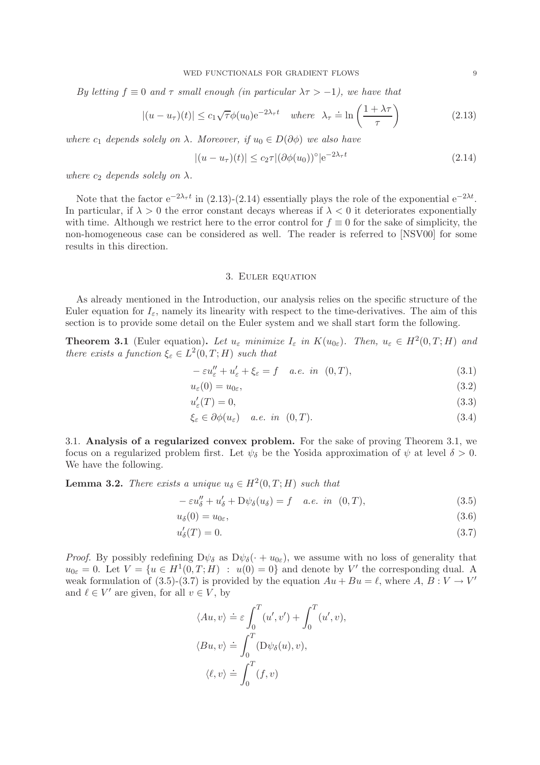*By letting $f \equiv 0$ and $\tau$ small enough (in particular $\lambda\tau > -1$), we have that*

$$|(u - u_\tau)(t)| \leq c_1 \sqrt{\tau} \phi(u_0) \mathrm{e}^{-2\lambda_\tau t} \quad \textit{where} \quad \lambda_\tau \doteq \ln\left(\frac{1+\lambda\tau}{\tau}\right) \tag{2.13}$$

*where $c_1$ depends solely on $\lambda$. Moreover, if $u_0 \in D(\partial\phi)$ we also have*

$$|(u - u_\tau)(t)| \leq c_2 \tau |(\partial\phi(u_0))^\circ| \mathrm{e}^{-2\lambda_\tau t} \tag{2.14}$$

*where $c_2$ depends solely on $\lambda$.*

Note that the factor $\mathrm{e}^{-2\lambda_\tau t}$ in (2.13)-(2.14) essentially plays the role of the exponential $\mathrm{e}^{-2\lambda t}$. In particular, if $\lambda > 0$ the error constant decays whereas if $\lambda < 0$ it deteriorates exponentially with time. Although we restrict here to the error control for $f \equiv 0$ for the sake of simplicity, the non-homogeneous case can be considered as well. The reader is referred to [NSV00] for some results in this direction.

## 3. Euler equation

As already mentioned in the Introduction, our analysis relies on the specific structure of the Euler equation for $I_\varepsilon$, namely its linearity with respect to the time-derivatives. The aim of this section is to provide some detail on the Euler system and we shall start form the following.

**Theorem 3.1** (Euler equation)**.** *Let $u_\varepsilon$ minimize $I_\varepsilon$ in $K(u_{0\varepsilon})$. Then, $u_\varepsilon \in H^2(0,T;H)$ and there exists a function $\xi_\varepsilon \in L^2(0,T;H)$ such that*

$$-\varepsilon u_\varepsilon'' + u_\varepsilon' + \xi_\varepsilon = f \quad \textit{a.e. in} \ \ (0,T), \tag{3.1}$$

$$u_\varepsilon(0) = u_{0\varepsilon}, \tag{3.2}$$

$$u_\varepsilon'(T) = 0, \tag{3.3}$$

$$\xi_\varepsilon \in \partial\phi(u_\varepsilon) \quad \textit{a.e. in} \ \ (0,T). \tag{3.4}$$

### 3.1. Analysis of a regularized convex problem.

For the sake of proving Theorem 3.1, we focus on a regularized problem first. Let $\psi_\delta$ be the Yosida approximation of $\psi$ at level $\delta > 0$. We have the following.

**Lemma 3.2.** *There exists a unique $u_\delta \in H^2(0,T;H)$ such that*

$$-\varepsilon u_\delta'' + u_\delta' + \mathrm{D}\psi_\delta(u_\delta) = f \quad \textit{a.e. in} \ \ (0,T), \tag{3.5}$$

$$u_\delta(0) = u_{0\varepsilon}, \tag{3.6}$$

$$u_\delta'(T) = 0. \tag{3.7}$$

*Proof.* By possibly redefining $\mathrm{D}\psi_\delta$ as $\mathrm{D}\psi_\delta(\cdot + u_{0\varepsilon})$, we assume with no loss of generality that $u_{0\varepsilon} = 0$. Let $V = \{u \in H^1(0,T;H) \ : \ u(0) = 0\}$ and denote by $V'$ the corresponding dual. A weak formulation of (3.5)-(3.7) is provided by the equation $Au + Bu = \ell$, where $A,\, B : V \to V'$ and $\ell \in V'$ are given, for all $v \in V$, by

$$\langle Au, v\rangle \doteq \varepsilon \int_0^T (u', v') + \int_0^T (u', v),$$

$$\langle Bu, v\rangle \doteq \int_0^T (\mathrm{D}\psi_\delta(u), v),$$

$$\langle \ell, v\rangle \doteq \int_0^T (f, v)$$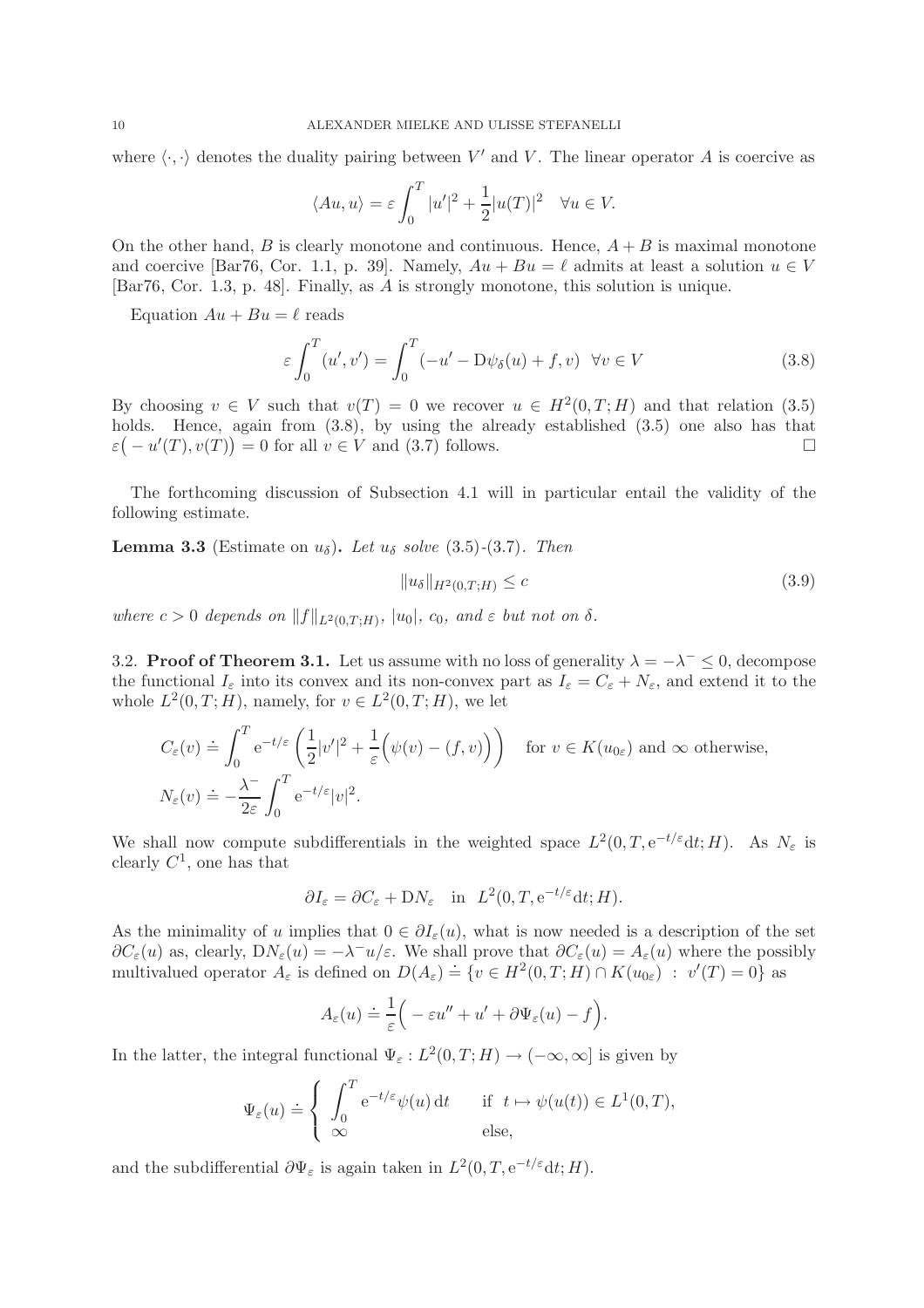where $\langle \cdot, \cdot \rangle$ denotes the duality pairing between $V'$ and $V$. The linear operator $A$ is coercive as

$$\langle Au, u \rangle = \varepsilon \int_0^T |u'|^2 + \frac{1}{2}|u(T)|^2 \quad \forall u \in V.$$

On the other hand, $B$ is clearly monotone and continuous. Hence, $A + B$ is maximal monotone and coercive [Bar76, Cor. 1.1, p. 39]. Namely, $Au + Bu = \ell$ admits at least a solution $u \in V$ [Bar76, Cor. 1.3, p. 48]. Finally, as $A$ is strongly monotone, this solution is unique.

Equation $Au + Bu = \ell$ reads

$$\varepsilon \int_0^T (u', v') = \int_0^T (-u' - \mathrm{D}\psi_\delta(u) + f, v) \quad \forall v \in V \tag{3.8}$$

By choosing $v \in V$ such that $v(T) = 0$ we recover $u \in H^2(0, T; H)$ and that relation (3.5) holds. Hence, again from (3.8), by using the already established (3.5) one also has that $\varepsilon\big(-u'(T), v(T)\big) = 0$ for all $v \in V$ and (3.7) follows. $\square$

The forthcoming discussion of Subsection 4.1 will in particular entail the validity of the following estimate.

**Lemma 3.3** (Estimate on $u_\delta$)**.** *Let $u_\delta$ solve* (3.5)-(3.7)*. Then*

$$\|u_\delta\|_{H^2(0,T;H)} \leq c \tag{3.9}$$

*where $c > 0$ depends on $\|f\|_{L^2(0,T;H)}$, $|u_0|$, $c_0$, and $\varepsilon$ but not on $\delta$.*

3.2. **Proof of Theorem 3.1.** Let us assume with no loss of generality $\lambda = -\lambda^- \leq 0$, decompose the functional $I_\varepsilon$ into its convex and its non-convex part as $I_\varepsilon = C_\varepsilon + N_\varepsilon$, and extend it to the whole $L^2(0, T; H)$, namely, for $v \in L^2(0, T; H)$, we let

$$C_\varepsilon(v) \doteq \int_0^T \mathrm{e}^{-t/\varepsilon} \left( \frac{1}{2}|v'|^2 + \frac{1}{\varepsilon}\Big(\psi(v) - (f, v)\Big) \right) \quad \text{for } v \in K(u_{0\varepsilon}) \text{ and } \infty \text{ otherwise,}$$

$$N_\varepsilon(v) \doteq -\frac{\lambda^-}{2\varepsilon} \int_0^T \mathrm{e}^{-t/\varepsilon}|v|^2.$$

We shall now compute subdifferentials in the weighted space $L^2(0, T, \mathrm{e}^{-t/\varepsilon}\mathrm{d}t; H)$. As $N_\varepsilon$ is clearly $C^1$, one has that

$$\partial I_\varepsilon = \partial C_\varepsilon + \mathrm{D}N_\varepsilon \quad \text{in} \quad L^2(0, T, \mathrm{e}^{-t/\varepsilon}\mathrm{d}t; H).$$

As the minimality of $u$ implies that $0 \in \partial I_\varepsilon(u)$, what is now needed is a description of the set $\partial C_\varepsilon(u)$ as, clearly, $\mathrm{D}N_\varepsilon(u) = -\lambda^- u/\varepsilon$. We shall prove that $\partial C_\varepsilon(u) = A_\varepsilon(u)$ where the possibly multivalued operator $A_\varepsilon$ is defined on $D(A_\varepsilon) \doteq \{v \in H^2(0, T; H) \cap K(u_{0\varepsilon}) \ : \ v'(T) = 0\}$ as

$$A_\varepsilon(u) \doteq \frac{1}{\varepsilon}\Big( -\varepsilon u'' + u' + \partial\Psi_\varepsilon(u) - f \Big).$$

In the latter, the integral functional $\Psi_\varepsilon : L^2(0, T; H) \to (-\infty, \infty]$ is given by

$$\Psi_\varepsilon(u) \doteq \begin{cases} \displaystyle\int_0^T \mathrm{e}^{-t/\varepsilon}\psi(u)\,\mathrm{d}t & \text{if } \ t \mapsto \psi(u(t)) \in L^1(0, T), \\ \infty & \text{else,} \end{cases}$$

and the subdifferential $\partial\Psi_\varepsilon$ is again taken in $L^2(0, T, \mathrm{e}^{-t/\varepsilon}\mathrm{d}t; H)$.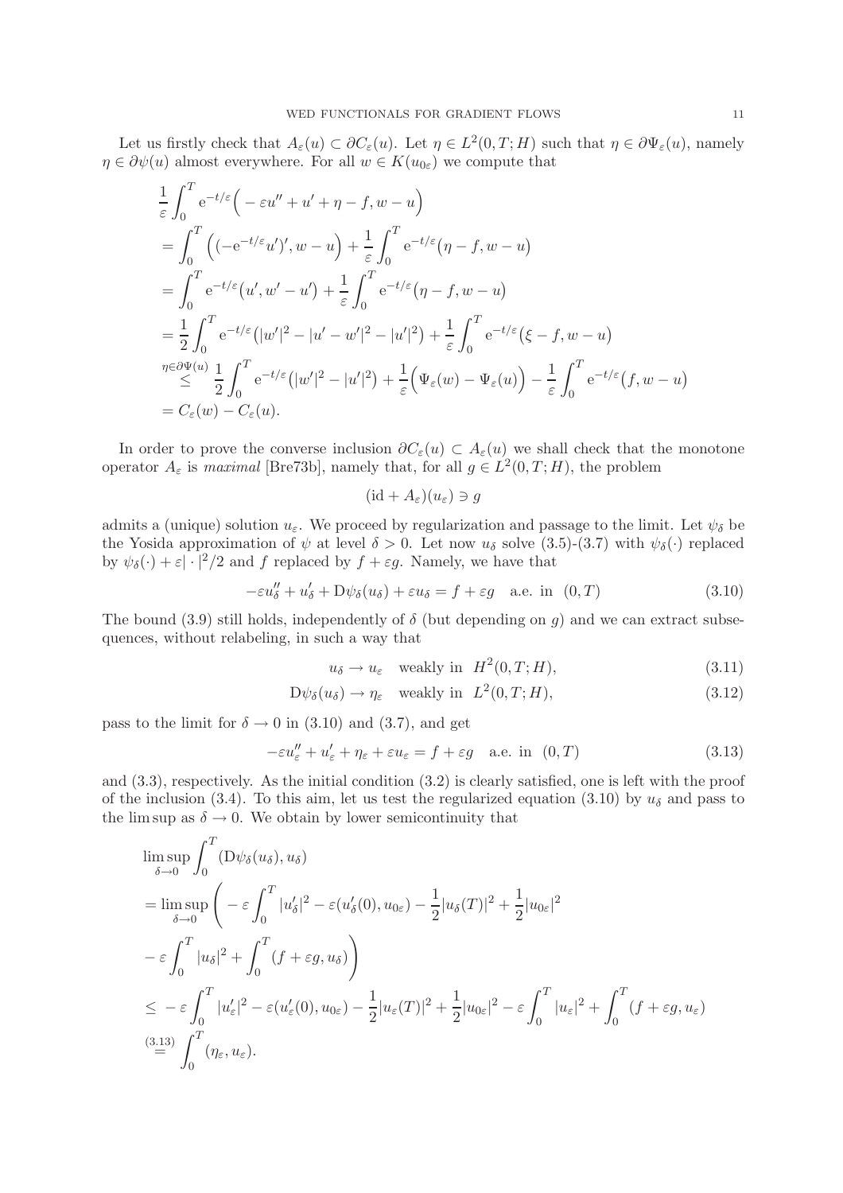Let us firstly check that $A_\varepsilon(u) \subset \partial C_\varepsilon(u)$. Let $\eta \in L^2(0,T;H)$ such that $\eta \in \partial\Psi_\varepsilon(u)$, namely $\eta \in \partial\psi(u)$ almost everywhere. For all $w \in K(u_{0\varepsilon})$ we compute that

$$
\begin{aligned}
&\frac{1}{\varepsilon}\int_0^T \mathrm{e}^{-t/\varepsilon}\Big( -\varepsilon u'' + u' + \eta - f, w - u\Big) \\
&= \int_0^T \Big( (-\mathrm{e}^{-t/\varepsilon} u')', w - u\Big) + \frac{1}{\varepsilon}\int_0^T \mathrm{e}^{-t/\varepsilon}\big(\eta - f, w - u\big) \\
&= \int_0^T \mathrm{e}^{-t/\varepsilon}\big(u', w' - u'\big) + \frac{1}{\varepsilon}\int_0^T \mathrm{e}^{-t/\varepsilon}\big(\eta - f, w - u\big) \\
&= \frac{1}{2}\int_0^T \mathrm{e}^{-t/\varepsilon}\big(|w'|^2 - |u' - w'|^2 - |u'|^2\big) + \frac{1}{\varepsilon}\int_0^T \mathrm{e}^{-t/\varepsilon}\big(\xi - f, w - u\big) \\
&\overset{\eta \in \partial\Psi(u)}{\leq} \frac{1}{2}\int_0^T \mathrm{e}^{-t/\varepsilon}\big(|w'|^2 - |u'|^2\big) + \frac{1}{\varepsilon}\Big(\Psi_\varepsilon(w) - \Psi_\varepsilon(u)\Big) - \frac{1}{\varepsilon}\int_0^T \mathrm{e}^{-t/\varepsilon}\big(f, w - u\big) \\
&= C_\varepsilon(w) - C_\varepsilon(u).
\end{aligned}
$$

In order to prove the converse inclusion $\partial C_\varepsilon(u) \subset A_\varepsilon(u)$ we shall check that the monotone operator $A_\varepsilon$ is *maximal* [Bre73b], namely that, for all $g \in L^2(0,T;H)$, the problem

$$
(\mathrm{id} + A_\varepsilon)(u_\varepsilon) \ni g
$$

admits a (unique) solution $u_\varepsilon$. We proceed by regularization and passage to the limit. Let $\psi_\delta$ be the Yosida approximation of $\psi$ at level $\delta > 0$. Let now $u_\delta$ solve (3.5)-(3.7) with $\psi_\delta(\cdot)$ replaced by $\psi_\delta(\cdot) + \varepsilon|\cdot|^2/2$ and $f$ replaced by $f + \varepsilon g$. Namely, we have that

$$
-\varepsilon u_\delta'' + u_\delta' + \mathrm{D}\psi_\delta(u_\delta) + \varepsilon u_\delta = f + \varepsilon g \quad \text{a.e. in } (0,T) \tag{3.10}
$$

The bound (3.9) still holds, independently of $\delta$ (but depending on $g$) and we can extract subsequences, without relabeling, in such a way that

$$
u_\delta \to u_\varepsilon \quad \text{weakly in } H^2(0,T;H), \tag{3.11}
$$

$$
\mathrm{D}\psi_\delta(u_\delta) \to \eta_\varepsilon \quad \text{weakly in } L^2(0,T;H), \tag{3.12}
$$

pass to the limit for $\delta \to 0$ in (3.10) and (3.7), and get

$$
-\varepsilon u_\varepsilon'' + u_\varepsilon' + \eta_\varepsilon + \varepsilon u_\varepsilon = f + \varepsilon g \quad \text{a.e. in } (0,T) \tag{3.13}
$$

and (3.3), respectively. As the initial condition (3.2) is clearly satisfied, one is left with the proof of the inclusion (3.4). To this aim, let us test the regularized equation (3.10) by $u_\delta$ and pass to the lim sup as $\delta \to 0$. We obtain by lower semicontinuity that

$$
\begin{aligned}
&\limsup_{\delta\to 0}\int_0^T (\mathrm{D}\psi_\delta(u_\delta), u_\delta) \\
&= \limsup_{\delta\to 0}\Bigg( -\varepsilon\int_0^T |u_\delta'|^2 - \varepsilon(u_\delta'(0), u_{0\varepsilon}) - \frac{1}{2}|u_\delta(T)|^2 + \frac{1}{2}|u_{0\varepsilon}|^2 \\
&\quad - \varepsilon\int_0^T |u_\delta|^2 + \int_0^T (f + \varepsilon g, u_\delta)\Bigg) \\
&\leq -\varepsilon\int_0^T |u_\varepsilon'|^2 - \varepsilon(u_\varepsilon'(0), u_{0\varepsilon}) - \frac{1}{2}|u_\varepsilon(T)|^2 + \frac{1}{2}|u_{0\varepsilon}|^2 - \varepsilon\int_0^T |u_\varepsilon|^2 + \int_0^T (f + \varepsilon g, u_\varepsilon) \\
&\overset{(3.13)}{=} \int_0^T (\eta_\varepsilon, u_\varepsilon).
\end{aligned}
$$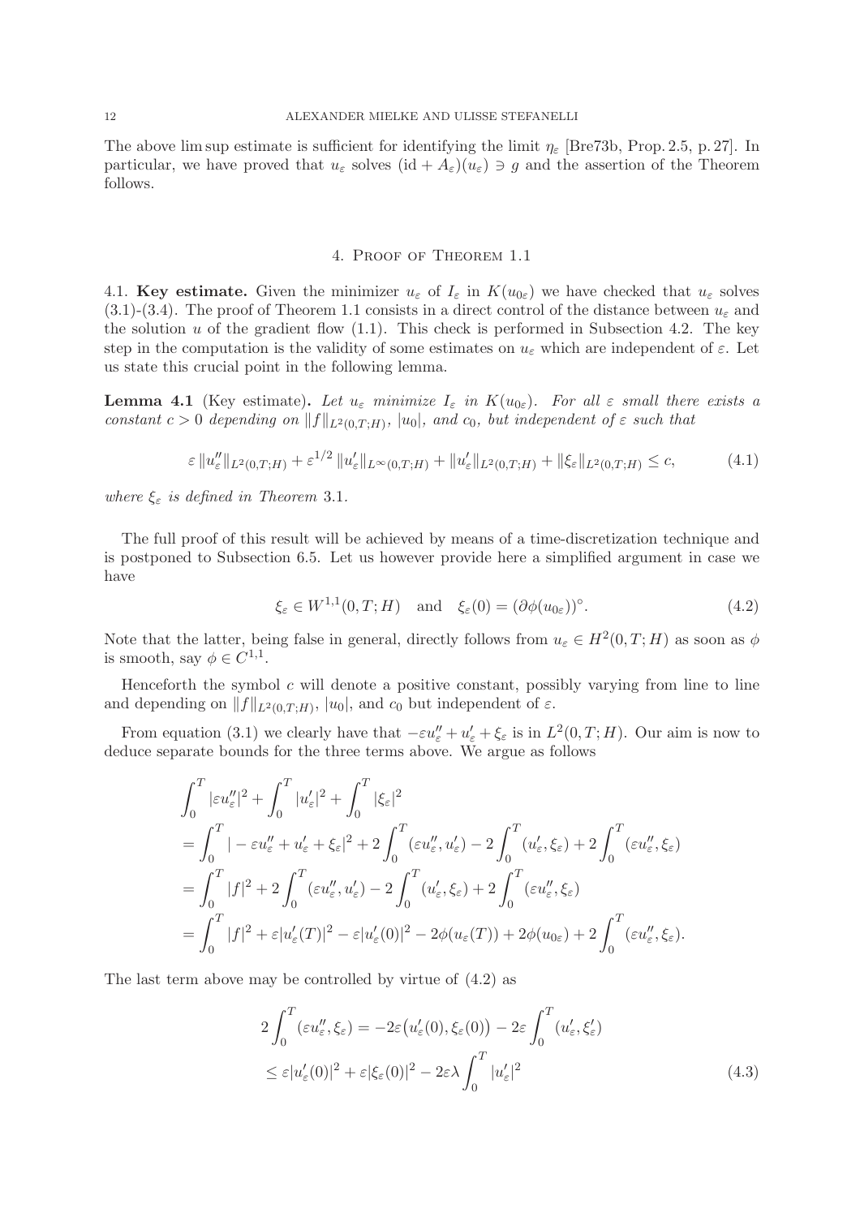The above lim sup estimate is sufficient for identifying the limit $\eta_\varepsilon$ [Bre73b, Prop. 2.5, p. 27]. In particular, we have proved that $u_\varepsilon$ solves $(\mathrm{id} + A_\varepsilon)(u_\varepsilon) \ni g$ and the assertion of the Theorem follows.

## 4. Proof of Theorem 1.1

**4.1. Key estimate.** Given the minimizer $u_\varepsilon$ of $I_\varepsilon$ in $K(u_{0\varepsilon})$ we have checked that $u_\varepsilon$ solves (3.1)-(3.4). The proof of Theorem 1.1 consists in a direct control of the distance between $u_\varepsilon$ and the solution $u$ of the gradient flow (1.1). This check is performed in Subsection 4.2. The key step in the computation is the validity of some estimates on $u_\varepsilon$ which are independent of $\varepsilon$. Let us state this crucial point in the following lemma.

**Lemma 4.1** (Key estimate)**.** *Let $u_\varepsilon$ minimize $I_\varepsilon$ in $K(u_{0\varepsilon})$. For all $\varepsilon$ small there exists a constant $c > 0$ depending on $\|f\|_{L^2(0,T;H)}$, $|u_0|$, and $c_0$, but independent of $\varepsilon$ such that*

$$\varepsilon \|u_\varepsilon''\|_{L^2(0,T;H)} + \varepsilon^{1/2} \|u_\varepsilon'\|_{L^\infty(0,T;H)} + \|u_\varepsilon'\|_{L^2(0,T;H)} + \|\xi_\varepsilon\|_{L^2(0,T;H)} \leq c, \tag{4.1}$$

*where $\xi_\varepsilon$ is defined in Theorem 3.1.*

The full proof of this result will be achieved by means of a time-discretization technique and is postponed to Subsection 6.5. Let us however provide here a simplified argument in case we have

$$\xi_\varepsilon \in W^{1,1}(0,T;H) \quad \text{and} \quad \xi_\varepsilon(0) = (\partial\phi(u_{0\varepsilon}))^\circ. \tag{4.2}$$

Note that the latter, being false in general, directly follows from $u_\varepsilon \in H^2(0,T;H)$ as soon as $\phi$ is smooth, say $\phi \in C^{1,1}$.

Henceforth the symbol $c$ will denote a positive constant, possibly varying from line to line and depending on $\|f\|_{L^2(0,T;H)}$, $|u_0|$, and $c_0$ but independent of $\varepsilon$.

From equation (3.1) we clearly have that $-\varepsilon u_\varepsilon'' + u_\varepsilon' + \xi_\varepsilon$ is in $L^2(0,T;H)$. Our aim is now to deduce separate bounds for the three terms above. We argue as follows

$$\begin{aligned}
&\int_0^T |\varepsilon u_\varepsilon''|^2 + \int_0^T |u_\varepsilon'|^2 + \int_0^T |\xi_\varepsilon|^2 \\
&= \int_0^T |-\varepsilon u_\varepsilon'' + u_\varepsilon' + \xi_\varepsilon|^2 + 2\int_0^T (\varepsilon u_\varepsilon'', u_\varepsilon') - 2\int_0^T (u_\varepsilon', \xi_\varepsilon) + 2\int_0^T (\varepsilon u_\varepsilon'', \xi_\varepsilon) \\
&= \int_0^T |f|^2 + 2\int_0^T (\varepsilon u_\varepsilon'', u_\varepsilon') - 2\int_0^T (u_\varepsilon', \xi_\varepsilon) + 2\int_0^T (\varepsilon u_\varepsilon'', \xi_\varepsilon) \\
&= \int_0^T |f|^2 + \varepsilon |u_\varepsilon'(T)|^2 - \varepsilon |u_\varepsilon'(0)|^2 - 2\phi(u_\varepsilon(T)) + 2\phi(u_{0\varepsilon}) + 2\int_0^T (\varepsilon u_\varepsilon'', \xi_\varepsilon).
\end{aligned}$$

The last term above may be controlled by virtue of (4.2) as

$$\begin{aligned}
2\int_0^T (\varepsilon u_\varepsilon'', \xi_\varepsilon) &= -2\varepsilon\big(u_\varepsilon'(0), \xi_\varepsilon(0)\big) - 2\varepsilon \int_0^T (u_\varepsilon', \xi_\varepsilon') \\
&\leq \varepsilon |u_\varepsilon'(0)|^2 + \varepsilon |\xi_\varepsilon(0)|^2 - 2\varepsilon\lambda \int_0^T |u_\varepsilon'|^2
\end{aligned} \tag{4.3}$$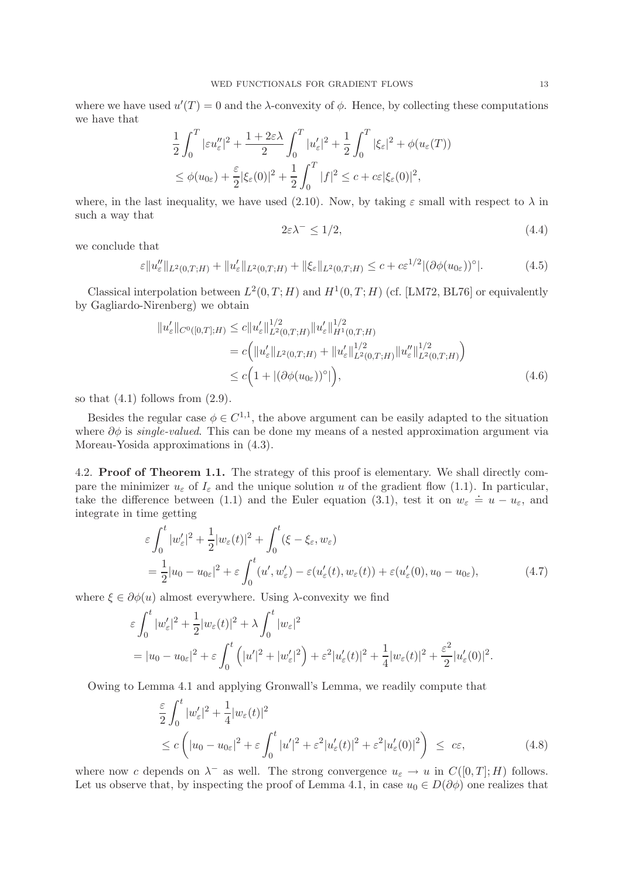where we have used $u'(T) = 0$ and the $\lambda$-convexity of $\phi$. Hence, by collecting these computations we have that

$$
\begin{aligned}
&\frac{1}{2}\int_0^T |\varepsilon u_\varepsilon''|^2 + \frac{1+2\varepsilon\lambda}{2}\int_0^T |u_\varepsilon'|^2 + \frac{1}{2}\int_0^T |\xi_\varepsilon|^2 + \phi(u_\varepsilon(T)) \\
&\leq \phi(u_{0\varepsilon}) + \frac{\varepsilon}{2}|\xi_\varepsilon(0)|^2 + \frac{1}{2}\int_0^T |f|^2 \leq c + c\varepsilon|\xi_\varepsilon(0)|^2,
\end{aligned}
$$

where, in the last inequality, we have used (2.10). Now, by taking $\varepsilon$ small with respect to $\lambda$ in such a way that

$$
2\varepsilon\lambda^- \leq 1/2, \tag{4.4}
$$

we conclude that

$$
\varepsilon\|u_\varepsilon''\|_{L^2(0,T;H)} + \|u_\varepsilon'\|_{L^2(0,T;H)} + \|\xi_\varepsilon\|_{L^2(0,T;H)} \leq c + c\varepsilon^{1/2}|(\partial\phi(u_{0\varepsilon}))^\circ|. \tag{4.5}
$$

Classical interpolation between $L^2(0,T;H)$ and $H^1(0,T;H)$ (cf. [LM72, BL76] or equivalently by Gagliardo-Nirenberg) we obtain

$$
\begin{aligned}
\|u_\varepsilon'\|_{C^0([0,T];H)} &\leq c\|u_\varepsilon'\|_{L^2(0,T;H)}^{1/2}\|u_\varepsilon'\|_{H^1(0,T;H)}^{1/2} \\
&= c\Big(\|u_\varepsilon'\|_{L^2(0,T;H)} + \|u_\varepsilon'\|_{L^2(0,T;H)}^{1/2}\|u_\varepsilon''\|_{L^2(0,T;H)}^{1/2}\Big) \\
&\leq c\Big(1 + |(\partial\phi(u_{0\varepsilon}))^\circ|\Big),
\end{aligned} \tag{4.6}
$$

so that (4.1) follows from (2.9).

Besides the regular case $\phi \in C^{1,1}$, the above argument can be easily adapted to the situation where $\partial\phi$ is *single-valued*. This can be done my means of a nested approximation argument via Moreau-Yosida approximations in (4.3).

4.2. **Proof of Theorem 1.1.** The strategy of this proof is elementary. We shall directly compare the minimizer $u_\varepsilon$ of $I_\varepsilon$ and the unique solution $u$ of the gradient flow (1.1). In particular, take the difference between (1.1) and the Euler equation (3.1), test it on $w_\varepsilon \doteq u - u_\varepsilon$, and integrate in time getting

$$
\begin{aligned}
&\varepsilon\int_0^t |w_\varepsilon'|^2 + \frac{1}{2}|w_\varepsilon(t)|^2 + \int_0^t (\xi - \xi_\varepsilon, w_\varepsilon) \\
&= \frac{1}{2}|u_0 - u_{0\varepsilon}|^2 + \varepsilon\int_0^t (u', w_\varepsilon') - \varepsilon(u_\varepsilon'(t), w_\varepsilon(t)) + \varepsilon(u_\varepsilon'(0), u_0 - u_{0\varepsilon}),
\end{aligned} \tag{4.7}
$$

where $\xi \in \partial\phi(u)$ almost everywhere. Using $\lambda$-convexity we find

$$
\begin{aligned}
&\varepsilon\int_0^t |w_\varepsilon'|^2 + \frac{1}{2}|w_\varepsilon(t)|^2 + \lambda\int_0^t |w_\varepsilon|^2 \\
&= |u_0 - u_{0\varepsilon}|^2 + \varepsilon\int_0^t \Big(|u'|^2 + |w_\varepsilon'|^2\Big) + \varepsilon^2|u_\varepsilon'(t)|^2 + \frac{1}{4}|w_\varepsilon(t)|^2 + \frac{\varepsilon^2}{2}|u_\varepsilon'(0)|^2.
\end{aligned}
$$

Owing to Lemma 4.1 and applying Gronwall's Lemma, we readily compute that

$$
\begin{aligned}
&\frac{\varepsilon}{2}\int_0^t |w_\varepsilon'|^2 + \frac{1}{4}|w_\varepsilon(t)|^2 \\
&\leq c\left(|u_0 - u_{0\varepsilon}|^2 + \varepsilon\int_0^t |u'|^2 + \varepsilon^2|u_\varepsilon'(t)|^2 + \varepsilon^2|u_\varepsilon'(0)|^2\right) \;\leq\; c\varepsilon,
\end{aligned} \tag{4.8}
$$

where now $c$ depends on $\lambda^-$ as well. The strong convergence $u_\varepsilon \to u$ in $C([0,T];H)$ follows. Let us observe that, by inspecting the proof of Lemma 4.1, in case $u_0 \in D(\partial\phi)$ one realizes that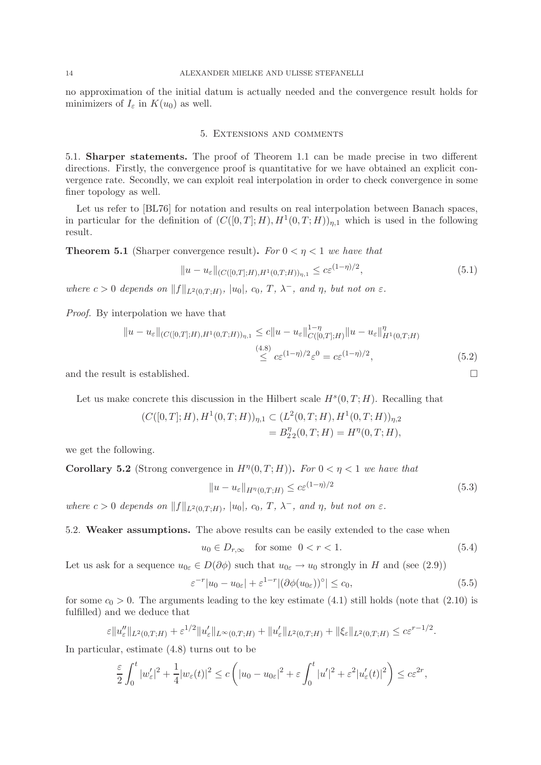no approximation of the initial datum is actually needed and the convergence result holds for minimizers of $I_\varepsilon$ in $K(u_0)$ as well.

## 5. Extensions and comments

**5.1. Sharper statements.** The proof of Theorem 1.1 can be made precise in two different directions. Firstly, the convergence proof is quantitative for we have obtained an explicit convergence rate. Secondly, we can exploit real interpolation in order to check convergence in some finer topology as well.

Let us refer to [BL76] for notation and results on real interpolation between Banach spaces, in particular for the definition of $(C([0,T];H), H^1(0,T;H))_{\eta,1}$ which is used in the following result.

**Theorem 5.1** (Sharper convergence result)**.** *For $0 < \eta < 1$ we have that*

$$\|u - u_\varepsilon\|_{(C([0,T];H),H^1(0,T;H))_{\eta,1}} \le c\varepsilon^{(1-\eta)/2}, \tag{5.1}$$

*where $c > 0$ depends on $\|f\|_{L^2(0,T;H)}$, $|u_0|$, $c_0$, $T$, $\lambda^-$, and $\eta$, but not on $\varepsilon$.*

*Proof.* By interpolation we have that

$$\begin{aligned}\|u - u_\varepsilon\|_{(C([0,T];H),H^1(0,T;H))_{\eta,1}} &\le c\|u - u_\varepsilon\|^{1-\eta}_{C([0,T];H)}\|u - u_\varepsilon\|^{\eta}_{H^1(0,T;H)} \\ &\overset{(4.8)}{\le} c\varepsilon^{(1-\eta)/2}\varepsilon^0 = c\varepsilon^{(1-\eta)/2},\end{aligned} \tag{5.2}$$

and the result is established. $\square$

Let us make concrete this discussion in the Hilbert scale $H^s(0,T;H)$. Recalling that

$$\begin{aligned}(C([0,T];H), H^1(0,T;H))_{\eta,1} &\subset (L^2(0,T;H), H^1(0,T;H))_{\eta,2} \\ &= B^{\eta}_{2\,2}(0,T;H) = H^\eta(0,T;H),\end{aligned}$$

we get the following.

**Corollary 5.2** (Strong convergence in $H^\eta(0,T;H)$)**.** *For $0 < \eta < 1$ we have that*

$$\|u - u_\varepsilon\|_{H^\eta(0,T;H)} \le c\varepsilon^{(1-\eta)/2} \tag{5.3}$$

*where $c > 0$ depends on $\|f\|_{L^2(0,T;H)}$, $|u_0|$, $c_0$, $T$, $\lambda^-$, and $\eta$, but not on $\varepsilon$.*

**5.2. Weaker assumptions.** The above results can be easily extended to the case when

$$u_0 \in D_{r,\infty} \quad \text{for some} \quad 0 < r < 1. \tag{5.4}$$

Let us ask for a sequence $u_{0\varepsilon} \in D(\partial\phi)$ such that $u_{0\varepsilon} \to u_0$ strongly in $H$ and (see (2.9))

$$\varepsilon^{-r}|u_0 - u_{0\varepsilon}| + \varepsilon^{1-r}|(\partial\phi(u_{0\varepsilon}))^\circ| \le c_0, \tag{5.5}$$

for some $c_0 > 0$. The arguments leading to the key estimate (4.1) still holds (note that (2.10) is fulfilled) and we deduce that

$$\varepsilon\|u''_\varepsilon\|_{L^2(0,T;H)} + \varepsilon^{1/2}\|u'_\varepsilon\|_{L^\infty(0,T;H)} + \|u'_\varepsilon\|_{L^2(0,T;H)} + \|\xi_\varepsilon\|_{L^2(0,T;H)} \le c\varepsilon^{r-1/2}.$$

In particular, estimate (4.8) turns out to be

$$\frac{\varepsilon}{2}\int_0^t |w'_\varepsilon|^2 + \frac{1}{4}|w_\varepsilon(t)|^2 \le c\left(|u_0 - u_{0\varepsilon}|^2 + \varepsilon\int_0^t |u'|^2 + \varepsilon^2|u'_\varepsilon(t)|^2\right) \le c\varepsilon^{2r},$$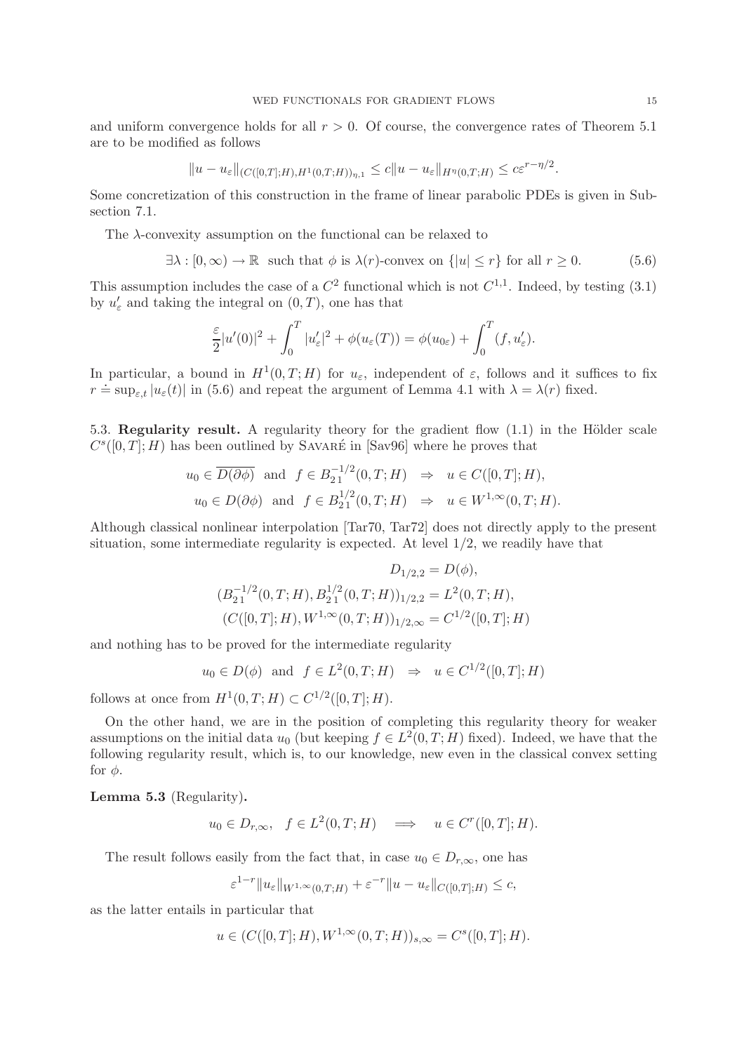and uniform convergence holds for all $r > 0$. Of course, the convergence rates of Theorem 5.1 are to be modified as follows

$$\|u - u_\varepsilon\|_{(C([0,T];H),H^1(0,T;H))_{\eta,1}} \le c\|u - u_\varepsilon\|_{H^\eta(0,T;H)} \le c\varepsilon^{r-\eta/2}.$$

Some concretization of this construction in the frame of linear parabolic PDEs is given in Subsection 7.1.

The $\lambda$-convexity assumption on the functional can be relaxed to

$$\exists \lambda : [0,\infty) \to \mathbb{R} \ \text{ such that } \phi \text{ is } \lambda(r)\text{-convex on } \{|u| \le r\} \text{ for all } r \ge 0. \tag{5.6}$$

This assumption includes the case of a $C^2$ functional which is not $C^{1,1}$. Indeed, by testing (3.1) by $u'_\varepsilon$ and taking the integral on $(0,T)$, one has that

$$\frac{\varepsilon}{2}|u'(0)|^2 + \int_0^T |u'_\varepsilon|^2 + \phi(u_\varepsilon(T)) = \phi(u_{0\varepsilon}) + \int_0^T (f, u'_\varepsilon).$$

In particular, a bound in $H^1(0,T;H)$ for $u_\varepsilon$, independent of $\varepsilon$, follows and it suffices to fix $r \doteq \sup_{\varepsilon,t} |u_\varepsilon(t)|$ in (5.6) and repeat the argument of Lemma 4.1 with $\lambda = \lambda(r)$ fixed.

5.3. **Regularity result.** A regularity theory for the gradient flow (1.1) in the Hölder scale $C^s([0,T];H)$ has been outlined by Savaré in [Sav96] where he proves that

$$u_0 \in \overline{D(\partial\phi)} \ \text{ and } \ f \in B^{-1/2}_{2\,1}(0,T;H) \ \Rightarrow \ u \in C([0,T];H),$$
$$u_0 \in D(\partial\phi) \ \text{ and } \ f \in B^{1/2}_{2\,1}(0,T;H) \ \Rightarrow \ u \in W^{1,\infty}(0,T;H).$$

Although classical nonlinear interpolation [Tar70, Tar72] does not directly apply to the present situation, some intermediate regularity is expected. At level $1/2$, we readily have that

$$D_{1/2,2} = D(\phi),$$
$$(B^{-1/2}_{2\,1}(0,T;H), B^{1/2}_{2\,1}(0,T;H))_{1/2,2} = L^2(0,T;H),$$
$$(C([0,T];H), W^{1,\infty}(0,T;H))_{1/2,\infty} = C^{1/2}([0,T];H)$$

and nothing has to be proved for the intermediate regularity

$$u_0 \in D(\phi) \ \text{ and } \ f \in L^2(0,T;H) \ \Rightarrow \ u \in C^{1/2}([0,T];H)$$

follows at once from $H^1(0,T;H) \subset C^{1/2}([0,T];H)$.

On the other hand, we are in the position of completing this regularity theory for weaker assumptions on the initial data $u_0$ (but keeping $f \in L^2(0,T;H)$ fixed). Indeed, we have that the following regularity result, which is, to our knowledge, new even in the classical convex setting for $\phi$.

**Lemma 5.3** (Regularity)**.**

$$u_0 \in D_{r,\infty}, \quad f \in L^2(0,T;H) \quad \Longrightarrow \quad u \in C^r([0,T];H).$$

The result follows easily from the fact that, in case $u_0 \in D_{r,\infty}$, one has

$$\varepsilon^{1-r}\|u_\varepsilon\|_{W^{1,\infty}(0,T;H)} + \varepsilon^{-r}\|u - u_\varepsilon\|_{C([0,T];H)} \le c,$$

as the latter entails in particular that

$$u \in (C([0,T];H), W^{1,\infty}(0,T;H))_{s,\infty} = C^s([0,T];H).$$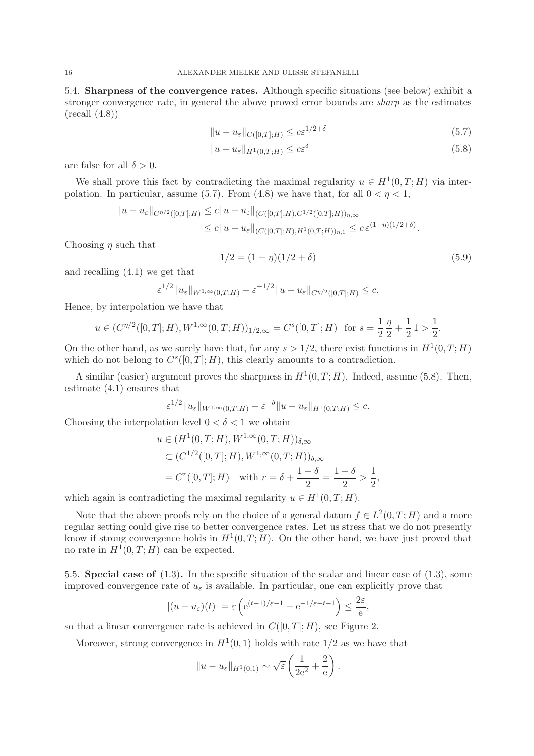**5.4. Sharpness of the convergence rates.** Although specific situations (see below) exhibit a stronger convergence rate, in general the above proved error bounds are *sharp* as the estimates (recall (4.8))

$$\|u - u_\varepsilon\|_{C([0,T];H)} \leq c\varepsilon^{1/2+\delta} \tag{5.7}$$

$$\|u - u_\varepsilon\|_{H^1(0,T;H)} \leq c\varepsilon^{\delta} \tag{5.8}$$

are false for all $\delta > 0$.

We shall prove this fact by contradicting the maximal regularity $u \in H^1(0,T;H)$ via interpolation. In particular, assume (5.7). From (4.8) we have that, for all $0 < \eta < 1$,

$$\begin{aligned}\|u - u_\varepsilon\|_{C^{\eta/2}([0,T];H)} &\leq c\|u - u_\varepsilon\|_{(C([0,T];H),C^{1/2}([0,T];H))_{\eta,\infty}} \\ &\leq c\|u - u_\varepsilon\|_{(C([0,T];H),H^1(0,T;H))_{\eta,1}} \leq c\,\varepsilon^{(1-\eta)(1/2+\delta)}.\end{aligned}$$

Choosing $\eta$ such that

$$1/2 = (1-\eta)(1/2+\delta) \tag{5.9}$$

and recalling (4.1) we get that

$$\varepsilon^{1/2}\|u_\varepsilon\|_{W^{1,\infty}(0,T;H)} + \varepsilon^{-1/2}\|u - u_\varepsilon\|_{C^{\eta/2}([0,T];H)} \leq c.$$

Hence, by interpolation we have that

$$u \in (C^{\eta/2}([0,T];H), W^{1,\infty}(0,T;H))_{1/2,\infty} = C^s([0,T];H) \quad \text{for } s = \frac{1}{2}\frac{\eta}{2} + \frac{1}{2}1 > \frac{1}{2}.$$

On the other hand, as we surely have that, for any $s > 1/2$, there exist functions in $H^1(0,T;H)$ which do not belong to $C^s([0,T];H)$, this clearly amounts to a contradiction.

A similar (easier) argument proves the sharpness in $H^1(0,T;H)$. Indeed, assume (5.8). Then, estimate (4.1) ensures that

$$\varepsilon^{1/2}\|u_\varepsilon\|_{W^{1,\infty}(0,T;H)} + \varepsilon^{-\delta}\|u - u_\varepsilon\|_{H^1(0,T;H)} \leq c.$$

Choosing the interpolation level $0 < \delta < 1$ we obtain

$$\begin{aligned}u &\in (H^1(0,T;H), W^{1,\infty}(0,T;H))_{\delta,\infty} \\ &\subset (C^{1/2}([0,T];H), W^{1,\infty}(0,T;H))_{\delta,\infty} \\ &= C^r([0,T];H) \quad \text{with } r = \delta + \frac{1-\delta}{2} = \frac{1+\delta}{2} > \frac{1}{2},\end{aligned}$$

which again is contradicting the maximal regularity $u \in H^1(0,T;H)$.

Note that the above proofs rely on the choice of a general datum $f \in L^2(0,T;H)$ and a more regular setting could give rise to better convergence rates. Let us stress that we do not presently know if strong convergence holds in $H^1(0,T;H)$. On the other hand, we have just proved that no rate in $H^1(0,T;H)$ can be expected.

**5.5. Special case of (1.3).** In the specific situation of the scalar and linear case of (1.3), some improved convergence rate of $u_\varepsilon$ is available. In particular, one can explicitly prove that

$$|(u - u_\varepsilon)(t)| = \varepsilon\left(\mathrm{e}^{(t-1)/\varepsilon-1} - \mathrm{e}^{-1/\varepsilon-t-1}\right) \leq \frac{2\varepsilon}{\mathrm{e}},$$

so that a linear convergence rate is achieved in $C([0,T];H)$, see Figure 2.

Moreover, strong convergence in $H^1(0,1)$ holds with rate $1/2$ as we have that

$$\|u - u_\varepsilon\|_{H^1(0,1)} \sim \sqrt{\varepsilon}\left(\frac{1}{2\mathrm{e}^2} + \frac{2}{\mathrm{e}}\right).$$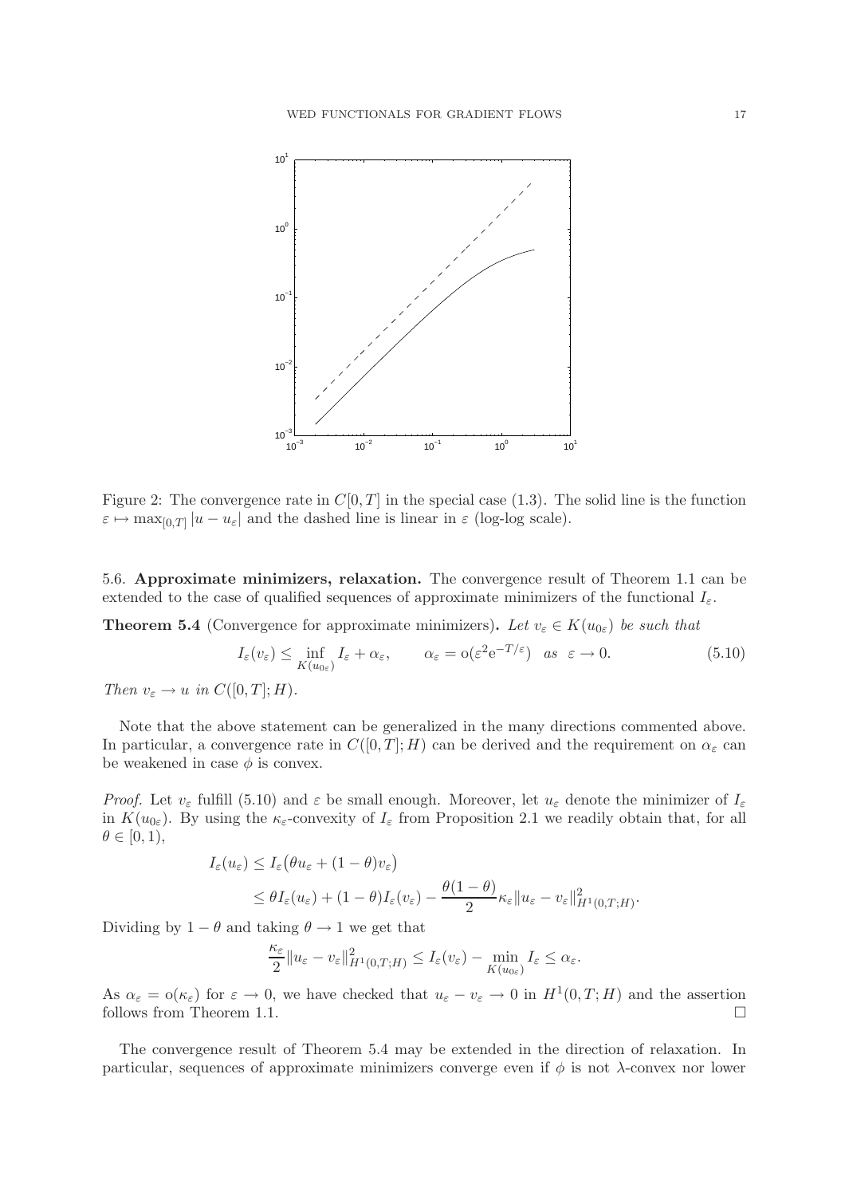Figure 2: The convergence rate in $C[0, T]$ in the special case (1.3). The solid line is the function $\varepsilon \mapsto \max_{[0,T]} |u - u_\varepsilon|$ and the dashed line is linear in $\varepsilon$ (log-log scale).

5.6. **Approximate minimizers, relaxation.** The convergence result of Theorem 1.1 can be extended to the case of qualified sequences of approximate minimizers of the functional $I_\varepsilon$.

**Theorem 5.4** (Convergence for approximate minimizers)**.** *Let $v_\varepsilon \in K(u_{0\varepsilon})$ be such that*

$$I_\varepsilon(v_\varepsilon) \leq \inf_{K(u_{0\varepsilon})} I_\varepsilon + \alpha_\varepsilon, \qquad \alpha_\varepsilon = \mathrm{o}(\varepsilon^2 \mathrm{e}^{-T/\varepsilon}) \quad \text{as} \quad \varepsilon \to 0. \tag{5.10}$$

*Then $v_\varepsilon \to u$ in $C([0, T]; H)$.*

Note that the above statement can be generalized in the many directions commented above. In particular, a convergence rate in $C([0, T]; H)$ can be derived and the requirement on $\alpha_\varepsilon$ can be weakened in case $\phi$ is convex.

*Proof.* Let $v_\varepsilon$ fulfill (5.10) and $\varepsilon$ be small enough. Moreover, let $u_\varepsilon$ denote the minimizer of $I_\varepsilon$ in $K(u_{0\varepsilon})$. By using the $\kappa_\varepsilon$-convexity of $I_\varepsilon$ from Proposition 2.1 we readily obtain that, for all $\theta \in [0, 1)$,

$$\begin{aligned} I_\varepsilon(u_\varepsilon) &\leq I_\varepsilon\big(\theta u_\varepsilon + (1 - \theta) v_\varepsilon\big) \\ &\leq \theta I_\varepsilon(u_\varepsilon) + (1 - \theta) I_\varepsilon(v_\varepsilon) - \frac{\theta(1 - \theta)}{2} \kappa_\varepsilon \|u_\varepsilon - v_\varepsilon\|^2_{H^1(0,T;H)}. \end{aligned}$$

Dividing by $1 - \theta$ and taking $\theta \to 1$ we get that

$$\frac{\kappa_\varepsilon}{2} \|u_\varepsilon - v_\varepsilon\|^2_{H^1(0,T;H)} \leq I_\varepsilon(v_\varepsilon) - \min_{K(u_{0\varepsilon})} I_\varepsilon \leq \alpha_\varepsilon.$$

As $\alpha_\varepsilon = \mathrm{o}(\kappa_\varepsilon)$ for $\varepsilon \to 0$, we have checked that $u_\varepsilon - v_\varepsilon \to 0$ in $H^1(0, T; H)$ and the assertion follows from Theorem 1.1. $\square$

The convergence result of Theorem 5.4 may be extended in the direction of relaxation. In particular, sequences of approximate minimizers converge even if $\phi$ is not $\lambda$-convex nor lower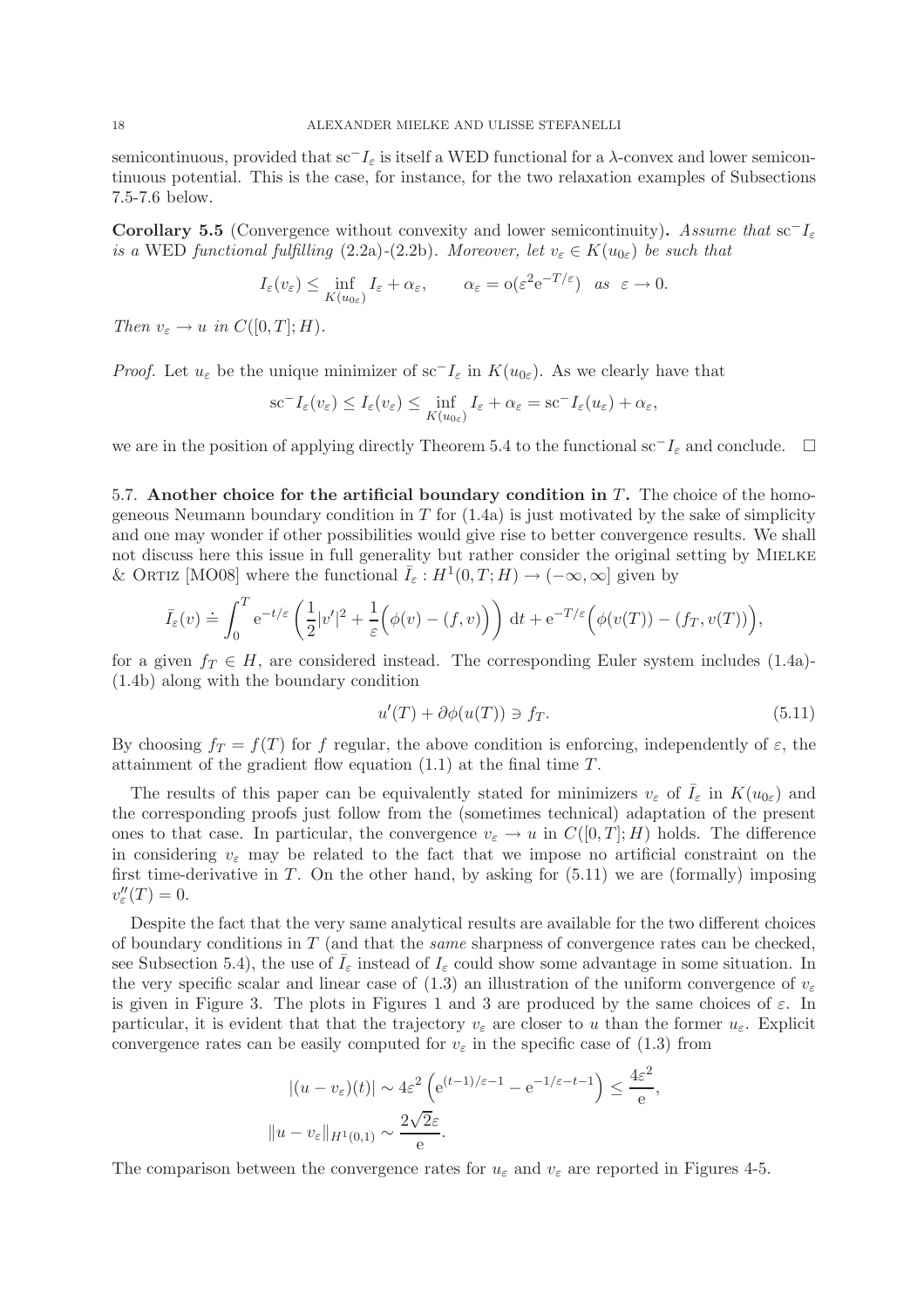semicontinuous, provided that $\mathrm{sc}^- I_\varepsilon$ is itself a WED functional for a $\lambda$-convex and lower semicontinuous potential. This is the case, for instance, for the two relaxation examples of Subsections 7.5-7.6 below.

**Corollary 5.5** (Convergence without convexity and lower semicontinuity)**.** *Assume that $\mathrm{sc}^- I_\varepsilon$ is a* WED *functional fulfilling* (2.2a)-(2.2b)*. Moreover, let $v_\varepsilon \in K(u_{0\varepsilon})$ be such that*

$$I_\varepsilon(v_\varepsilon) \le \inf_{K(u_{0\varepsilon})} I_\varepsilon + \alpha_\varepsilon, \qquad \alpha_\varepsilon = \mathrm{o}(\varepsilon^2 \mathrm{e}^{-T/\varepsilon}) \quad \text{as} \quad \varepsilon \to 0.$$

*Then $v_\varepsilon \to u$ in $C([0,T];H)$.*

*Proof.* Let $u_\varepsilon$ be the unique minimizer of $\mathrm{sc}^- I_\varepsilon$ in $K(u_{0\varepsilon})$. As we clearly have that

$$\mathrm{sc}^- I_\varepsilon(v_\varepsilon) \le I_\varepsilon(v_\varepsilon) \le \inf_{K(u_{0\varepsilon})} I_\varepsilon + \alpha_\varepsilon = \mathrm{sc}^- I_\varepsilon(u_\varepsilon) + \alpha_\varepsilon,$$

we are in the position of applying directly Theorem 5.4 to the functional $\mathrm{sc}^- I_\varepsilon$ and conclude. $\square$

**5.7. Another choice for the artificial boundary condition in $T$.** The choice of the homogeneous Neumann boundary condition in $T$ for (1.4a) is just motivated by the sake of simplicity and one may wonder if other possibilities would give rise to better convergence results. We shall not discuss here this issue in full generality but rather consider the original setting by Mielke & Ortiz [MO08] where the functional $\bar{I}_\varepsilon : H^1(0,T;H) \to (-\infty, \infty]$ given by

$$\bar{I}_\varepsilon(v) \doteq \int_0^T \mathrm{e}^{-t/\varepsilon} \left( \frac{1}{2}|v'|^2 + \frac{1}{\varepsilon}\Big(\phi(v) - (f,v)\Big) \right) \, \mathrm{d}t + \mathrm{e}^{-T/\varepsilon}\Big(\phi(v(T)) - (f_T, v(T))\Big),$$

for a given $f_T \in H$, are considered instead. The corresponding Euler system includes (1.4a)-(1.4b) along with the boundary condition

$$u'(T) + \partial\phi(u(T)) \ni f_T. \tag{5.11}$$

By choosing $f_T = f(T)$ for $f$ regular, the above condition is enforcing, independently of $\varepsilon$, the attainment of the gradient flow equation (1.1) at the final time $T$.

The results of this paper can be equivalently stated for minimizers $v_\varepsilon$ of $\bar{I}_\varepsilon$ in $K(u_{0\varepsilon})$ and the corresponding proofs just follow from the (sometimes technical) adaptation of the present ones to that case. In particular, the convergence $v_\varepsilon \to u$ in $C([0,T];H)$ holds. The difference in considering $v_\varepsilon$ may be related to the fact that we impose no artificial constraint on the first time-derivative in $T$. On the other hand, by asking for (5.11) we are (formally) imposing $v_\varepsilon''(T) = 0$.

Despite the fact that the very same analytical results are available for the two different choices of boundary conditions in $T$ (and that the *same* sharpness of convergence rates can be checked, see Subsection 5.4), the use of $\bar{I}_\varepsilon$ instead of $I_\varepsilon$ could show some advantage in some situation. In the very specific scalar and linear case of (1.3) an illustration of the uniform convergence of $v_\varepsilon$ is given in Figure 3. The plots in Figures 1 and 3 are produced by the same choices of $\varepsilon$. In particular, it is evident that that the trajectory $v_\varepsilon$ are closer to $u$ than the former $u_\varepsilon$. Explicit convergence rates can be easily computed for $v_\varepsilon$ in the specific case of (1.3) from

$$|(u - v_\varepsilon)(t)| \sim 4\varepsilon^2 \left( \mathrm{e}^{(t-1)/\varepsilon - 1} - \mathrm{e}^{-1/\varepsilon - t - 1} \right) \le \frac{4\varepsilon^2}{\mathrm{e}},$$

$$\|u - v_\varepsilon\|_{H^1(0,1)} \sim \frac{2\sqrt{2}\varepsilon}{\mathrm{e}}.$$

The comparison between the convergence rates for $u_\varepsilon$ and $v_\varepsilon$ are reported in Figures 4-5.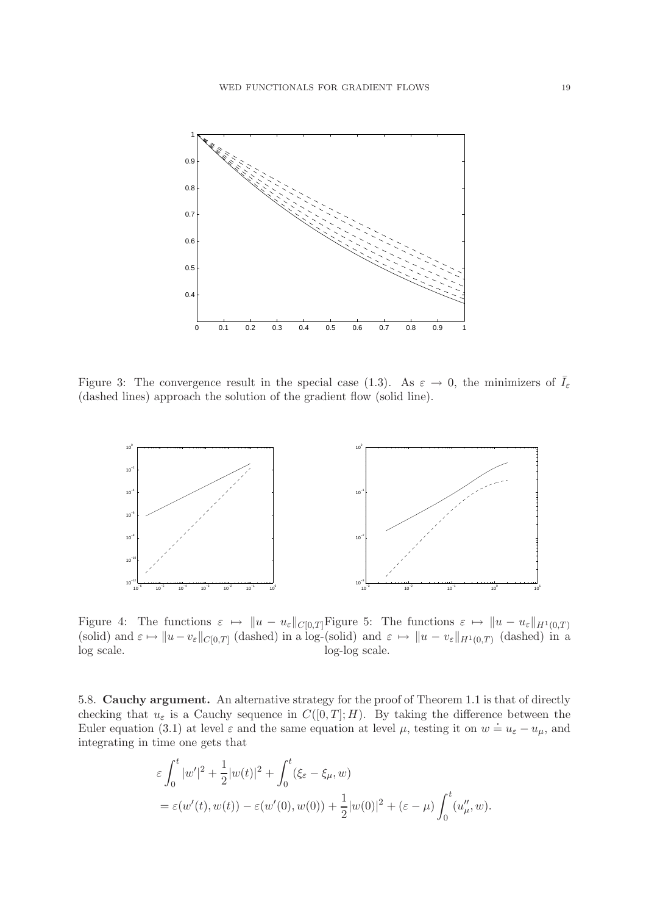Figure 3: The convergence result in the special case (1.3). As $\varepsilon \to 0$, the minimizers of $\bar{I}_\varepsilon$ (dashed lines) approach the solution of the gradient flow (solid line).

Figure 4: The functions $\varepsilon \mapsto \|u - u_\varepsilon\|_{C[0,T]}$ (solid) and $\varepsilon \mapsto \|u - v_\varepsilon\|_{C[0,T]}$ (dashed) in a log-log scale.

Figure 5: The functions $\varepsilon \mapsto \|u - u_\varepsilon\|_{H^1(0,T)}$ (solid) and $\varepsilon \mapsto \|u - v_\varepsilon\|_{H^1(0,T)}$ (dashed) in a log-log scale.

5.8. **Cauchy argument.** An alternative strategy for the proof of Theorem 1.1 is that of directly checking that $u_\varepsilon$ is a Cauchy sequence in $C([0,T];H)$. By taking the difference between the Euler equation (3.1) at level $\varepsilon$ and the same equation at level $\mu$, testing it on $w \doteq u_\varepsilon - u_\mu$, and integrating in time one gets that

$$
\begin{aligned}
&\varepsilon \int_0^t |w'|^2 + \frac{1}{2}|w(t)|^2 + \int_0^t (\xi_\varepsilon - \xi_\mu, w) \\
&= \varepsilon(w'(t), w(t)) - \varepsilon(w'(0), w(0)) + \frac{1}{2}|w(0)|^2 + (\varepsilon - \mu)\int_0^t (u''_\mu, w).
\end{aligned}
$$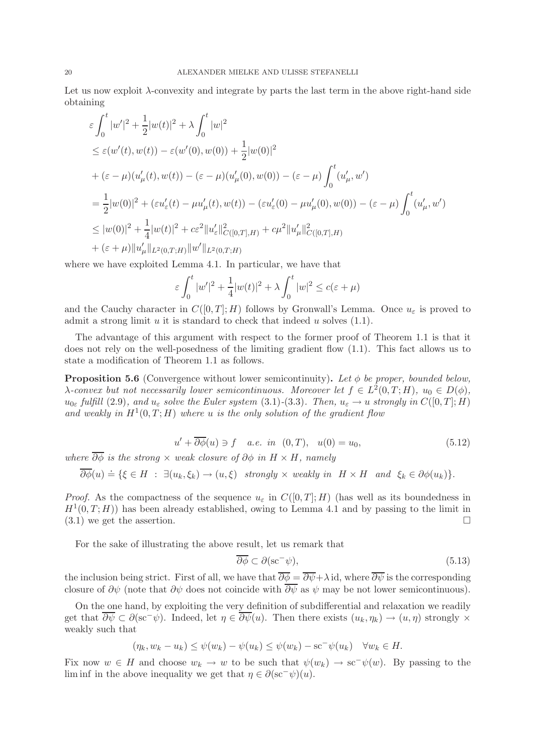Let us now exploit $\lambda$-convexity and integrate by parts the last term in the above right-hand side obtaining

$$
\begin{aligned}
&\varepsilon \int_0^t |w'|^2 + \frac{1}{2}|w(t)|^2 + \lambda \int_0^t |w|^2 \\
&\leq \varepsilon (w'(t), w(t)) - \varepsilon (w'(0), w(0)) + \frac{1}{2}|w(0)|^2 \\
&+ (\varepsilon - \mu)(u_\mu'(t), w(t)) - (\varepsilon - \mu)(u_\mu'(0), w(0)) - (\varepsilon - \mu) \int_0^t (u_\mu', w') \\
&= \frac{1}{2}|w(0)|^2 + (\varepsilon u_\varepsilon'(t) - \mu u_\mu'(t), w(t)) - (\varepsilon u_\varepsilon'(0) - \mu u_\mu'(0), w(0)) - (\varepsilon - \mu) \int_0^t (u_\mu', w') \\
&\leq |w(0)|^2 + \frac{1}{4}|w(t)|^2 + c\varepsilon^2 \|u_\varepsilon'\|^2_{C([0,T],H)} + c\mu^2 \|u_\mu'\|^2_{C([0,T],H)} \\
&+ (\varepsilon + \mu) \|u_\mu'\|_{L^2(0,T;H)} \|w'\|_{L^2(0,T;H)}
\end{aligned}
$$

where we have exploited Lemma 4.1. In particular, we have that

$$
\varepsilon \int_0^t |w'|^2 + \frac{1}{4}|w(t)|^2 + \lambda \int_0^t |w|^2 \leq c(\varepsilon + \mu)
$$

and the Cauchy character in $C([0,T];H)$ follows by Gronwall's Lemma. Once $u_\varepsilon$ is proved to admit a strong limit $u$ it is standard to check that indeed $u$ solves (1.1).

The advantage of this argument with respect to the former proof of Theorem 1.1 is that it does not rely on the well-posedness of the limiting gradient flow (1.1). This fact allows us to state a modification of Theorem 1.1 as follows.

**Proposition 5.6** (Convergence without lower semicontinuity)**.** *Let $\phi$ be proper, bounded below, $\lambda$-convex but not necessarily lower semicontinuous. Moreover let $f \in L^2(0,T;H)$, $u_0 \in D(\phi)$, $u_{0\varepsilon}$ fulfill* (2.9)*, and $u_\varepsilon$ solve the Euler system* (3.1)*-*(3.3)*. Then, $u_\varepsilon \to u$ strongly in $C([0,T];H)$ and weakly in $H^1(0,T;H)$ where $u$ is the only solution of the gradient flow*

$$
u' + \overline{\partial \phi}(u) \ni f \quad a.e. \ in \ \ (0,T), \quad u(0) = u_0, \tag{5.12}
$$

*where $\overline{\partial \phi}$ is the strong $\times$ weak closure of $\partial \phi$ in $H \times H$, namely*

$$
\overline{\partial \phi}(u) \doteq \{\xi \in H \ : \ \exists (u_k, \xi_k) \to (u, \xi) \ \ strongly \times weakly \ in \ \ H \times H \ \ and \ \ \xi_k \in \partial \phi(u_k)\}.
$$

*Proof.* As the compactness of the sequence $u_\varepsilon$ in $C([0,T];H)$ (has well as its boundedness in $H^1(0,T;H)$) has been already established, owing to Lemma 4.1 and by passing to the limit in (3.1) we get the assertion. $\square$

For the sake of illustrating the above result, let us remark that

$$
\overline{\partial \phi} \subset \partial(\mathrm{sc}^- \psi), \tag{5.13}
$$

the inclusion being strict. First of all, we have that $\overline{\partial \phi} = \overline{\partial \psi} + \lambda\,\mathrm{id}$, where $\overline{\partial \psi}$ is the corresponding closure of $\partial \psi$ (note that $\partial \psi$ does not coincide with $\overline{\partial \psi}$ as $\psi$ may be not lower semicontinuous).

On the one hand, by exploiting the very definition of subdifferential and relaxation we readily get that $\overline{\partial \psi} \subset \partial(\mathrm{sc}^- \psi)$. Indeed, let $\eta \in \overline{\partial \psi}(u)$. Then there exists $(u_k, \eta_k) \to (u, \eta)$ strongly $\times$ weakly such that

$$
(\eta_k, w_k - u_k) \leq \psi(w_k) - \psi(u_k) \leq \psi(w_k) - \mathrm{sc}^- \psi(u_k) \quad \forall w_k \in H.
$$

Fix now $w \in H$ and choose $w_k \to w$ to be such that $\psi(w_k) \to \mathrm{sc}^- \psi(w)$. By passing to the lim inf in the above inequality we get that $\eta \in \partial(\mathrm{sc}^- \psi)(u)$.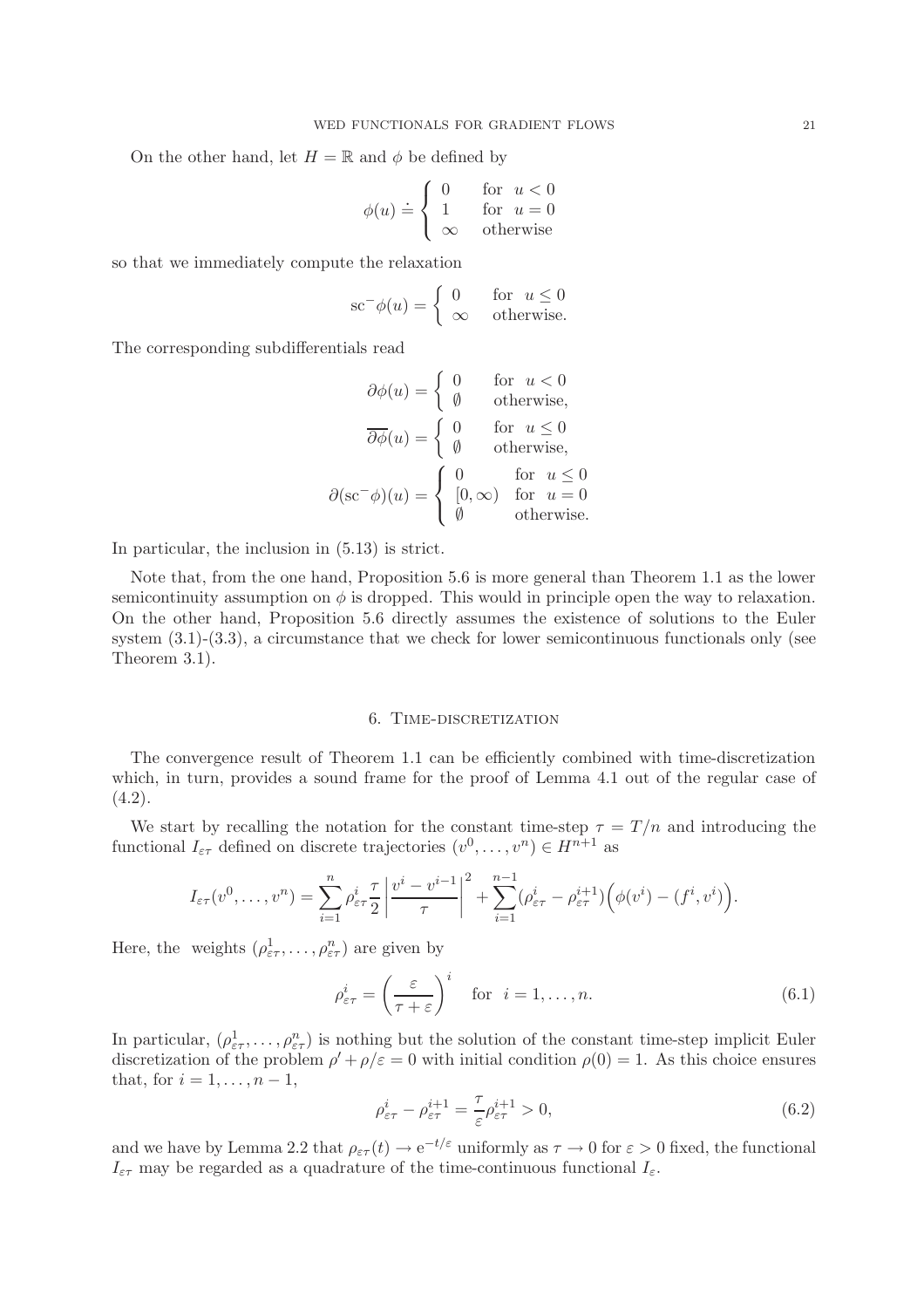On the other hand, let $H = \mathbb{R}$ and $\phi$ be defined by

$$
\phi(u) \doteq \begin{cases} 0 & \text{for } u < 0 \\ 1 & \text{for } u = 0 \\ \infty & \text{otherwise} \end{cases}
$$

so that we immediately compute the relaxation

$$
\mathrm{sc}^{-}\phi(u) = \begin{cases} 0 & \text{for } u \leq 0 \\ \infty & \text{otherwise.} \end{cases}
$$

The corresponding subdifferentials read

$$
\partial\phi(u) = \begin{cases} 0 & \text{for } u < 0 \\ \emptyset & \text{otherwise,} \end{cases}
$$

$$
\overline{\partial\phi}(u) = \begin{cases} 0 & \text{for } u \leq 0 \\ \emptyset & \text{otherwise,} \end{cases}
$$

$$
\partial(\mathrm{sc}^{-}\phi)(u) = \begin{cases} 0 & \text{for } u \leq 0 \\ [0,\infty) & \text{for } u = 0 \\ \emptyset & \text{otherwise.} \end{cases}
$$

In particular, the inclusion in (5.13) is strict.

Note that, from the one hand, Proposition 5.6 is more general than Theorem 1.1 as the lower semicontinuity assumption on $\phi$ is dropped. This would in principle open the way to relaxation. On the other hand, Proposition 5.6 directly assumes the existence of solutions to the Euler system (3.1)-(3.3), a circumstance that we check for lower semicontinuous functionals only (see Theorem 3.1).

## 6. Time-discretization

The convergence result of Theorem 1.1 can be efficiently combined with time-discretization which, in turn, provides a sound frame for the proof of Lemma 4.1 out of the regular case of (4.2).

We start by recalling the notation for the constant time-step $\tau = T/n$ and introducing the functional $I_{\varepsilon\tau}$ defined on discrete trajectories $(v^0, \ldots, v^n) \in H^{n+1}$ as

$$
I_{\varepsilon\tau}(v^0, \ldots, v^n) = \sum_{i=1}^{n} \rho_{\varepsilon\tau}^i \frac{\tau}{2} \left| \frac{v^i - v^{i-1}}{\tau} \right|^2 + \sum_{i=1}^{n-1} (\rho_{\varepsilon\tau}^i - \rho_{\varepsilon\tau}^{i+1}) \Big( \phi(v^i) - (f^i, v^i) \Big).
$$

Here, the weights $(\rho_{\varepsilon\tau}^1, \ldots, \rho_{\varepsilon\tau}^n)$ are given by

$$
\rho_{\varepsilon\tau}^i = \left( \frac{\varepsilon}{\tau + \varepsilon} \right)^i \quad \text{for } i = 1, \ldots, n. \tag{6.1}
$$

In particular, $(\rho_{\varepsilon\tau}^1, \ldots, \rho_{\varepsilon\tau}^n)$ is nothing but the solution of the constant time-step implicit Euler discretization of the problem $\rho' + \rho/\varepsilon = 0$ with initial condition $\rho(0) = 1$. As this choice ensures that, for $i = 1, \ldots, n-1$,

$$
\rho_{\varepsilon\tau}^i - \rho_{\varepsilon\tau}^{i+1} = \frac{\tau}{\varepsilon} \rho_{\varepsilon\tau}^{i+1} > 0, \tag{6.2}
$$

and we have by Lemma 2.2 that $\rho_{\varepsilon\tau}(t) \to \mathrm{e}^{-t/\varepsilon}$ uniformly as $\tau \to 0$ for $\varepsilon > 0$ fixed, the functional $I_{\varepsilon\tau}$ may be regarded as a quadrature of the time-continuous functional $I_\varepsilon$.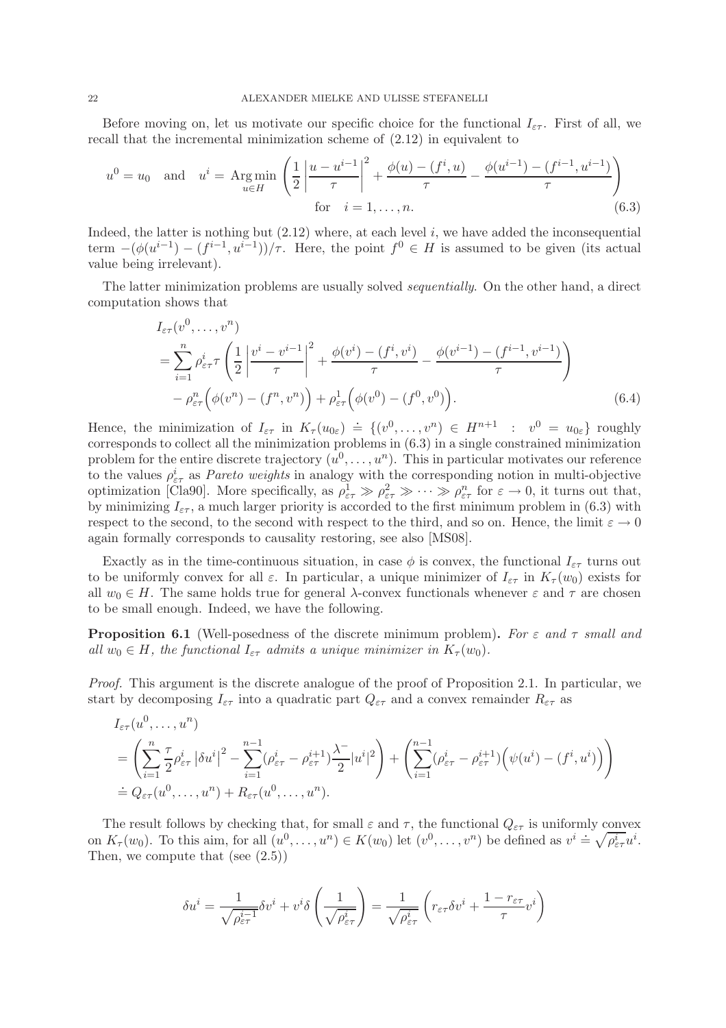Before moving on, let us motivate our specific choice for the functional $I_{\varepsilon\tau}$. First of all, we recall that the incremental minimization scheme of (2.12) in equivalent to

$$
u^0 = u_0 \quad \text{and} \quad u^i = \underset{u\in H}{\operatorname{Arg\,min}} \left( \frac{1}{2}\left|\frac{u-u^{i-1}}{\tau}\right|^2 + \frac{\phi(u)-(f^i,u)}{\tau} - \frac{\phi(u^{i-1})-(f^{i-1},u^{i-1})}{\tau} \right) \quad \text{for} \quad i=1,\dots,n. \tag{6.3}
$$

Indeed, the latter is nothing but (2.12) where, at each level $i$, we have added the inconsequential term $-(\phi(u^{i-1})-(f^{i-1},u^{i-1}))/\tau$. Here, the point $f^0 \in H$ is assumed to be given (its actual value being irrelevant).

The latter minimization problems are usually solved *sequentially*. On the other hand, a direct computation shows that

$$
\begin{aligned}
&I_{\varepsilon\tau}(v^0,\dots,v^n)\\
&= \sum_{i=1}^n \rho^i_{\varepsilon\tau}\tau \left( \frac{1}{2}\left|\frac{v^i-v^{i-1}}{\tau}\right|^2 + \frac{\phi(v^i)-(f^i,v^i)}{\tau} - \frac{\phi(v^{i-1})-(f^{i-1},v^{i-1})}{\tau} \right)\\
&\quad - \rho^n_{\varepsilon\tau}\Big(\phi(v^n)-(f^n,v^n)\Big) + \rho^1_{\varepsilon\tau}\Big(\phi(v^0)-(f^0,v^0)\Big).
\end{aligned} \tag{6.4}
$$

Hence, the minimization of $I_{\varepsilon\tau}$ in $K_\tau(u_{0\varepsilon}) \doteq \{(v^0,\dots,v^n) \in H^{n+1} \ : \ v^0 = u_{0\varepsilon}\}$ roughly corresponds to collect all the minimization problems in (6.3) in a single constrained minimization problem for the entire discrete trajectory $(u^0,\dots,u^n)$. This in particular motivates our reference to the values $\rho^i_{\varepsilon\tau}$ as *Pareto weights* in analogy with the corresponding notion in multi-objective optimization [Cla90]. More specifically, as $\rho^1_{\varepsilon\tau} \gg \rho^2_{\varepsilon\tau} \gg \dots \gg \rho^n_{\varepsilon\tau}$ for $\varepsilon \to 0$, it turns out that, by minimizing $I_{\varepsilon\tau}$, a much larger priority is accorded to the first minimum problem in (6.3) with respect to the second, to the second with respect to the third, and so on. Hence, the limit $\varepsilon \to 0$ again formally corresponds to causality restoring, see also [MS08].

Exactly as in the time-continuous situation, in case $\phi$ is convex, the functional $I_{\varepsilon\tau}$ turns out to be uniformly convex for all $\varepsilon$. In particular, a unique minimizer of $I_{\varepsilon\tau}$ in $K_\tau(w_0)$ exists for all $w_0 \in H$. The same holds true for general $\lambda$-convex functionals whenever $\varepsilon$ and $\tau$ are chosen to be small enough. Indeed, we have the following.

**Proposition 6.1** (Well-posedness of the discrete minimum problem)**.** *For $\varepsilon$ and $\tau$ small and all $w_0 \in H$, the functional $I_{\varepsilon\tau}$ admits a unique minimizer in $K_\tau(w_0)$.*

*Proof.* This argument is the discrete analogue of the proof of Proposition 2.1. In particular, we start by decomposing $I_{\varepsilon\tau}$ into a quadratic part $Q_{\varepsilon\tau}$ and a convex remainder $R_{\varepsilon\tau}$ as

$$
\begin{aligned}
&I_{\varepsilon\tau}(u^0,\dots,u^n)\\
&= \left( \sum_{i=1}^n \frac{\tau}{2}\rho^i_{\varepsilon\tau}\left|\delta u^i\right|^2 - \sum_{i=1}^{n-1}(\rho^i_{\varepsilon\tau}-\rho^{i+1}_{\varepsilon\tau})\frac{\lambda^-}{2}|u^i|^2 \right) + \left( \sum_{i=1}^{n-1}(\rho^i_{\varepsilon\tau}-\rho^{i+1}_{\varepsilon\tau})\Big(\psi(u^i)-(f^i,u^i)\Big) \right)\\
&\doteq Q_{\varepsilon\tau}(u^0,\dots,u^n) + R_{\varepsilon\tau}(u^0,\dots,u^n).
\end{aligned}
$$

The result follows by checking that, for small $\varepsilon$ and $\tau$, the functional $Q_{\varepsilon\tau}$ is uniformly convex on $K_\tau(w_0)$. To this aim, for all $(u^0,\dots,u^n) \in K(w_0)$ let $(v^0,\dots,v^n)$ be defined as $v^i \doteq \sqrt{\rho^i_{\varepsilon\tau}}u^i$. Then, we compute that (see (2.5))

$$
\delta u^i = \frac{1}{\sqrt{\rho^{i-1}_{\varepsilon\tau}}}\delta v^i + v^i\delta\left(\frac{1}{\sqrt{\rho^i_{\varepsilon\tau}}}\right) = \frac{1}{\sqrt{\rho^i_{\varepsilon\tau}}}\left( r_{\varepsilon\tau}\delta v^i + \frac{1-r_{\varepsilon\tau}}{\tau}v^i \right)
$$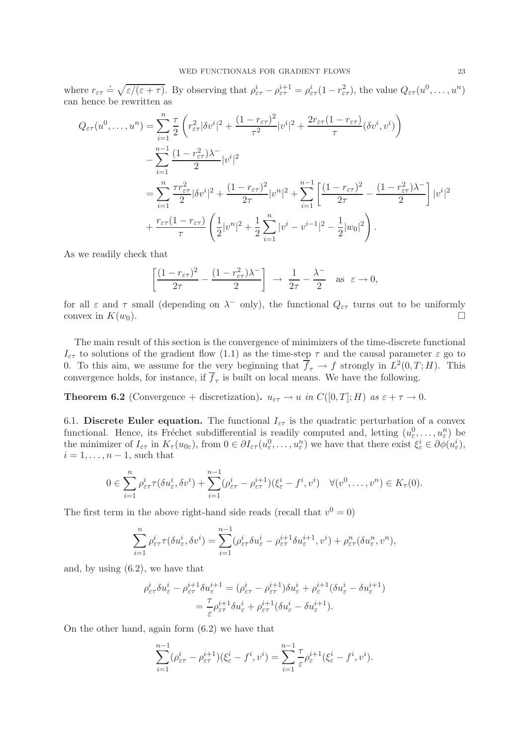where $r_{\varepsilon\tau} \doteq \sqrt{\varepsilon/(\varepsilon+\tau)}$. By observing that $\rho^i_{\varepsilon\tau} - \rho^{i+1}_{\varepsilon\tau} = \rho^i_{\varepsilon\tau}(1-r^2_{\varepsilon\tau})$, the value $Q_{\varepsilon\tau}(u^0,\dots,u^n)$ can hence be rewritten as

$$
\begin{aligned}
Q_{\varepsilon\tau}(u^0,\dots,u^n) &= \sum_{i=1}^n \frac{\tau}{2}\left( r^2_{\varepsilon\tau}|\delta v^i|^2 + \frac{(1-r_{\varepsilon\tau})^2}{\tau^2}|v^i|^2 + \frac{2r_{\varepsilon\tau}(1-r_{\varepsilon\tau})}{\tau}(\delta v^i, v^i)\right)\\
&\quad - \sum_{i=1}^{n-1}\frac{(1-r^2_{\varepsilon\tau})\lambda^-}{2}|v^i|^2\\
&= \sum_{i=1}^n \frac{\tau r^2_{\varepsilon\tau}}{2}|\delta v^i|^2 + \frac{(1-r_{\varepsilon\tau})^2}{2\tau}|v^n|^2 + \sum_{i=1}^{n-1}\left[\frac{(1-r_{\varepsilon\tau})^2}{2\tau} - \frac{(1-r^2_{\varepsilon\tau})\lambda^-}{2}\right]|v^i|^2\\
&\quad + \frac{r_{\varepsilon\tau}(1-r_{\varepsilon\tau})}{\tau}\left(\frac{1}{2}|v^n|^2 + \frac{1}{2}\sum_{i=1}^n |v^i - v^{i-1}|^2 - \frac{1}{2}|w_0|^2\right).
\end{aligned}
$$

As we readily check that

$$
\left[\frac{(1-r_{\varepsilon\tau})^2}{2\tau} - \frac{(1-r^2_{\varepsilon\tau})\lambda^-}{2}\right] \ \to\ \frac{1}{2\tau} - \frac{\lambda^-}{2} \quad \text{as } \ \varepsilon \to 0,
$$

for all $\varepsilon$ and $\tau$ small (depending on $\lambda^-$ only), the functional $Q_{\varepsilon\tau}$ turns out to be uniformly convex in $K(w_0)$. □

The main result of this section is the convergence of minimizers of the time-discrete functional $I_{\varepsilon\tau}$ to solutions of the gradient flow (1.1) as the time-step $\tau$ and the causal parameter $\varepsilon$ go to 0. To this aim, we assume for the very beginning that $\overline{f}_\tau \to f$ strongly in $L^2(0,T;H)$. This convergence holds, for instance, if $\overline{f}_\tau$ is built on local means. We have the following.

**Theorem 6.2** (Convergence + discretization)**.** *$u_{\varepsilon\tau} \to u$ in $C([0,T];H)$ as $\varepsilon + \tau \to 0$.*

6.1. **Discrete Euler equation.** The functional $I_{\varepsilon\tau}$ is the quadratic perturbation of a convex functional. Hence, its Fréchet subdifferential is readily computed and, letting $(u^0_\varepsilon,\dots,u^n_\varepsilon)$ be the minimizer of $I_{\varepsilon\tau}$ in $K_\tau(u_{0\varepsilon})$, from $0 \in \partial I_{\varepsilon\tau}(u^0_\varepsilon,\dots,u^n_\varepsilon)$ we have that there exist $\xi^i_\varepsilon \in \partial\phi(u^i_\varepsilon)$, $i = 1,\dots,n-1$, such that

$$
0 \in \sum_{i=1}^n \rho^i_{\varepsilon\tau}\tau(\delta u^i_\varepsilon, \delta v^i) + \sum_{i=1}^{n-1}(\rho^i_{\varepsilon\tau} - \rho^{i+1}_{\varepsilon\tau})(\xi^i_\varepsilon - f^i, v^i) \quad \forall (v^0,\dots,v^n) \in K_\tau(0).
$$

The first term in the above right-hand side reads (recall that $v^0 = 0$)

$$
\sum_{i=1}^n \rho^i_{\varepsilon\tau}\tau(\delta u^i_\varepsilon, \delta v^i) = \sum_{i=1}^{n-1}(\rho^i_{\varepsilon\tau}\delta u^i_\varepsilon - \rho^{i+1}_{\varepsilon\tau}\delta u^{i+1}_\varepsilon, v^i) + \rho^n_{\varepsilon\tau}(\delta u^n_\varepsilon, v^n),
$$

and, by using (6.2), we have that

$$
\begin{aligned}
\rho^i_{\varepsilon\tau}\delta u^i_\varepsilon - \rho^{i+1}_{\varepsilon\tau}\delta u^{i+1}_\varepsilon &= (\rho^i_{\varepsilon\tau} - \rho^{i+1}_{\varepsilon\tau})\delta u^i_\varepsilon + \rho^{i+1}_\varepsilon(\delta u^i_\varepsilon - \delta u^{i+1}_\varepsilon)\\
&= \frac{\tau}{\varepsilon}\rho^{i+1}_{\varepsilon\tau}\delta u^i_\varepsilon + \rho^{i+1}_{\varepsilon\tau}(\delta u^i_\varepsilon - \delta u^{i+1}_\varepsilon).
\end{aligned}
$$

On the other hand, again form (6.2) we have that

$$
\sum_{i=1}^{n-1}(\rho^i_{\varepsilon\tau} - \rho^{i+1}_{\varepsilon\tau})(\xi^i_\varepsilon - f^i, v^i) = \sum_{i=1}^{n-1}\frac{\tau}{\varepsilon}\rho^{i+1}_\varepsilon(\xi^i_\varepsilon - f^i, v^i).
$$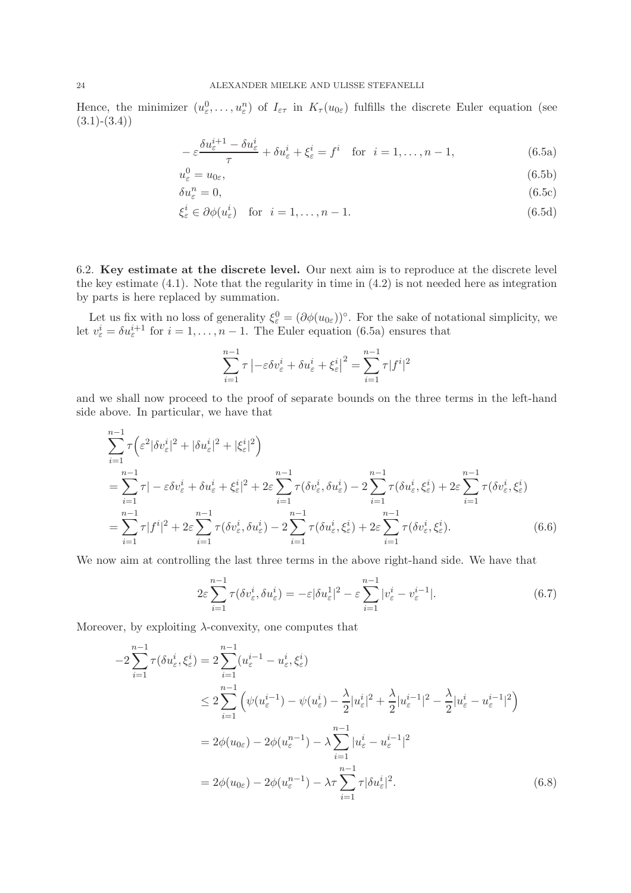Hence, the minimizer $(u_\varepsilon^0, \ldots, u_\varepsilon^n)$ of $I_{\varepsilon\tau}$ in $K_\tau(u_{0\varepsilon})$ fulfills the discrete Euler equation (see (3.1)-(3.4))

$$
-\varepsilon \frac{\delta u_\varepsilon^{i+1} - \delta u_\varepsilon^i}{\tau} + \delta u_\varepsilon^i + \xi_\varepsilon^i = f^i \quad \text{for} \;\; i = 1, \ldots, n-1, \tag{6.5a}
$$

$$
u_\varepsilon^0 = u_{0\varepsilon}, \tag{6.5b}
$$

$$
\delta u_\varepsilon^n = 0, \tag{6.5c}
$$

$$
\xi_\varepsilon^i \in \partial\phi(u_\varepsilon^i) \quad \text{for} \;\; i = 1, \ldots, n-1. \tag{6.5d}
$$

## 6.2. Key estimate at the discrete level.

Our next aim is to reproduce at the discrete level the key estimate (4.1). Note that the regularity in time in (4.2) is not needed here as integration by parts is here replaced by summation.

Let us fix with no loss of generality $\xi_\varepsilon^0 = (\partial\phi(u_{0\varepsilon}))^\circ$. For the sake of notational simplicity, we let $v_\varepsilon^i = \delta u_\varepsilon^{i+1}$ for $i = 1, \ldots, n-1$. The Euler equation (6.5a) ensures that

$$
\sum_{i=1}^{n-1} \tau \left| -\varepsilon \delta v_\varepsilon^i + \delta u_\varepsilon^i + \xi_\varepsilon^i \right|^2 = \sum_{i=1}^{n-1} \tau |f^i|^2
$$

and we shall now proceed to the proof of separate bounds on the three terms in the left-hand side above. In particular, we have that

$$
\begin{aligned}
&\sum_{i=1}^{n-1} \tau \Big( \varepsilon^2 |\delta v_\varepsilon^i|^2 + |\delta u_\varepsilon^i|^2 + |\xi_\varepsilon^i|^2 \Big) \\
&= \sum_{i=1}^{n-1} \tau |-\varepsilon \delta v_\varepsilon^i + \delta u_\varepsilon^i + \xi_\varepsilon^i|^2 + 2\varepsilon \sum_{i=1}^{n-1} \tau (\delta v_\varepsilon^i, \delta u_\varepsilon^i) - 2 \sum_{i=1}^{n-1} \tau (\delta u_\varepsilon^i, \xi_\varepsilon^i) + 2\varepsilon \sum_{i=1}^{n-1} \tau (\delta v_\varepsilon^i, \xi_\varepsilon^i) \\
&= \sum_{i=1}^{n-1} \tau |f^i|^2 + 2\varepsilon \sum_{i=1}^{n-1} \tau (\delta v_\varepsilon^i, \delta u_\varepsilon^i) - 2 \sum_{i=1}^{n-1} \tau (\delta u_\varepsilon^i, \xi_\varepsilon^i) + 2\varepsilon \sum_{i=1}^{n-1} \tau (\delta v_\varepsilon^i, \xi_\varepsilon^i).
\end{aligned} \tag{6.6}
$$

We now aim at controlling the last three terms in the above right-hand side. We have that

$$
2\varepsilon \sum_{i=1}^{n-1} \tau (\delta v_\varepsilon^i, \delta u_\varepsilon^i) = -\varepsilon |\delta u_\varepsilon^1|^2 - \varepsilon \sum_{i=1}^{n-1} |v_\varepsilon^i - v_\varepsilon^{i-1}|. \tag{6.7}
$$

Moreover, by exploiting $\lambda$-convexity, one computes that

$$
\begin{aligned}
-2 \sum_{i=1}^{n-1} \tau (\delta u_\varepsilon^i, \xi_\varepsilon^i) &= 2 \sum_{i=1}^{n-1} (u_\varepsilon^{i-1} - u_\varepsilon^i, \xi_\varepsilon^i) \\
&\leq 2 \sum_{i=1}^{n-1} \Big( \psi(u_\varepsilon^{i-1}) - \psi(u_\varepsilon^i) - \frac{\lambda}{2} |u_\varepsilon^i|^2 + \frac{\lambda}{2} |u_\varepsilon^{i-1}|^2 - \frac{\lambda}{2} |u_\varepsilon^i - u_\varepsilon^{i-1}|^2 \Big) \\
&= 2\phi(u_{0\varepsilon}) - 2\phi(u_\varepsilon^{n-1}) - \lambda \sum_{i=1}^{n-1} |u_\varepsilon^i - u_\varepsilon^{i-1}|^2 \\
&= 2\phi(u_{0\varepsilon}) - 2\phi(u_\varepsilon^{n-1}) - \lambda\tau \sum_{i=1}^{n-1} \tau |\delta u_\varepsilon^i|^2.
\end{aligned} \tag{6.8}
$$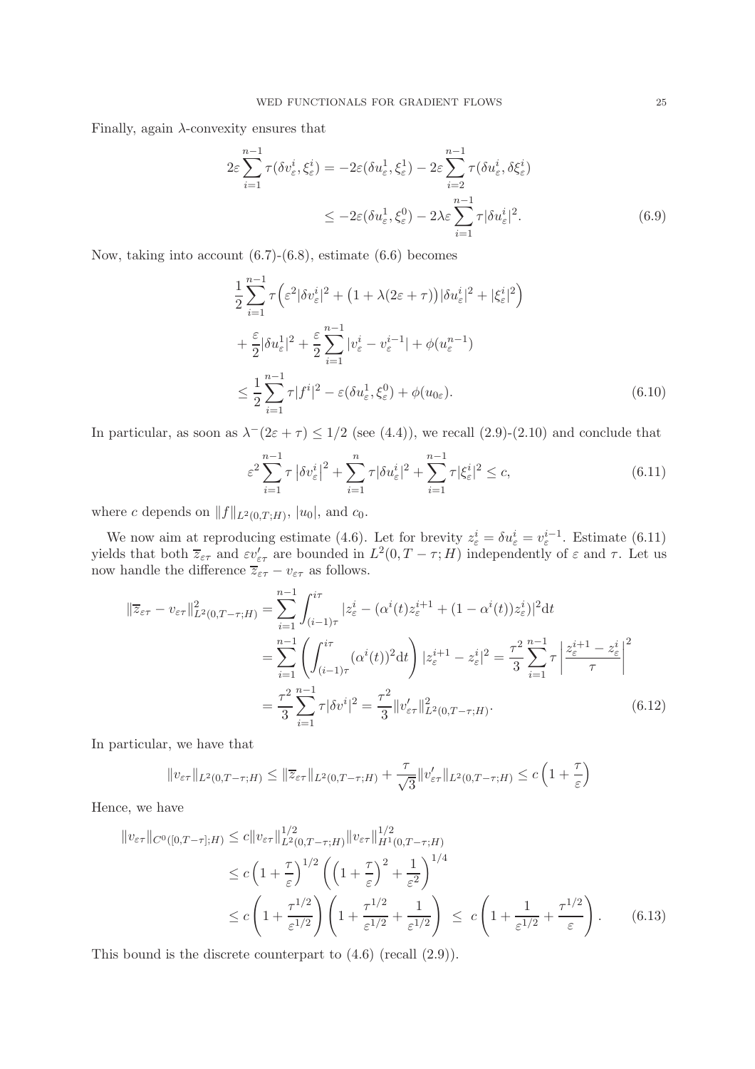Finally, again $\lambda$-convexity ensures that

$$
\begin{aligned}
2\varepsilon\sum_{i=1}^{n-1}\tau(\delta v_\varepsilon^i,\xi_\varepsilon^i) &= -2\varepsilon(\delta u_\varepsilon^1,\xi_\varepsilon^1) - 2\varepsilon\sum_{i=2}^{n-1}\tau(\delta u_\varepsilon^i,\delta\xi_\varepsilon^i)\\
&\leq -2\varepsilon(\delta u_\varepsilon^1,\xi_\varepsilon^0) - 2\lambda\varepsilon\sum_{i=1}^{n-1}\tau|\delta u_\varepsilon^i|^2. \qquad (6.9)
\end{aligned}
$$

Now, taking into account (6.7)-(6.8), estimate (6.6) becomes

$$
\begin{aligned}
&\frac{1}{2}\sum_{i=1}^{n-1}\tau\Big(\varepsilon^2|\delta v_\varepsilon^i|^2 + \big(1+\lambda(2\varepsilon+\tau)\big)|\delta u_\varepsilon^i|^2 + |\xi_\varepsilon^i|^2\Big)\\
&\quad + \frac{\varepsilon}{2}|\delta u_\varepsilon^1|^2 + \frac{\varepsilon}{2}\sum_{i=1}^{n-1}|v_\varepsilon^i - v_\varepsilon^{i-1}| + \phi(u_\varepsilon^{n-1})\\
&\leq \frac{1}{2}\sum_{i=1}^{n-1}\tau|f^i|^2 - \varepsilon(\delta u_\varepsilon^1,\xi_\varepsilon^0) + \phi(u_{0\varepsilon}). \qquad (6.10)
\end{aligned}
$$

In particular, as soon as $\lambda^-(2\varepsilon+\tau)\leq 1/2$ (see (4.4)), we recall (2.9)-(2.10) and conclude that

$$
\varepsilon^2\sum_{i=1}^{n-1}\tau\left|\delta v_\varepsilon^i\right|^2 + \sum_{i=1}^{n}\tau|\delta u_\varepsilon^i|^2 + \sum_{i=1}^{n-1}\tau|\xi_\varepsilon^i|^2 \leq c, \qquad (6.11)
$$

where $c$ depends on $\|f\|_{L^2(0,T;H)}$, $|u_0|$, and $c_0$.

We now aim at reproducing estimate (4.6). Let for brevity $z_\varepsilon^i = \delta u_\varepsilon^i = v_\varepsilon^{i-1}$. Estimate (6.11) yields that both $\overline{z}_{\varepsilon\tau}$ and $\varepsilon v'_{\varepsilon\tau}$ are bounded in $L^2(0,T-\tau;H)$ independently of $\varepsilon$ and $\tau$. Let us now handle the difference $\overline{z}_{\varepsilon\tau} - v_{\varepsilon\tau}$ as follows.

$$
\begin{aligned}
\|\overline{z}_{\varepsilon\tau} - v_{\varepsilon\tau}\|^2_{L^2(0,T-\tau;H)} &= \sum_{i=1}^{n-1}\int_{(i-1)\tau}^{i\tau}|z_\varepsilon^i - (\alpha^i(t)z_\varepsilon^{i+1} + (1-\alpha^i(t))z_\varepsilon^i)|^2\mathrm{d}t\\
&= \sum_{i=1}^{n-1}\left(\int_{(i-1)\tau}^{i\tau}(\alpha^i(t))^2\mathrm{d}t\right)|z_\varepsilon^{i+1} - z_\varepsilon^i|^2 = \frac{\tau^2}{3}\sum_{i=1}^{n-1}\tau\left|\frac{z_\varepsilon^{i+1}-z_\varepsilon^i}{\tau}\right|^2\\
&= \frac{\tau^2}{3}\sum_{i=1}^{n-1}\tau|\delta v^i|^2 = \frac{\tau^2}{3}\|v'_{\varepsilon\tau}\|^2_{L^2(0,T-\tau;H)}. \qquad (6.12)
\end{aligned}
$$

In particular, we have that

$$
\|v_{\varepsilon\tau}\|_{L^2(0,T-\tau;H)} \leq \|\overline{z}_{\varepsilon\tau}\|_{L^2(0,T-\tau;H)} + \frac{\tau}{\sqrt{3}}\|v'_{\varepsilon\tau}\|_{L^2(0,T-\tau;H)} \leq c\left(1+\frac{\tau}{\varepsilon}\right)
$$

Hence, we have

$$
\begin{aligned}
\|v_{\varepsilon\tau}\|_{C^0([0,T-\tau];H)} &\leq c\|v_{\varepsilon\tau}\|^{1/2}_{L^2(0,T-\tau;H)}\|v_{\varepsilon\tau}\|^{1/2}_{H^1(0,T-\tau;H)}\\
&\leq c\left(1+\frac{\tau}{\varepsilon}\right)^{1/2}\left(\left(1+\frac{\tau}{\varepsilon}\right)^2 + \frac{1}{\varepsilon^2}\right)^{1/4}\\
&\leq c\left(1+\frac{\tau^{1/2}}{\varepsilon^{1/2}}\right)\left(1+\frac{\tau^{1/2}}{\varepsilon^{1/2}}+\frac{1}{\varepsilon^{1/2}}\right) \;\leq\; c\left(1+\frac{1}{\varepsilon^{1/2}}+\frac{\tau^{1/2}}{\varepsilon}\right). \qquad (6.13)
\end{aligned}
$$

This bound is the discrete counterpart to (4.6) (recall (2.9)).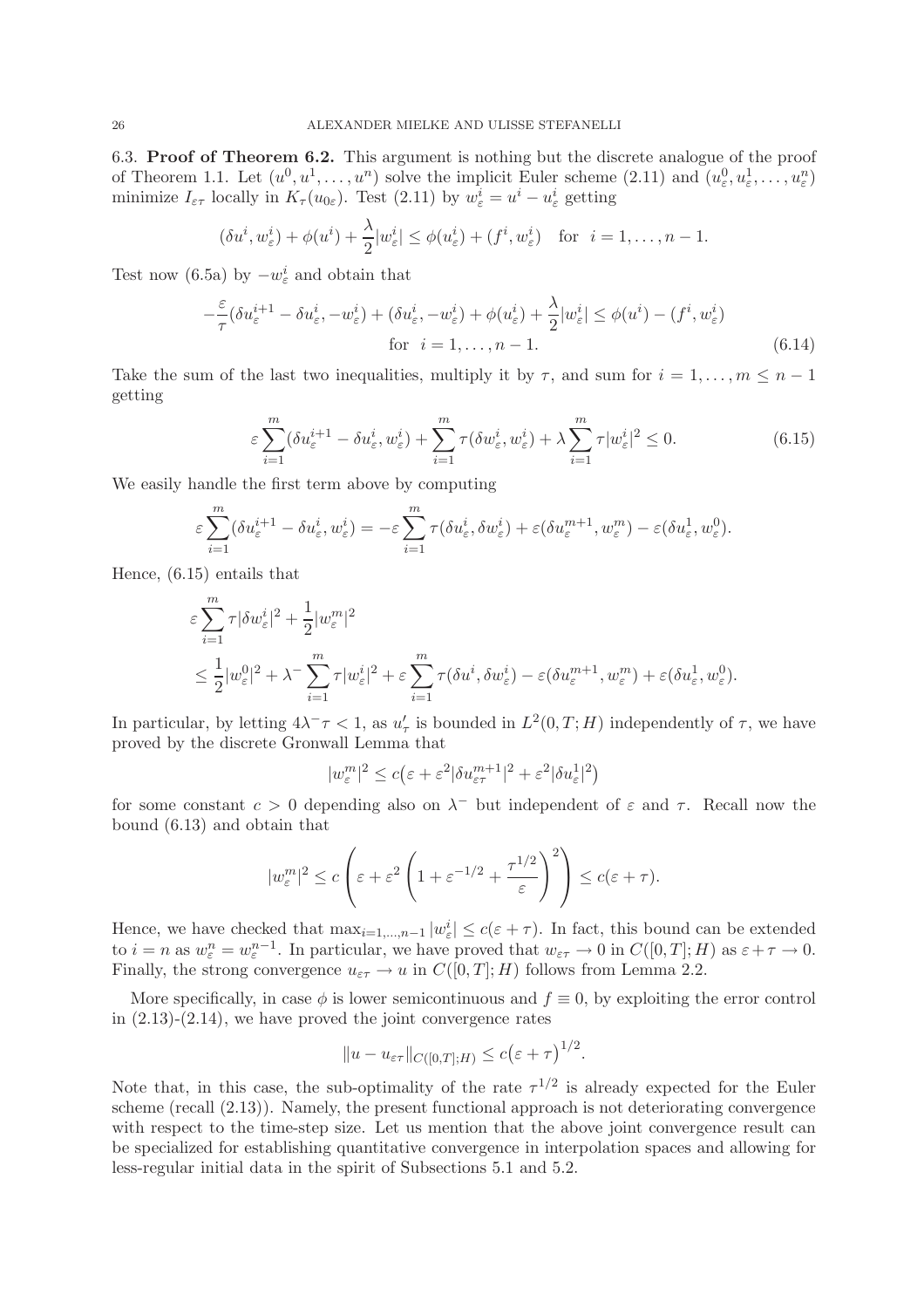6.3. **Proof of Theorem 6.2.** This argument is nothing but the discrete analogue of the proof of Theorem 1.1. Let $(u^0, u^1, \ldots, u^n)$ solve the implicit Euler scheme (2.11) and $(u^0_\varepsilon, u^1_\varepsilon, \ldots, u^n_\varepsilon)$ minimize $I_{\varepsilon\tau}$ locally in $K_\tau(u_{0\varepsilon})$. Test (2.11) by $w^i_\varepsilon = u^i - u^i_\varepsilon$ getting

$$(\delta u^i, w^i_\varepsilon) + \phi(u^i) + \frac{\lambda}{2}|w^i_\varepsilon| \leq \phi(u^i_\varepsilon) + (f^i, w^i_\varepsilon) \quad \text{for } i = 1, \ldots, n-1.$$

Test now (6.5a) by $-w^i_\varepsilon$ and obtain that

$$-\frac{\varepsilon}{\tau}(\delta u^{i+1}_\varepsilon - \delta u^i_\varepsilon, -w^i_\varepsilon) + (\delta u^i_\varepsilon, -w^i_\varepsilon) + \phi(u^i_\varepsilon) + \frac{\lambda}{2}|w^i_\varepsilon| \leq \phi(u^i) - (f^i, w^i_\varepsilon)$$
$$\text{for } i = 1, \ldots, n-1. \tag{6.14}$$

Take the sum of the last two inequalities, multiply it by $\tau$, and sum for $i = 1, \ldots, m \leq n-1$ getting

$$\varepsilon \sum_{i=1}^m (\delta u^{i+1}_\varepsilon - \delta u^i_\varepsilon, w^i_\varepsilon) + \sum_{i=1}^m \tau(\delta w^i_\varepsilon, w^i_\varepsilon) + \lambda \sum_{i=1}^m \tau |w^i_\varepsilon|^2 \leq 0. \tag{6.15}$$

We easily handle the first term above by computing

$$\varepsilon \sum_{i=1}^m (\delta u^{i+1}_\varepsilon - \delta u^i_\varepsilon, w^i_\varepsilon) = -\varepsilon \sum_{i=1}^m \tau(\delta u^i_\varepsilon, \delta w^i_\varepsilon) + \varepsilon(\delta u^{m+1}_\varepsilon, w^m_\varepsilon) - \varepsilon(\delta u^1_\varepsilon, w^0_\varepsilon).$$

Hence, (6.15) entails that

$$\varepsilon \sum_{i=1}^m \tau |\delta w^i_\varepsilon|^2 + \frac{1}{2}|w^m_\varepsilon|^2$$
$$\leq \frac{1}{2}|w^0_\varepsilon|^2 + \lambda^- \sum_{i=1}^m \tau |w^i_\varepsilon|^2 + \varepsilon \sum_{i=1}^m \tau(\delta u^i, \delta w^i_\varepsilon) - \varepsilon(\delta u^{m+1}_\varepsilon, w^m_\varepsilon) + \varepsilon(\delta u^1_\varepsilon, w^0_\varepsilon).$$

In particular, by letting $4\lambda^-\tau < 1$, as $u'_\tau$ is bounded in $L^2(0,T;H)$ independently of $\tau$, we have proved by the discrete Gronwall Lemma that

$$|w^m_\varepsilon|^2 \leq c\big(\varepsilon + \varepsilon^2 |\delta u^{m+1}_{\varepsilon\tau}|^2 + \varepsilon^2 |\delta u^1_\varepsilon|^2\big)$$

for some constant $c > 0$ depending also on $\lambda^-$ but independent of $\varepsilon$ and $\tau$. Recall now the bound (6.13) and obtain that

$$|w^m_\varepsilon|^2 \leq c\left(\varepsilon + \varepsilon^2 \left(1 + \varepsilon^{-1/2} + \frac{\tau^{1/2}}{\varepsilon}\right)^2\right) \leq c(\varepsilon + \tau).$$

Hence, we have checked that $\max_{i=1,\ldots,n-1} |w^i_\varepsilon| \leq c(\varepsilon + \tau)$. In fact, this bound can be extended to $i = n$ as $w^n_\varepsilon = w^{n-1}_\varepsilon$. In particular, we have proved that $w_{\varepsilon\tau} \to 0$ in $C([0,T];H)$ as $\varepsilon + \tau \to 0$. Finally, the strong convergence $u_{\varepsilon\tau} \to u$ in $C([0,T];H)$ follows from Lemma 2.2.

More specifically, in case $\phi$ is lower semicontinuous and $f \equiv 0$, by exploiting the error control in (2.13)-(2.14), we have proved the joint convergence rates

$$\|u - u_{\varepsilon\tau}\|_{C([0,T];H)} \leq c\big(\varepsilon + \tau\big)^{1/2}.$$

Note that, in this case, the sub-optimality of the rate $\tau^{1/2}$ is already expected for the Euler scheme (recall (2.13)). Namely, the present functional approach is not deteriorating convergence with respect to the time-step size. Let us mention that the above joint convergence result can be specialized for establishing quantitative convergence in interpolation spaces and allowing for less-regular initial data in the spirit of Subsections 5.1 and 5.2.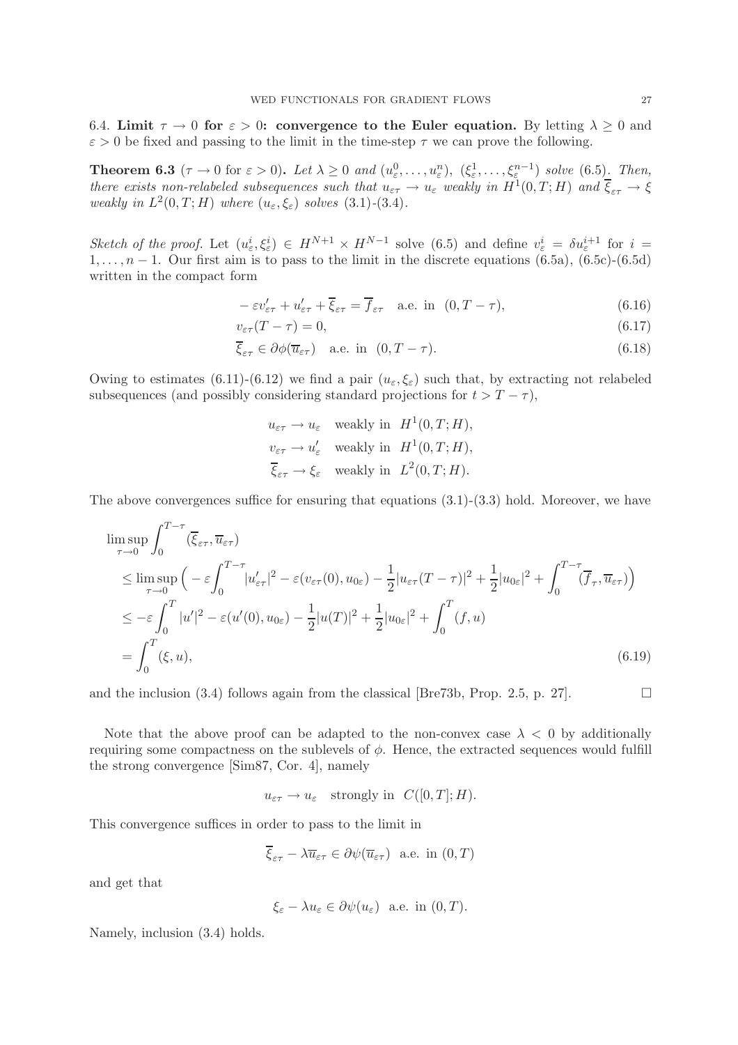6.4. **Limit $\tau \to 0$ for $\varepsilon > 0$: convergence to the Euler equation.** By letting $\lambda \geq 0$ and $\varepsilon > 0$ be fixed and passing to the limit in the time-step $\tau$ we can prove the following.

**Theorem 6.3** ($\tau \to 0$ for $\varepsilon > 0$)**.** *Let $\lambda \geq 0$ and $(u_\varepsilon^0, \ldots, u_\varepsilon^n)$, $(\xi_\varepsilon^1, \ldots, \xi_\varepsilon^{n-1})$ solve (6.5). Then, there exists non-relabeled subsequences such that $u_{\varepsilon\tau} \to u_\varepsilon$ weakly in $H^1(0,T;H)$ and $\overline{\xi}_{\varepsilon\tau} \to \xi$ weakly in $L^2(0,T;H)$ where $(u_\varepsilon, \xi_\varepsilon)$ solves (3.1)-(3.4).*

*Sketch of the proof.* Let $(u_\varepsilon^i, \xi_\varepsilon^i) \in H^{N+1} \times H^{N-1}$ solve (6.5) and define $v_\varepsilon^i = \delta u_\varepsilon^{i+1}$ for $i = 1, \ldots, n-1$. Our first aim is to pass to the limit in the discrete equations (6.5a), (6.5c)-(6.5d) written in the compact form

$$
-\varepsilon v'_{\varepsilon\tau} + u'_{\varepsilon\tau} + \overline{\xi}_{\varepsilon\tau} = \overline{f}_{\varepsilon\tau} \quad \text{a.e. in } (0, T-\tau), \tag{6.16}
$$

$$
v_{\varepsilon\tau}(T-\tau) = 0, \tag{6.17}
$$

$$
\overline{\xi}_{\varepsilon\tau} \in \partial\phi(\overline{u}_{\varepsilon\tau}) \quad \text{a.e. in } (0, T-\tau). \tag{6.18}
$$

Owing to estimates (6.11)-(6.12) we find a pair $(u_\varepsilon, \xi_\varepsilon)$ such that, by extracting not relabeled subsequences (and possibly considering standard projections for $t > T - \tau$),

$$
\begin{aligned}
u_{\varepsilon\tau} &\to u_\varepsilon \quad \text{weakly in } H^1(0,T;H), \\
v_{\varepsilon\tau} &\to u'_\varepsilon \quad \text{weakly in } H^1(0,T;H), \\
\overline{\xi}_{\varepsilon\tau} &\to \xi_\varepsilon \quad \text{weakly in } L^2(0,T;H).
\end{aligned}
$$

The above convergences suffice for ensuring that equations (3.1)-(3.3) hold. Moreover, we have

$$
\begin{aligned}
&\limsup_{\tau \to 0} \int_0^{T-\tau} (\overline{\xi}_{\varepsilon\tau}, \overline{u}_{\varepsilon\tau}) \\
&\leq \limsup_{\tau \to 0} \Big( -\varepsilon \int_0^{T-\tau} |u'_{\varepsilon\tau}|^2 - \varepsilon (v_{\varepsilon\tau}(0), u_{0\varepsilon}) - \frac{1}{2}|u_{\varepsilon\tau}(T-\tau)|^2 + \frac{1}{2}|u_{0\varepsilon}|^2 + \int_0^{T-\tau} (\overline{f}_\tau, \overline{u}_{\varepsilon\tau}) \Big) \\
&\leq -\varepsilon \int_0^T |u'|^2 - \varepsilon(u'(0), u_{0\varepsilon}) - \frac{1}{2}|u(T)|^2 + \frac{1}{2}|u_{0\varepsilon}|^2 + \int_0^T (f, u) \\
&= \int_0^T (\xi, u),
\end{aligned} \tag{6.19}
$$

and the inclusion (3.4) follows again from the classical [Bre73b, Prop. 2.5, p. 27]. $\square$

Note that the above proof can be adapted to the non-convex case $\lambda < 0$ by additionally requiring some compactness on the sublevels of $\phi$. Hence, the extracted sequences would fulfill the strong convergence [Sim87, Cor. 4], namely

$$
u_{\varepsilon\tau} \to u_\varepsilon \quad \text{strongly in } C([0,T];H).
$$

This convergence suffices in order to pass to the limit in

$$
\overline{\xi}_{\varepsilon\tau} - \lambda \overline{u}_{\varepsilon\tau} \in \partial\psi(\overline{u}_{\varepsilon\tau}) \quad \text{a.e. in } (0,T)
$$

and get that

$$
\xi_\varepsilon - \lambda u_\varepsilon \in \partial\psi(u_\varepsilon) \quad \text{a.e. in } (0,T).
$$

Namely, inclusion (3.4) holds.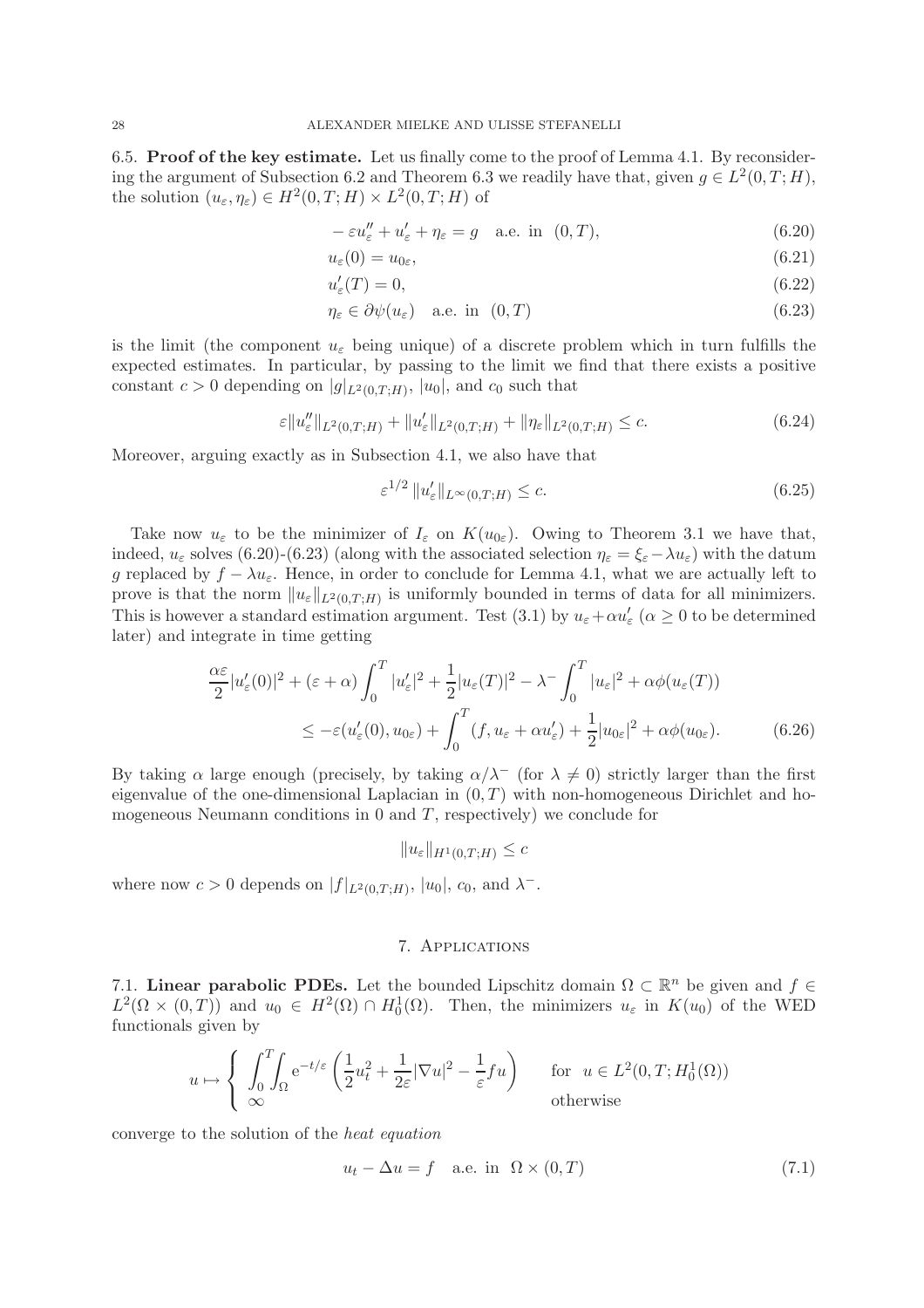### 6.5. Proof of the key estimate.

Let us finally come to the proof of Lemma 4.1. By reconsidering the argument of Subsection 6.2 and Theorem 6.3 we readily have that, given $g \in L^2(0,T;H)$, the solution $(u_\varepsilon, \eta_\varepsilon) \in H^2(0,T;H) \times L^2(0,T;H)$ of

$$
-\varepsilon u_\varepsilon'' + u_\varepsilon' + \eta_\varepsilon = g \quad \text{a.e. in } (0,T), \tag{6.20}
$$

$$
u_\varepsilon(0) = u_{0\varepsilon}, \tag{6.21}
$$

$$
u_\varepsilon'(T) = 0, \tag{6.22}
$$

$$
\eta_\varepsilon \in \partial\psi(u_\varepsilon) \quad \text{a.e. in } (0,T) \tag{6.23}
$$

is the limit (the component $u_\varepsilon$ being unique) of a discrete problem which in turn fulfills the expected estimates. In particular, by passing to the limit we find that there exists a positive constant $c > 0$ depending on $|g|_{L^2(0,T;H)}$, $|u_0|$, and $c_0$ such that

$$
\varepsilon\|u_\varepsilon''\|_{L^2(0,T;H)} + \|u_\varepsilon'\|_{L^2(0,T;H)} + \|\eta_\varepsilon\|_{L^2(0,T;H)} \le c. \tag{6.24}
$$

Moreover, arguing exactly as in Subsection 4.1, we also have that

$$
\varepsilon^{1/2}\,\|u_\varepsilon'\|_{L^\infty(0,T;H)} \le c. \tag{6.25}
$$

Take now $u_\varepsilon$ to be the minimizer of $I_\varepsilon$ on $K(u_{0\varepsilon})$. Owing to Theorem 3.1 we have that, indeed, $u_\varepsilon$ solves (6.20)-(6.23) (along with the associated selection $\eta_\varepsilon = \xi_\varepsilon - \lambda u_\varepsilon$) with the datum $g$ replaced by $f - \lambda u_\varepsilon$. Hence, in order to conclude for Lemma 4.1, what we are actually left to prove is that the norm $\|u_\varepsilon\|_{L^2(0,T;H)}$ is uniformly bounded in terms of data for all minimizers. This is however a standard estimation argument. Test (3.1) by $u_\varepsilon + \alpha u_\varepsilon'$ ($\alpha \ge 0$ to be determined later) and integrate in time getting

$$
\begin{aligned}
\frac{\alpha\varepsilon}{2}|u_\varepsilon'(0)|^2 + (\varepsilon+\alpha)\int_0^T |u_\varepsilon'|^2 + \frac{1}{2}|u_\varepsilon(T)|^2 - \lambda^-\int_0^T |u_\varepsilon|^2 + \alpha\phi(u_\varepsilon(T)) \\
\le -\varepsilon(u_\varepsilon'(0), u_{0\varepsilon}) + \int_0^T (f, u_\varepsilon + \alpha u_\varepsilon') + \frac{1}{2}|u_{0\varepsilon}|^2 + \alpha\phi(u_{0\varepsilon}).
\end{aligned} \tag{6.26}
$$

By taking $\alpha$ large enough (precisely, by taking $\alpha/\lambda^-$ (for $\lambda \neq 0$) strictly larger than the first eigenvalue of the one-dimensional Laplacian in $(0,T)$ with non-homogeneous Dirichlet and homogeneous Neumann conditions in 0 and $T$, respectively) we conclude for

$$
\|u_\varepsilon\|_{H^1(0,T;H)} \le c
$$

where now $c > 0$ depends on $|f|_{L^2(0,T;H)}$, $|u_0|$, $c_0$, and $\lambda^-$.

## 7. Applications

### 7.1. Linear parabolic PDEs.

Let the bounded Lipschitz domain $\Omega \subset \mathbb{R}^n$ be given and $f \in L^2(\Omega \times (0,T))$ and $u_0 \in H^2(\Omega) \cap H_0^1(\Omega)$. Then, the minimizers $u_\varepsilon$ in $K(u_0)$ of the WED functionals given by

$$
u \mapsto \begin{cases} \displaystyle\int_0^T\!\!\int_\Omega e^{-t/\varepsilon}\left(\frac{1}{2}u_t^2 + \frac{1}{2\varepsilon}|\nabla u|^2 - \frac{1}{\varepsilon}fu\right) & \text{for } u \in L^2(0,T;H_0^1(\Omega)) \\ \infty & \text{otherwise} \end{cases}
$$

converge to the solution of the *heat equation*

$$
u_t - \Delta u = f \quad \text{a.e. in } \Omega \times (0,T) \tag{7.1}
$$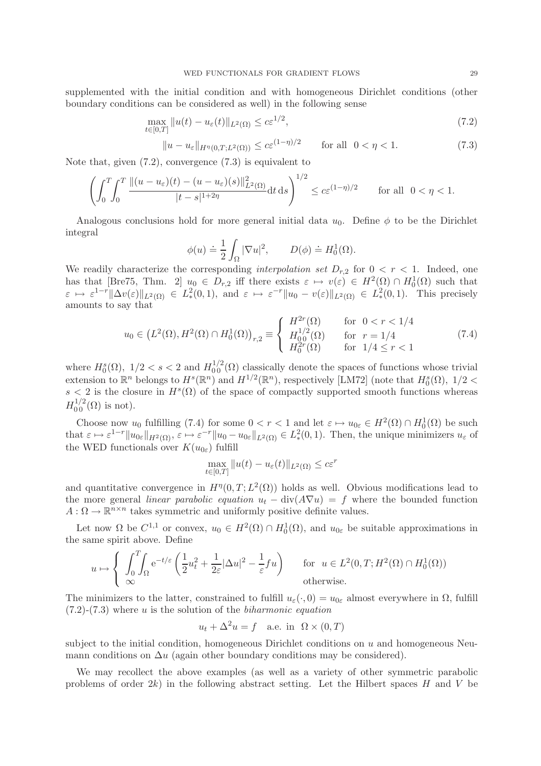supplemented with the initial condition and with homogeneous Dirichlet conditions (other boundary conditions can be considered as well) in the following sense

$$\max_{t\in[0,T]} \|u(t) - u_\varepsilon(t)\|_{L^2(\Omega)} \le c\varepsilon^{1/2}, \tag{7.2}$$

$$\|u - u_\varepsilon\|_{H^\eta(0,T;L^2(\Omega))} \le c\varepsilon^{(1-\eta)/2} \qquad \text{for all } \ 0 < \eta < 1. \tag{7.3}$$

Note that, given (7.2), convergence (7.3) is equivalent to

$$\left(\int_0^T\int_0^T \frac{\|(u-u_\varepsilon)(t) - (u-u_\varepsilon)(s)\|^2_{L^2(\Omega)}}{|t-s|^{1+2\eta}}\mathrm{d}t\,\mathrm{d}s\right)^{1/2} \le c\varepsilon^{(1-\eta)/2} \qquad \text{for all } \ 0<\eta<1.$$

Analogous conclusions hold for more general initial data $u_0$. Define $\phi$ to be the Dirichlet integral

$$\phi(u) \doteq \frac{1}{2}\int_\Omega |\nabla u|^2, \qquad D(\phi) \doteq H^1_0(\Omega).$$

We readily characterize the corresponding *interpolation set* $D_{r,2}$ for $0 < r < 1$. Indeed, one has that [Bre75, Thm. 2] $u_0 \in D_{r,2}$ iff there exists $\varepsilon \mapsto v(\varepsilon) \in H^2(\Omega) \cap H^1_0(\Omega)$ such that $\varepsilon \mapsto \varepsilon^{1-r}\|\Delta v(\varepsilon)\|_{L^2(\Omega)} \in L^2_*(0,1)$, and $\varepsilon \mapsto \varepsilon^{-r}\|u_0 - v(\varepsilon)\|_{L^2(\Omega)} \in L^2_*(0,1)$. This precisely amounts to say that

$$u_0 \in \big(L^2(\Omega), H^2(\Omega)\cap H^1_0(\Omega)\big)_{r,2} \equiv \left\{ \begin{array}{ll} H^{2r}(\Omega) & \text{for } \ 0<r<1/4 \\ H^{1/2}_{0\,0}(\Omega) & \text{for } \ r = 1/4 \\ H^{2r}_0(\Omega) & \text{for } \ 1/4 \le r < 1 \end{array}\right. \tag{7.4}$$

where $H^s_0(\Omega)$, $1/2 < s < 2$ and $H^{1/2}_{0\,0}(\Omega)$ classically denote the spaces of functions whose trivial extension to $\mathbb{R}^n$ belongs to $H^s(\mathbb{R}^n)$ and $H^{1/2}(\mathbb{R}^n)$, respectively [LM72] (note that $H^s_0(\Omega)$, $1/2 < s < 2$ is the closure in $H^s(\Omega)$ of the space of compactly supported smooth functions whereas $H^{1/2}_{0\,0}(\Omega)$ is not).

Choose now $u_0$ fulfilling (7.4) for some $0<r<1$ and let $\varepsilon \mapsto u_{0\varepsilon} \in H^2(\Omega)\cap H^1_0(\Omega)$ be such that $\varepsilon \mapsto \varepsilon^{1-r}\|u_{0\varepsilon}\|_{H^2(\Omega)}$, $\varepsilon \mapsto \varepsilon^{-r}\|u_0 - u_{0\varepsilon}\|_{L^2(\Omega)} \in L^2_*(0,1)$. Then, the unique minimizers $u_\varepsilon$ of the WED functionals over $K(u_{0\varepsilon})$ fulfill

$$\max_{t\in[0,T]} \|u(t) - u_\varepsilon(t)\|_{L^2(\Omega)} \le c\varepsilon^r$$

and quantitative convergence in $H^\eta(0,T;L^2(\Omega))$ holds as well. Obvious modifications lead to the more general *linear parabolic equation* $u_t - \mathrm{div}(A\nabla u) = f$ where the bounded function $A : \Omega \to \mathbb{R}^{n\times n}$ takes symmetric and uniformly positive definite values.

Let now $\Omega$ be $C^{1,1}$ or convex, $u_0 \in H^2(\Omega)\cap H^1_0(\Omega)$, and $u_{0\varepsilon}$ be suitable approximations in the same spirit above. Define

$$u \mapsto \left\{ \begin{array}{ll} \displaystyle\int_0^T\!\!\int_\Omega \mathrm{e}^{-t/\varepsilon}\left(\frac{1}{2}u_t^2 + \frac{1}{2\varepsilon}|\Delta u|^2 - \frac{1}{\varepsilon}fu\right) & \text{for } \ u \in L^2(0,T;H^2(\Omega)\cap H^1_0(\Omega)) \\ \infty & \text{otherwise.} \end{array}\right.$$

The minimizers to the latter, constrained to fulfill $u_\varepsilon(\cdot,0) = u_{0\varepsilon}$ almost everywhere in $\Omega$, fulfill (7.2)-(7.3) where $u$ is the solution of the *biharmonic equation*

$$u_t + \Delta^2 u = f \quad \text{a.e. in } \ \Omega\times(0,T)$$

subject to the initial condition, homogeneous Dirichlet conditions on $u$ and homogeneous Neumann conditions on $\Delta u$ (again other boundary conditions may be considered).

We may recollect the above examples (as well as a variety of other symmetric parabolic problems of order $2k$) in the following abstract setting. Let the Hilbert spaces $H$ and $V$ be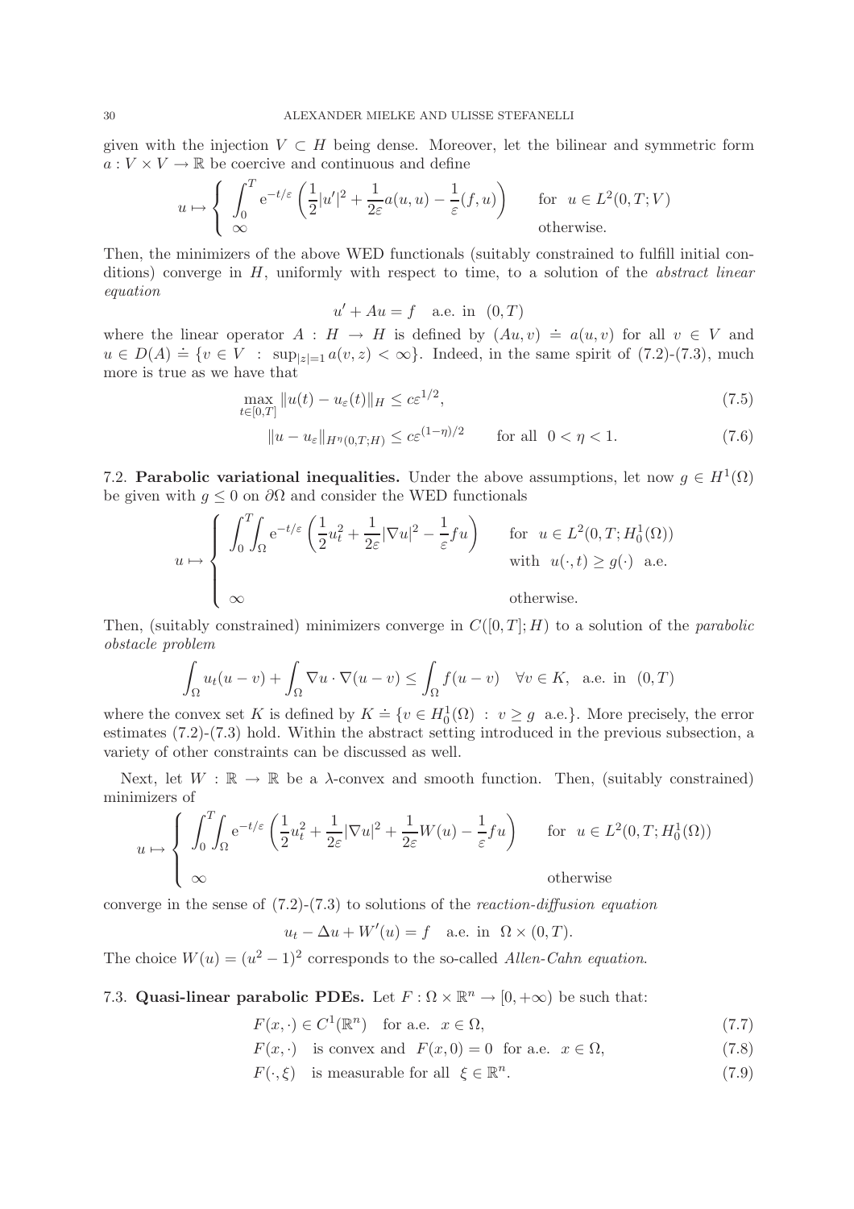given with the injection $V \subset H$ being dense. Moreover, let the bilinear and symmetric form $a : V \times V \to \mathbb{R}$ be coercive and continuous and define

$$
u \mapsto \begin{cases} \displaystyle\int_0^T \mathrm{e}^{-t/\varepsilon} \left( \frac{1}{2}|u'|^2 + \frac{1}{2\varepsilon} a(u,u) - \frac{1}{\varepsilon}(f,u) \right) & \text{for } \ u \in L^2(0,T;V) \\ \infty & \text{otherwise.} \end{cases}
$$

Then, the minimizers of the above WED functionals (suitably constrained to fulfill initial conditions) converge in $H$, uniformly with respect to time, to a solution of the *abstract linear equation*

$$
u' + Au = f \quad \text{a.e. in } \ (0,T)
$$

where the linear operator $A : H \to H$ is defined by $(Au, v) \doteq a(u,v)$ for all $v \in V$ and $u \in D(A) \doteq \{v \in V \ : \ \sup_{|z|=1} a(v,z) < \infty\}$. Indeed, in the same spirit of (7.2)-(7.3), much more is true as we have that

$$
\max_{t\in[0,T]} \|u(t) - u_\varepsilon(t)\|_H \le c\varepsilon^{1/2}, \tag{7.5}
$$

$$
\|u - u_\varepsilon\|_{H^\eta(0,T;H)} \le c\varepsilon^{(1-\eta)/2} \qquad \text{for all } \ 0 < \eta < 1. \tag{7.6}
$$

## 7.2. **Parabolic variational inequalities.**

Under the above assumptions, let now $g \in H^1(\Omega)$ be given with $g \le 0$ on $\partial\Omega$ and consider the WED functionals

$$
u \mapsto \begin{cases} \displaystyle\int_0^T\!\!\int_\Omega \mathrm{e}^{-t/\varepsilon} \left( \frac{1}{2}u_t^2 + \frac{1}{2\varepsilon}|\nabla u|^2 - \frac{1}{\varepsilon} f u \right) & \text{for } \ u \in L^2(0,T;H^1_0(\Omega)) \\ & \text{with } \ u(\cdot,t) \ge g(\cdot) \ \text{ a.e.} \\ \infty & \text{otherwise.} \end{cases}
$$

Then, (suitably constrained) minimizers converge in $C([0,T];H)$ to a solution of the *parabolic obstacle problem*

$$
\int_\Omega u_t(u-v) + \int_\Omega \nabla u \cdot \nabla(u-v) \le \int_\Omega f(u-v) \quad \forall v \in K, \ \text{ a.e. in } \ (0,T)
$$

where the convex set $K$ is defined by $K \doteq \{v \in H^1_0(\Omega) \ : \ v \ge g \ \text{ a.e.}\}$. More precisely, the error estimates (7.2)-(7.3) hold. Within the abstract setting introduced in the previous subsection, a variety of other constraints can be discussed as well.

Next, let $W : \mathbb{R} \to \mathbb{R}$ be a $\lambda$-convex and smooth function. Then, (suitably constrained) minimizers of

$$
u \mapsto \begin{cases} \displaystyle\int_0^T\!\!\int_\Omega \mathrm{e}^{-t/\varepsilon} \left( \frac{1}{2}u_t^2 + \frac{1}{2\varepsilon}|\nabla u|^2 + \frac{1}{2\varepsilon}W(u) - \frac{1}{\varepsilon} f u \right) & \text{for } \ u \in L^2(0,T;H^1_0(\Omega)) \\ \infty & \text{otherwise} \end{cases}
$$

converge in the sense of (7.2)-(7.3) to solutions of the *reaction-diffusion equation*

$$
u_t - \Delta u + W'(u) = f \quad \text{a.e. in } \ \Omega \times (0,T).
$$

The choice $W(u) = (u^2-1)^2$ corresponds to the so-called *Allen-Cahn equation*.

## 7.3. **Quasi-linear parabolic PDEs.**

Let $F : \Omega \times \mathbb{R}^n \to [0,+\infty)$ be such that:

$$
F(x,\cdot) \in C^1(\mathbb{R}^n) \quad \text{for a.e. } \ x \in \Omega, \tag{7.7}
$$

$$
F(x,\cdot) \quad \text{is convex and } \ F(x,0) = 0 \ \text{ for a.e. } \ x \in \Omega, \tag{7.8}
$$

$$
F(\cdot,\xi) \quad \text{is measurable for all } \ \xi \in \mathbb{R}^n. \tag{7.9}
$$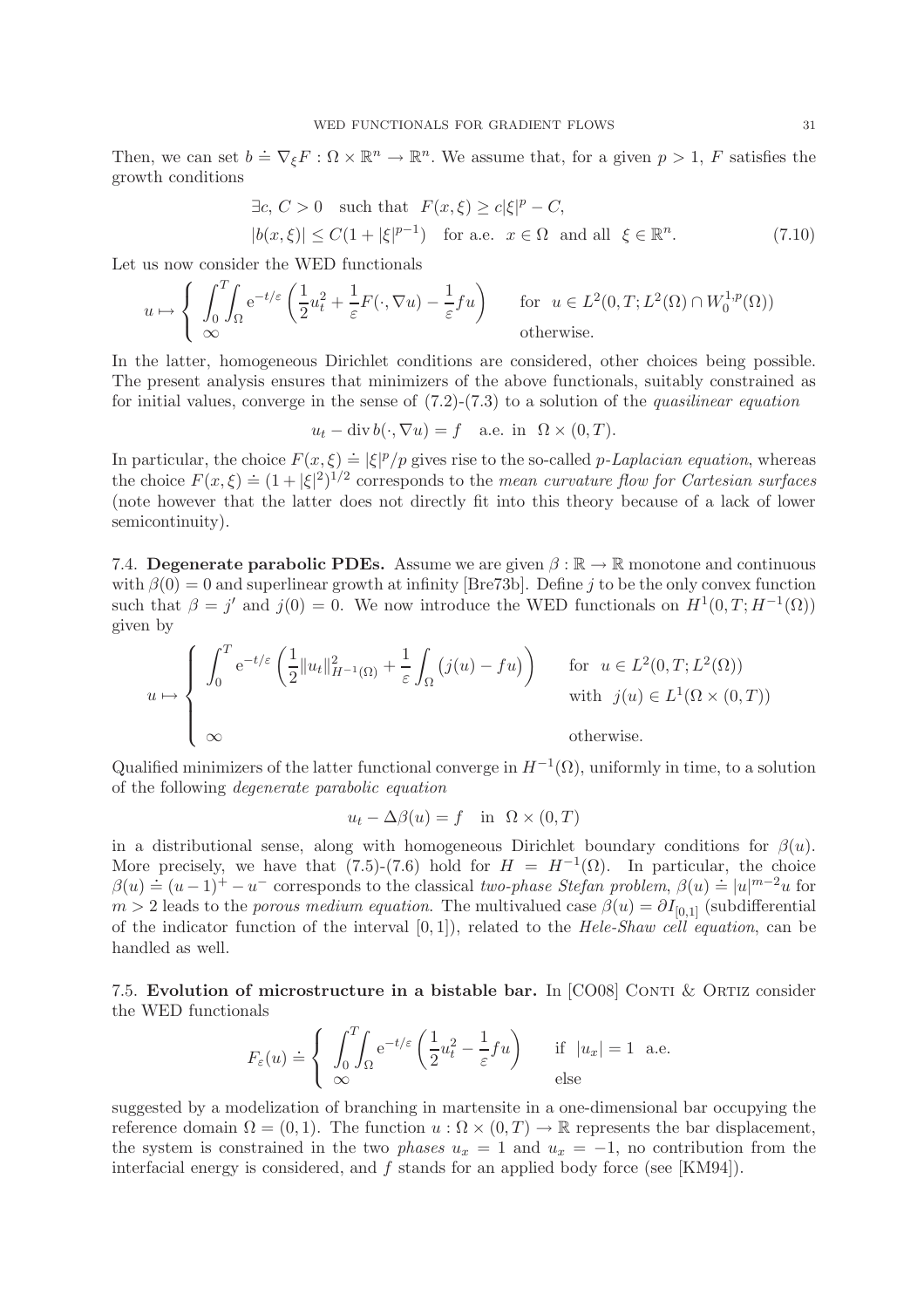Then, we can set $b \doteq \nabla_\xi F : \Omega \times \mathbb{R}^n \to \mathbb{R}^n$. We assume that, for a given $p > 1$, $F$ satisfies the growth conditions

$$
\begin{aligned}
&\exists c,\, C > 0 \quad \text{such that} \quad F(x,\xi) \geq c|\xi|^p - C, \\
&|b(x,\xi)| \leq C(1 + |\xi|^{p-1}) \quad \text{for a.e. } \ x \in \Omega \ \text{ and all } \ \xi \in \mathbb{R}^n.
\end{aligned} \tag{7.10}
$$

Let us now consider the WED functionals

$$
u \mapsto \begin{cases} \displaystyle\int_0^T\!\!\int_\Omega \mathrm{e}^{-t/\varepsilon} \left( \frac{1}{2} u_t^2 + \frac{1}{\varepsilon} F(\cdot, \nabla u) - \frac{1}{\varepsilon} f u \right) & \text{for } \ u \in L^2(0,T; L^2(\Omega) \cap W^{1,p}_0(\Omega)) \\ \infty & \text{otherwise.} \end{cases}
$$

In the latter, homogeneous Dirichlet conditions are considered, other choices being possible. The present analysis ensures that minimizers of the above functionals, suitably constrained as for initial values, converge in the sense of (7.2)-(7.3) to a solution of the *quasilinear equation*

$$
u_t - \operatorname{div} b(\cdot, \nabla u) = f \quad \text{a.e. in } \ \Omega \times (0,T).
$$

In particular, the choice $F(x,\xi) \doteq |\xi|^p/p$ gives rise to the so-called *p-Laplacian equation*, whereas the choice $F(x,\xi) \doteq (1 + |\xi|^2)^{1/2}$ corresponds to the *mean curvature flow for Cartesian surfaces* (note however that the latter does not directly fit into this theory because of a lack of lower semicontinuity).

7.4. **Degenerate parabolic PDEs.** Assume we are given $\beta : \mathbb{R} \to \mathbb{R}$ monotone and continuous with $\beta(0) = 0$ and superlinear growth at infinity [Bre73b]. Define $j$ to be the only convex function such that $\beta = j'$ and $j(0) = 0$. We now introduce the WED functionals on $H^1(0,T; H^{-1}(\Omega))$ given by

$$
u \mapsto \begin{cases} \displaystyle\int_0^T \mathrm{e}^{-t/\varepsilon} \left( \frac{1}{2} \|u_t\|^2_{H^{-1}(\Omega)} + \frac{1}{\varepsilon} \int_\Omega \big( j(u) - f u \big) \right) & \begin{array}{l} \text{for } \ u \in L^2(0,T; L^2(\Omega)) \\ \text{with } \ j(u) \in L^1(\Omega \times (0,T)) \end{array} \\ \infty & \text{otherwise.} \end{cases}
$$

Qualified minimizers of the latter functional converge in $H^{-1}(\Omega)$, uniformly in time, to a solution of the following *degenerate parabolic equation*

$$
u_t - \Delta \beta(u) = f \quad \text{in } \ \Omega \times (0,T)
$$

in a distributional sense, along with homogeneous Dirichlet boundary conditions for $\beta(u)$. More precisely, we have that (7.5)-(7.6) hold for $H = H^{-1}(\Omega)$. In particular, the choice $\beta(u) \doteq (u-1)^+ - u^-$ corresponds to the classical *two-phase Stefan problem*, $\beta(u) \doteq |u|^{m-2}u$ for $m > 2$ leads to the *porous medium equation*. The multivalued case $\beta(u) = \partial I_{[0,1]}$ (subdifferential of the indicator function of the interval $[0,1]$), related to the *Hele-Shaw cell equation*, can be handled as well.

7.5. **Evolution of microstructure in a bistable bar.** In [CO08] Conti & Ortiz consider the WED functionals

$$
F_\varepsilon(u) \doteq \begin{cases} \displaystyle\int_0^T\!\!\int_\Omega \mathrm{e}^{-t/\varepsilon} \left( \frac{1}{2} u_t^2 - \frac{1}{\varepsilon} f u \right) & \text{if } \ |u_x| = 1 \ \text{ a.e.} \\ \infty & \text{else} \end{cases}
$$

suggested by a modelization of branching in martensite in a one-dimensional bar occupying the reference domain $\Omega = (0,1)$. The function $u : \Omega \times (0,T) \to \mathbb{R}$ represents the bar displacement, the system is constrained in the two *phases* $u_x = 1$ and $u_x = -1$, no contribution from the interfacial energy is considered, and $f$ stands for an applied body force (see [KM94]).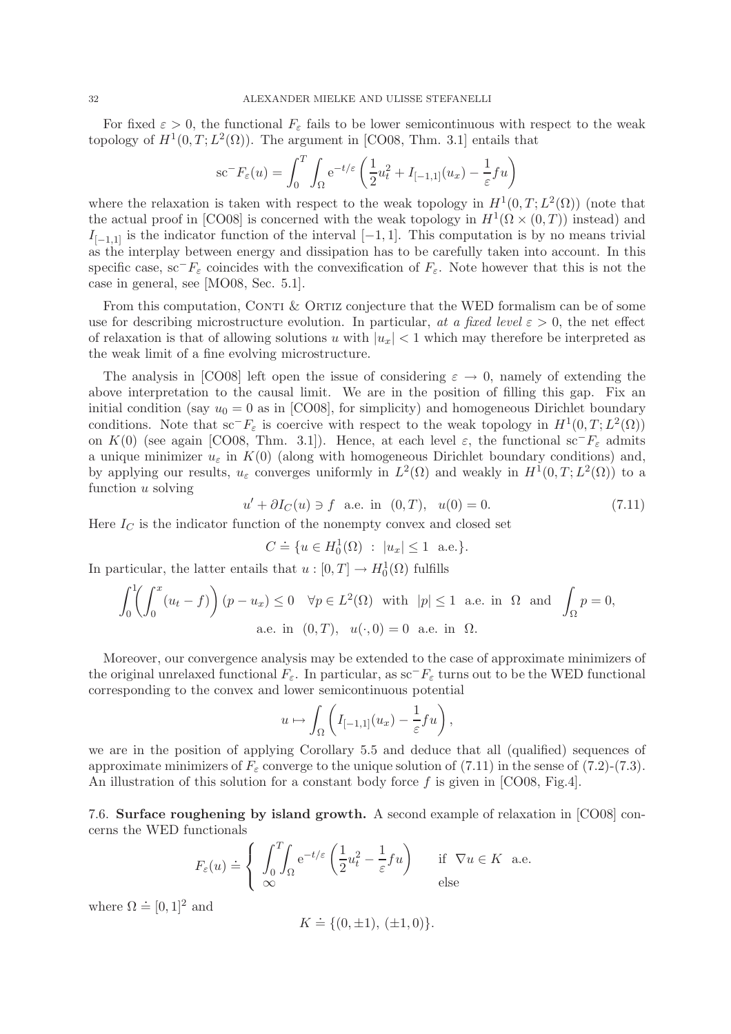For fixed $\varepsilon > 0$, the functional $F_\varepsilon$ fails to be lower semicontinuous with respect to the weak topology of $H^1(0,T;L^2(\Omega))$. The argument in [CO08, Thm. 3.1] entails that

$$\mathrm{sc}^- F_\varepsilon(u) = \int_0^T \int_\Omega \mathrm{e}^{-t/\varepsilon} \left( \frac{1}{2} u_t^2 + I_{[-1,1]}(u_x) - \frac{1}{\varepsilon} f u \right)$$

where the relaxation is taken with respect to the weak topology in $H^1(0,T;L^2(\Omega))$ (note that the actual proof in [CO08] is concerned with the weak topology in $H^1(\Omega \times (0,T))$ instead) and $I_{[-1,1]}$ is the indicator function of the interval $[-1,1]$. This computation is by no means trivial as the interplay between energy and dissipation has to be carefully taken into account. In this specific case, $\mathrm{sc}^- F_\varepsilon$ coincides with the convexification of $F_\varepsilon$. Note however that this is not the case in general, see [MO08, Sec. 5.1].

From this computation, Conti & Ortiz conjecture that the WED formalism can be of some use for describing microstructure evolution. In particular, *at a fixed level* $\varepsilon > 0$, the net effect of relaxation is that of allowing solutions $u$ with $|u_x| < 1$ which may therefore be interpreted as the weak limit of a fine evolving microstructure.

The analysis in [CO08] left open the issue of considering $\varepsilon \to 0$, namely of extending the above interpretation to the causal limit. We are in the position of filling this gap. Fix an initial condition (say $u_0 = 0$ as in [CO08], for simplicity) and homogeneous Dirichlet boundary conditions. Note that $\mathrm{sc}^- F_\varepsilon$ is coercive with respect to the weak topology in $H^1(0,T;L^2(\Omega))$ on $K(0)$ (see again [CO08, Thm. 3.1]). Hence, at each level $\varepsilon$, the functional $\mathrm{sc}^- F_\varepsilon$ admits a unique minimizer $u_\varepsilon$ in $K(0)$ (along with homogeneous Dirichlet boundary conditions) and, by applying our results, $u_\varepsilon$ converges uniformly in $L^2(\Omega)$ and weakly in $H^1(0,T;L^2(\Omega))$ to a function $u$ solving

$$u' + \partial I_C(u) \ni f \quad \text{a.e. in } (0,T), \quad u(0) = 0. \tag{7.11}$$

Here $I_C$ is the indicator function of the nonempty convex and closed set

$$C \doteq \{u \in H_0^1(\Omega) \; : \; |u_x| \leq 1 \;\text{ a.e.}\}.$$

In particular, the latter entails that $u : [0,T] \to H_0^1(\Omega)$ fulfills

$$\int_0^1 \left( \int_0^x (u_t - f) \right) (p - u_x) \leq 0 \quad \forall p \in L^2(\Omega) \;\text{ with }\; |p| \leq 1 \;\text{ a.e. in }\; \Omega \;\text{ and }\; \int_\Omega p = 0,$$
$$\text{a.e. in } (0,T), \quad u(\cdot, 0) = 0 \;\text{ a.e. in }\; \Omega.$$

Moreover, our convergence analysis may be extended to the case of approximate minimizers of the original unrelaxed functional $F_\varepsilon$. In particular, as $\mathrm{sc}^- F_\varepsilon$ turns out to be the WED functional corresponding to the convex and lower semicontinuous potential

$$u \mapsto \int_\Omega \left( I_{[-1,1]}(u_x) - \frac{1}{\varepsilon} f u \right),$$

we are in the position of applying Corollary 5.5 and deduce that all (qualified) sequences of approximate minimizers of $F_\varepsilon$ converge to the unique solution of (7.11) in the sense of (7.2)-(7.3). An illustration of this solution for a constant body force $f$ is given in [CO08, Fig.4].

7.6. **Surface roughening by island growth.** A second example of relaxation in [CO08] concerns the WED functionals

$$F_\varepsilon(u) \doteq \begin{cases} \displaystyle\int_0^T \!\! \int_\Omega \mathrm{e}^{-t/\varepsilon} \left( \frac{1}{2} u_t^2 - \frac{1}{\varepsilon} f u \right) & \text{if } \; \nabla u \in K \;\text{ a.e.} \\ \infty & \text{else} \end{cases}$$

where $\Omega \doteq [0,1]^2$ and

$$K \doteq \{(0, \pm 1), \; (\pm 1, 0)\}.$$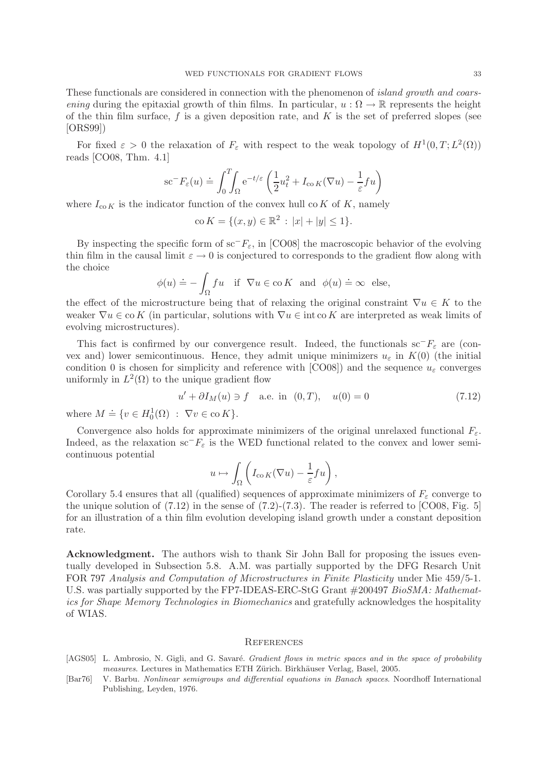These functionals are considered in connection with the phenomenon of *island growth and coarsening* during the epitaxial growth of thin films. In particular, $u : \Omega \to \mathbb{R}$ represents the height of the thin film surface, $f$ is a given deposition rate, and $K$ is the set of preferred slopes (see [ORS99])

For fixed $\varepsilon > 0$ the relaxation of $F_\varepsilon$ with respect to the weak topology of $H^1(0,T;L^2(\Omega))$ reads [CO08, Thm. 4.1]

$$\mathrm{sc}^- F_\varepsilon(u) \doteq \int_0^T\!\!\int_\Omega \mathrm{e}^{-t/\varepsilon}\left(\frac{1}{2}u_t^2 + I_{\mathrm{co}\,K}(\nabla u) - \frac{1}{\varepsilon} f u\right)$$

where $I_{\mathrm{co}\,K}$ is the indicator function of the convex hull $\mathrm{co}\,K$ of $K$, namely

$$\mathrm{co}\,K = \{(x,y) \in \mathbb{R}^2 \,:\, |x| + |y| \leq 1\}.$$

By inspecting the specific form of $\mathrm{sc}^- F_\varepsilon$, in [CO08] the macroscopic behavior of the evolving thin film in the causal limit $\varepsilon \to 0$ is conjectured to corresponds to the gradient flow along with the choice

$$\phi(u) \doteq -\int_\Omega f u \quad \text{if } \nabla u \in \mathrm{co}\,K \ \text{ and } \ \phi(u) \doteq \infty \ \text{ else},$$

the effect of the microstructure being that of relaxing the original constraint $\nabla u \in K$ to the weaker $\nabla u \in \mathrm{co}\,K$ (in particular, solutions with $\nabla u \in \mathrm{int}\,\mathrm{co}\,K$ are interpreted as weak limits of evolving microstructures).

This fact is confirmed by our convergence result. Indeed, the functionals $\mathrm{sc}^- F_\varepsilon$ are (convex and) lower semicontinuous. Hence, they admit unique minimizers $u_\varepsilon$ in $K(0)$ (the initial condition 0 is chosen for simplicity and reference with [CO08]) and the sequence $u_\varepsilon$ converges uniformly in $L^2(\Omega)$ to the unique gradient flow

$$u' + \partial I_M(u) \ni f \quad \text{a.e. in } (0,T), \quad u(0) = 0 \tag{7.12}$$

where $M \doteq \{v \in H_0^1(\Omega) \,:\, \nabla v \in \mathrm{co}\,K\}$.

Convergence also holds for approximate minimizers of the original unrelaxed functional $F_\varepsilon$. Indeed, as the relaxation $\mathrm{sc}^- F_\varepsilon$ is the WED functional related to the convex and lower semicontinuous potential

$$u \mapsto \int_\Omega \left(I_{\mathrm{co}\,K}(\nabla u) - \frac{1}{\varepsilon} f u\right),$$

Corollary 5.4 ensures that all (qualified) sequences of approximate minimizers of $F_\varepsilon$ converge to the unique solution of (7.12) in the sense of (7.2)-(7.3). The reader is referred to [CO08, Fig. 5] for an illustration of a thin film evolution developing island growth under a constant deposition rate.

**Acknowledgment.** The authors wish to thank Sir John Ball for proposing the issues eventually developed in Subsection 5.8. A.M. was partially supported by the DFG Resarch Unit FOR 797 *Analysis and Computation of Microstructures in Finite Plasticity* under Mie 459/5-1. U.S. was partially supported by the FP7-IDEAS-ERC-StG Grant #200497 *BioSMA: Mathematics for Shape Memory Technologies in Biomechanics* and gratefully acknowledges the hospitality of WIAS.

## References

[AGS05] L. Ambrosio, N. Gigli, and G. Savaré. *Gradient flows in metric spaces and in the space of probability measures*. Lectures in Mathematics ETH Zürich. Birkhäuser Verlag, Basel, 2005.

[Bar76] V. Barbu. *Nonlinear semigroups and differential equations in Banach spaces*. Noordhoff International Publishing, Leyden, 1976.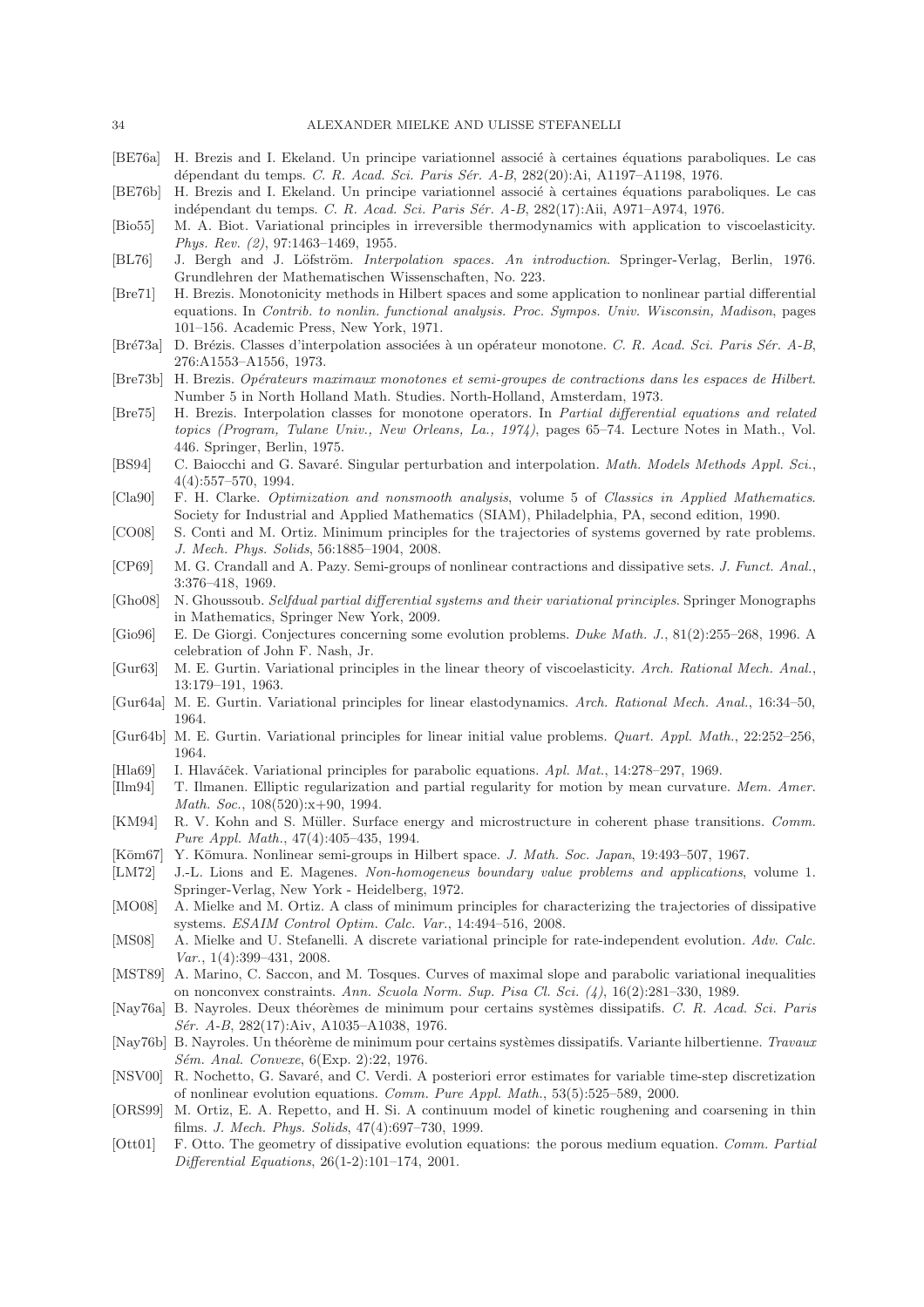[BE76a] H. Brezis and I. Ekeland. Un principe variationnel associé à certaines équations paraboliques. Le cas dépendant du temps. *C. R. Acad. Sci. Paris Sér. A-B*, 282(20):Ai, A1197–A1198, 1976.

[BE76b] H. Brezis and I. Ekeland. Un principe variationnel associé à certaines équations paraboliques. Le cas indépendant du temps. *C. R. Acad. Sci. Paris Sér. A-B*, 282(17):Aii, A971–A974, 1976.

[Bio55] M. A. Biot. Variational principles in irreversible thermodynamics with application to viscoelasticity. *Phys. Rev. (2)*, 97:1463–1469, 1955.

[BL76] J. Bergh and J. Löfström. *Interpolation spaces. An introduction*. Springer-Verlag, Berlin, 1976. Grundlehren der Mathematischen Wissenschaften, No. 223.

[Bre71] H. Brezis. Monotonicity methods in Hilbert spaces and some application to nonlinear partial differential equations. In *Contrib. to nonlin. functional analysis. Proc. Sympos. Univ. Wisconsin, Madison*, pages 101–156. Academic Press, New York, 1971.

[Bré73a] D. Brézis. Classes d'interpolation associées à un opérateur monotone. *C. R. Acad. Sci. Paris Sér. A-B*, 276:A1553–A1556, 1973.

[Bre73b] H. Brezis. *Opérateurs maximaux monotones et semi-groupes de contractions dans les espaces de Hilbert*. Number 5 in North Holland Math. Studies. North-Holland, Amsterdam, 1973.

[Bre75] H. Brezis. Interpolation classes for monotone operators. In *Partial differential equations and related topics (Program, Tulane Univ., New Orleans, La., 1974)*, pages 65–74. Lecture Notes in Math., Vol. 446. Springer, Berlin, 1975.

[BS94] C. Baiocchi and G. Savaré. Singular perturbation and interpolation. *Math. Models Methods Appl. Sci.*, 4(4):557–570, 1994.

[Cla90] F. H. Clarke. *Optimization and nonsmooth analysis*, volume 5 of *Classics in Applied Mathematics*. Society for Industrial and Applied Mathematics (SIAM), Philadelphia, PA, second edition, 1990.

[CO08] S. Conti and M. Ortiz. Minimum principles for the trajectories of systems governed by rate problems. *J. Mech. Phys. Solids*, 56:1885–1904, 2008.

[CP69] M. G. Crandall and A. Pazy. Semi-groups of nonlinear contractions and dissipative sets. *J. Funct. Anal.*, 3:376–418, 1969.

[Gho08] N. Ghoussoub. *Selfdual partial differential systems and their variational principles*. Springer Monographs in Mathematics, Springer New York, 2009.

[Gio96] E. De Giorgi. Conjectures concerning some evolution problems. *Duke Math. J.*, 81(2):255–268, 1996. A celebration of John F. Nash, Jr.

[Gur63] M. E. Gurtin. Variational principles in the linear theory of viscoelasticity. *Arch. Rational Mech. Anal.*, 13:179–191, 1963.

[Gur64a] M. E. Gurtin. Variational principles for linear elastodynamics. *Arch. Rational Mech. Anal.*, 16:34–50, 1964.

[Gur64b] M. E. Gurtin. Variational principles for linear initial value problems. *Quart. Appl. Math.*, 22:252–256, 1964.

[Hla69] I. Hlaváček. Variational principles for parabolic equations. *Apl. Mat.*, 14:278–297, 1969.

[Ilm94] T. Ilmanen. Elliptic regularization and partial regularity for motion by mean curvature. *Mem. Amer. Math. Soc.*, 108(520):x+90, 1994.

[KM94] R. V. Kohn and S. Müller. Surface energy and microstructure in coherent phase transitions. *Comm. Pure Appl. Math.*, 47(4):405–435, 1994.

[Kōm67] Y. Kōmura. Nonlinear semi-groups in Hilbert space. *J. Math. Soc. Japan*, 19:493–507, 1967.

[LM72] J.-L. Lions and E. Magenes. *Non-homogeneous boundary value problems and applications*, volume 1. Springer-Verlag, New York - Heidelberg, 1972.

[MO08] A. Mielke and M. Ortiz. A class of minimum principles for characterizing the trajectories of dissipative systems. *ESAIM Control Optim. Calc. Var.*, 14:494–516, 2008.

[MS08] A. Mielke and U. Stefanelli. A discrete variational principle for rate-independent evolution. *Adv. Calc. Var.*, 1(4):399–431, 2008.

[MST89] A. Marino, C. Saccon, and M. Tosques. Curves of maximal slope and parabolic variational inequalities on nonconvex constraints. *Ann. Scuola Norm. Sup. Pisa Cl. Sci. (4)*, 16(2):281–330, 1989.

[Nay76a] B. Nayroles. Deux théorèmes de minimum pour certains systèmes dissipatifs. *C. R. Acad. Sci. Paris Sér. A-B*, 282(17):Aiv, A1035–A1038, 1976.

[Nay76b] B. Nayroles. Un théorème de minimum pour certains systèmes dissipatifs. Variante hilbertienne. *Travaux Sém. Anal. Convexe*, 6(Exp. 2):22, 1976.

[NSV00] R. Nochetto, G. Savaré, and C. Verdi. A posteriori error estimates for variable time-step discretization of nonlinear evolution equations. *Comm. Pure Appl. Math.*, 53(5):525–589, 2000.

[ORS99] M. Ortiz, E. A. Repetto, and H. Si. A continuum model of kinetic roughening and coarsening in thin films. *J. Mech. Phys. Solids*, 47(4):697–730, 1999.

[Ott01] F. Otto. The geometry of dissipative evolution equations: the porous medium equation. *Comm. Partial Differential Equations*, 26(1-2):101–174, 2001.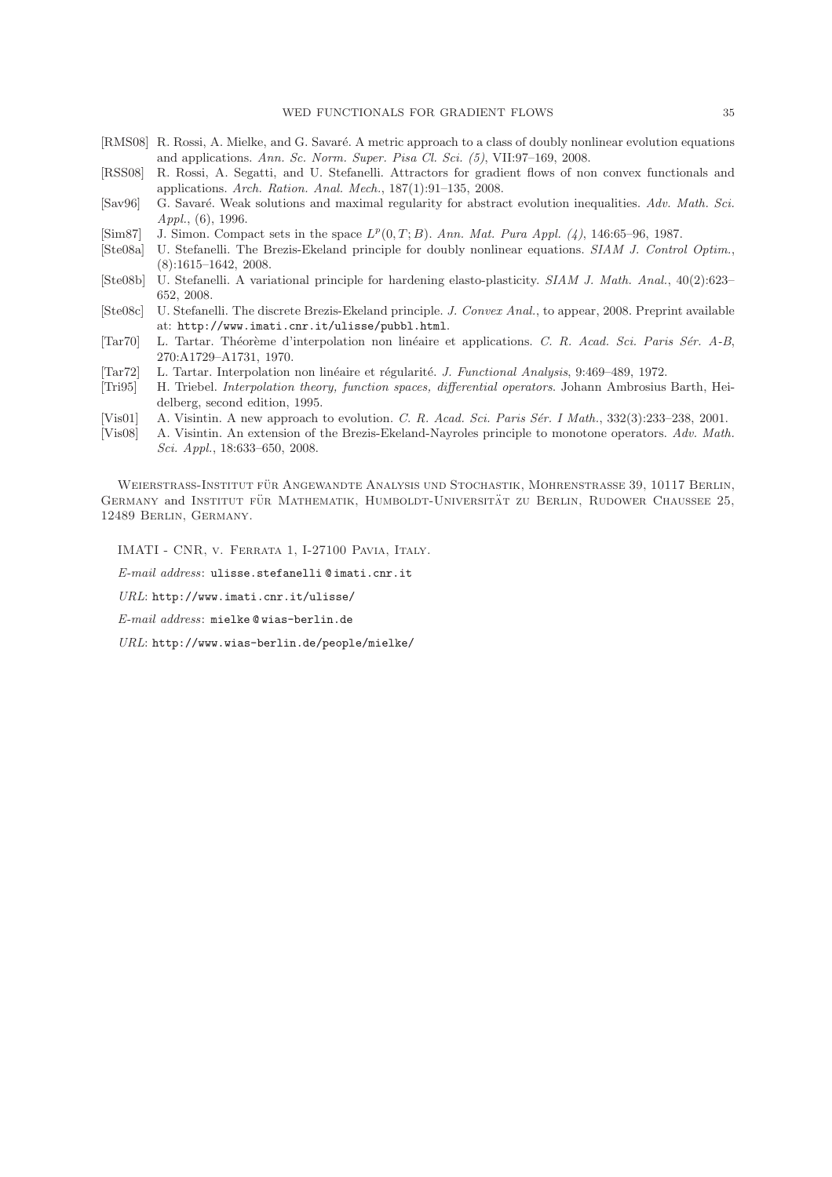[RMS08] R. Rossi, A. Mielke, and G. Savaré. A metric approach to a class of doubly nonlinear evolution equations and applications. *Ann. Sc. Norm. Super. Pisa Cl. Sci. (5)*, VII:97–169, 2008.

[RSS08] R. Rossi, A. Segatti, and U. Stefanelli. Attractors for gradient flows of non convex functionals and applications. *Arch. Ration. Anal. Mech.*, 187(1):91–135, 2008.

[Sav96] G. Savaré. Weak solutions and maximal regularity for abstract evolution inequalities. *Adv. Math. Sci. Appl.*, (6), 1996.

[Sim87] J. Simon. Compact sets in the space $L^p(0,T;B)$. *Ann. Mat. Pura Appl. (4)*, 146:65–96, 1987.

[Ste08a] U. Stefanelli. The Brezis-Ekeland principle for doubly nonlinear equations. *SIAM J. Control Optim.*, (8):1615–1642, 2008.

[Ste08b] U. Stefanelli. A variational principle for hardening elasto-plasticity. *SIAM J. Math. Anal.*, 40(2):623–652, 2008.

[Ste08c] U. Stefanelli. The discrete Brezis-Ekeland principle. *J. Convex Anal.*, to appear, 2008. Preprint available at: http://www.imati.cnr.it/ulisse/pubbl.html.

[Tar70] L. Tartar. Théorème d'interpolation non linéaire et applications. *C. R. Acad. Sci. Paris Sér. A-B*, 270:A1729–A1731, 1970.

[Tar72] L. Tartar. Interpolation non linéaire et régularité. *J. Functional Analysis*, 9:469–489, 1972.

[Tri95] H. Triebel. *Interpolation theory, function spaces, differential operators*. Johann Ambrosius Barth, Heidelberg, second edition, 1995.

[Vis01] A. Visintin. A new approach to evolution. *C. R. Acad. Sci. Paris Sér. I Math.*, 332(3):233–238, 2001.

[Vis08] A. Visintin. An extension of the Brezis-Ekeland-Nayroles principle to monotone operators. *Adv. Math. Sci. Appl.*, 18:633–650, 2008.

Weierstrass-Institut für Angewandte Analysis und Stochastik, Mohrenstrasse 39, 10117 Berlin, Germany and Institut für Mathematik, Humboldt-Universität zu Berlin, Rudower Chaussee 25, 12489 Berlin, Germany.

IMATI - CNR, v. Ferrata 1, I-27100 Pavia, Italy.

*E-mail address*: ulisse.stefanelli@imati.cnr.it

*URL*: http://www.imati.cnr.it/ulisse/

*E-mail address*: mielke@wias-berlin.de

*URL*: http://www.wias-berlin.de/people/mielke/